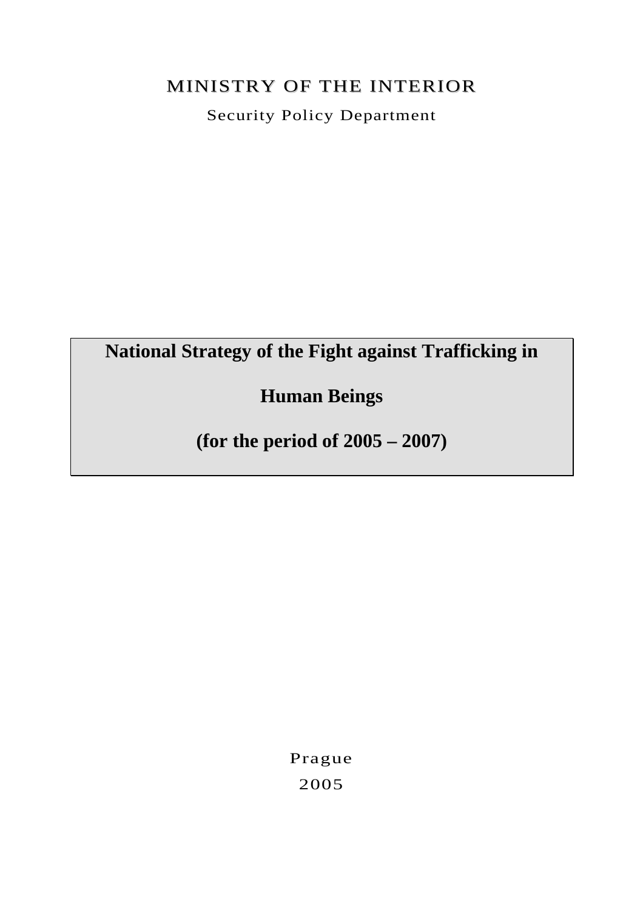MINISTRY OF THE INTERIOR

Security Policy Department

# National Strategy of the Fight against Trafficking in Human Beings (for the period of 2005 – 2007)

Prague

2005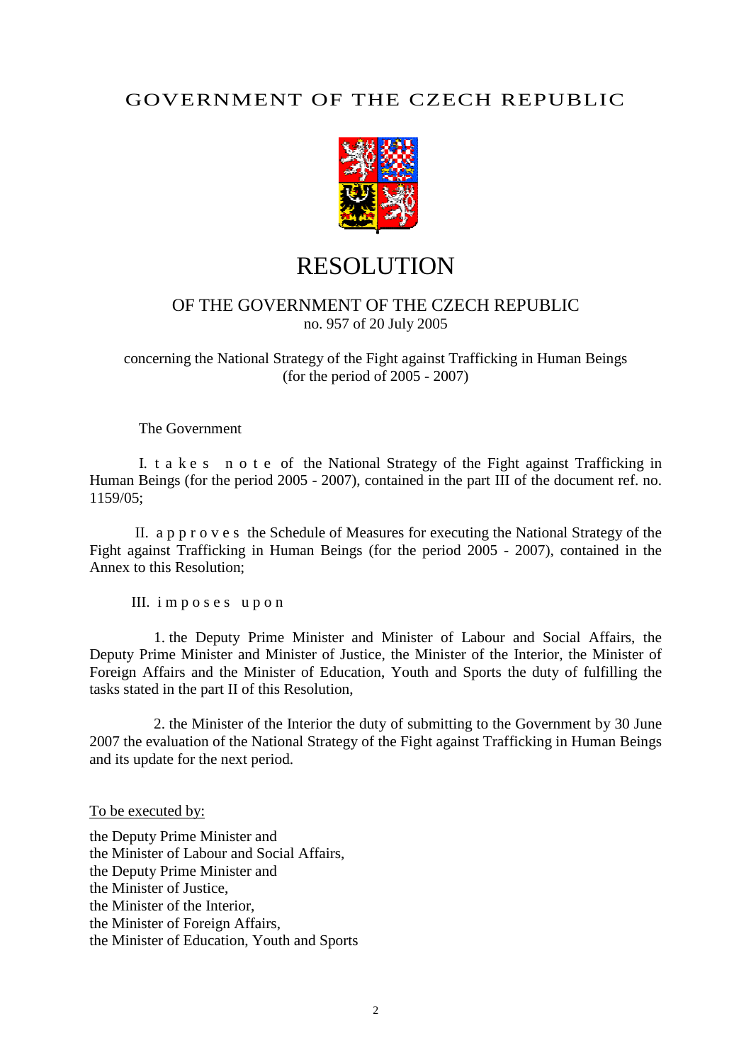GOVERNMENT OF THE CZECH REPUBLIC

# RESOLUTION

## OF THE GOVERNMENT OF THE CZECH REPUBLIC

no. 957 of 20 July 2005

concerning the National Strategy of the Fight against Trafficking in Human Beings (for the period of 2005 - 2007)

The Government

I. t a k e s  n o t e of the National Strategy of the Fight against Trafficking in Human Beings (for the period 2005 - 2007), contained in the part III of the document ref. no. 1159/05;

II. a p p r o v e s the Schedule of Measures for executing the National Strategy of the Fight against Trafficking in Human Beings (for the period 2005 - 2007), contained in the Annex to this Resolution;

III. i m p o s e s  u p o n

1. the Deputy Prime Minister and Minister of Labour and Social Affairs, the Deputy Prime Minister and Minister of Justice, the Minister of the Interior, the Minister of Foreign Affairs and the Minister of Education, Youth and Sports the duty of fulfilling the tasks stated in the part II of this Resolution,

2. the Minister of the Interior the duty of submitting to the Government by 30 June 2007 the evaluation of the National Strategy of the Fight against Trafficking in Human Beings and its update for the next period.

To be executed by:

the Deputy Prime Minister and
the Minister of Labour and Social Affairs,
the Deputy Prime Minister and
the Minister of Justice,
the Minister of the Interior,
the Minister of Foreign Affairs,
the Minister of Education, Youth and Sports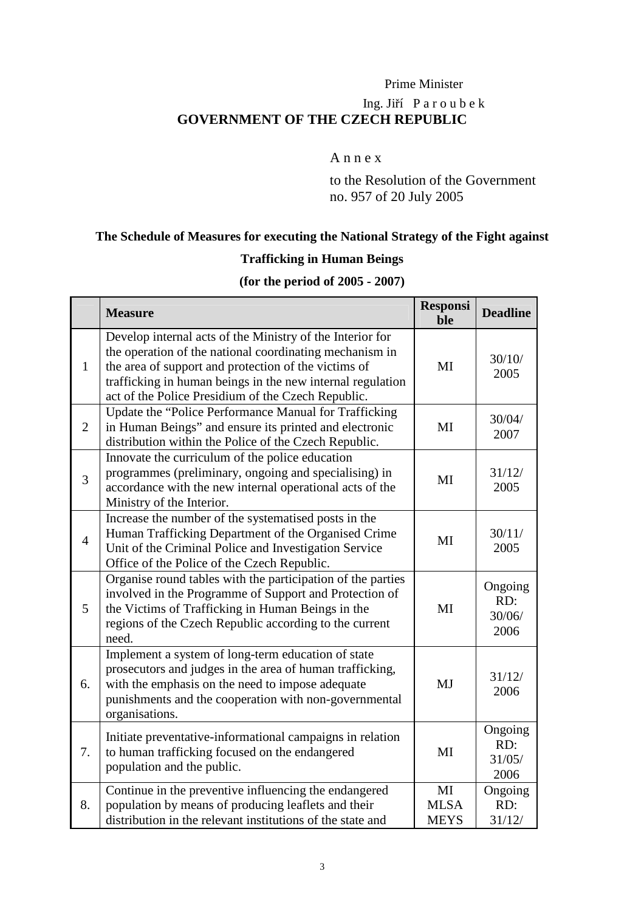Prime Minister

Ing. Jiří P a r o u b e k

**GOVERNMENT OF THE CZECH REPUBLIC**

A n n e x

to the Resolution of the Government no. 957 of 20 July 2005

**The Schedule of Measures for executing the National Strategy of the Fight against Trafficking in Human Beings**

**(for the period of 2005 - 2007)**

| | **Measure** | **Responsible** | **Deadline** |
|---|---|---|---|
| 1 | Develop internal acts of the Ministry of the Interior for the operation of the national coordinating mechanism in the area of support and protection of the victims of trafficking in human beings in the new internal regulation act of the Police Presidium of the Czech Republic. | MI | 30/10/ 2005 |
| 2 | Update the "Police Performance Manual for Trafficking in Human Beings" and ensure its printed and electronic distribution within the Police of the Czech Republic. | MI | 30/04/ 2007 |
| 3 | Innovate the curriculum of the police education programmes (preliminary, ongoing and specialising) in accordance with the new internal operational acts of the Ministry of the Interior. | MI | 31/12/ 2005 |
| 4 | Increase the number of the systematised posts in the Human Trafficking Department of the Organised Crime Unit of the Criminal Police and Investigation Service Office of the Police of the Czech Republic. | MI | 30/11/ 2005 |
| 5 | Organise round tables with the participation of the parties involved in the Programme of Support and Protection of the Victims of Trafficking in Human Beings in the regions of the Czech Republic according to the current need. | MI | Ongoing RD: 30/06/ 2006 |
| 6. | Implement a system of long-term education of state prosecutors and judges in the area of human trafficking, with the emphasis on the need to impose adequate punishments and the cooperation with non-governmental organisations. | MJ | 31/12/ 2006 |
| 7. | Initiate preventative-informational campaigns in relation to human trafficking focused on the endangered population and the public. | MI | Ongoing RD: 31/05/ 2006 |
| 8. | Continue in the preventive influencing the endangered population by means of producing leaflets and their distribution in the relevant institutions of the state and | MI MLSA MEYS | Ongoing RD: 31/12/ |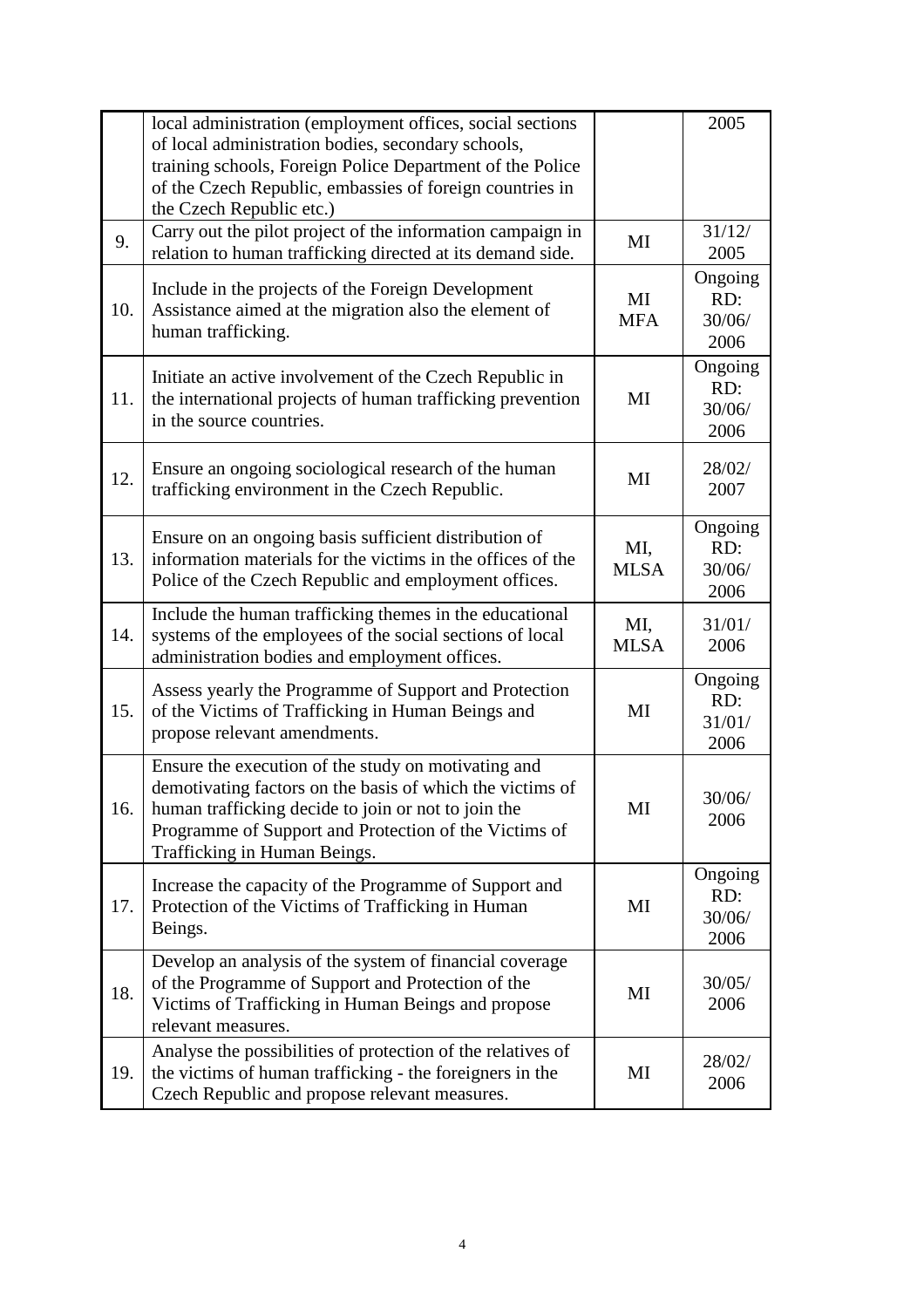|  |  |  |  |
|---|---|---|---|
|  | local administration (employment offices, social sections of local administration bodies, secondary schools, training schools, Foreign Police Department of the Police of the Czech Republic, embassies of foreign countries in the Czech Republic etc.) |  | 2005 |
| 9. | Carry out the pilot project of the information campaign in relation to human trafficking directed at its demand side. | MI | 31/12/ 2005 |
| 10. | Include in the projects of the Foreign Development Assistance aimed at the migration also the element of human trafficking. | MI MFA | Ongoing RD: 30/06/ 2006 |
| 11. | Initiate an active involvement of the Czech Republic in the international projects of human trafficking prevention in the source countries. | MI | Ongoing RD: 30/06/ 2006 |
| 12. | Ensure an ongoing sociological research of the human trafficking environment in the Czech Republic. | MI | 28/02/ 2007 |
| 13. | Ensure on an ongoing basis sufficient distribution of information materials for the victims in the offices of the Police of the Czech Republic and employment offices. | MI, MLSA | Ongoing RD: 30/06/ 2006 |
| 14. | Include the human trafficking themes in the educational systems of the employees of the social sections of local administration bodies and employment offices. | MI, MLSA | 31/01/ 2006 |
| 15. | Assess yearly the Programme of Support and Protection of the Victims of Trafficking in Human Beings and propose relevant amendments. | MI | Ongoing RD: 31/01/ 2006 |
| 16. | Ensure the execution of the study on motivating and demotivating factors on the basis of which the victims of human trafficking decide to join or not to join the Programme of Support and Protection of the Victims of Trafficking in Human Beings. | MI | 30/06/ 2006 |
| 17. | Increase the capacity of the Programme of Support and Protection of the Victims of Trafficking in Human Beings. | MI | Ongoing RD: 30/06/ 2006 |
| 18. | Develop an analysis of the system of financial coverage of the Programme of Support and Protection of the Victims of Trafficking in Human Beings and propose relevant measures. | MI | 30/05/ 2006 |
| 19. | Analyse the possibilities of protection of the relatives of the victims of human trafficking - the foreigners in the Czech Republic and propose relevant measures. | MI | 28/02/ 2006 |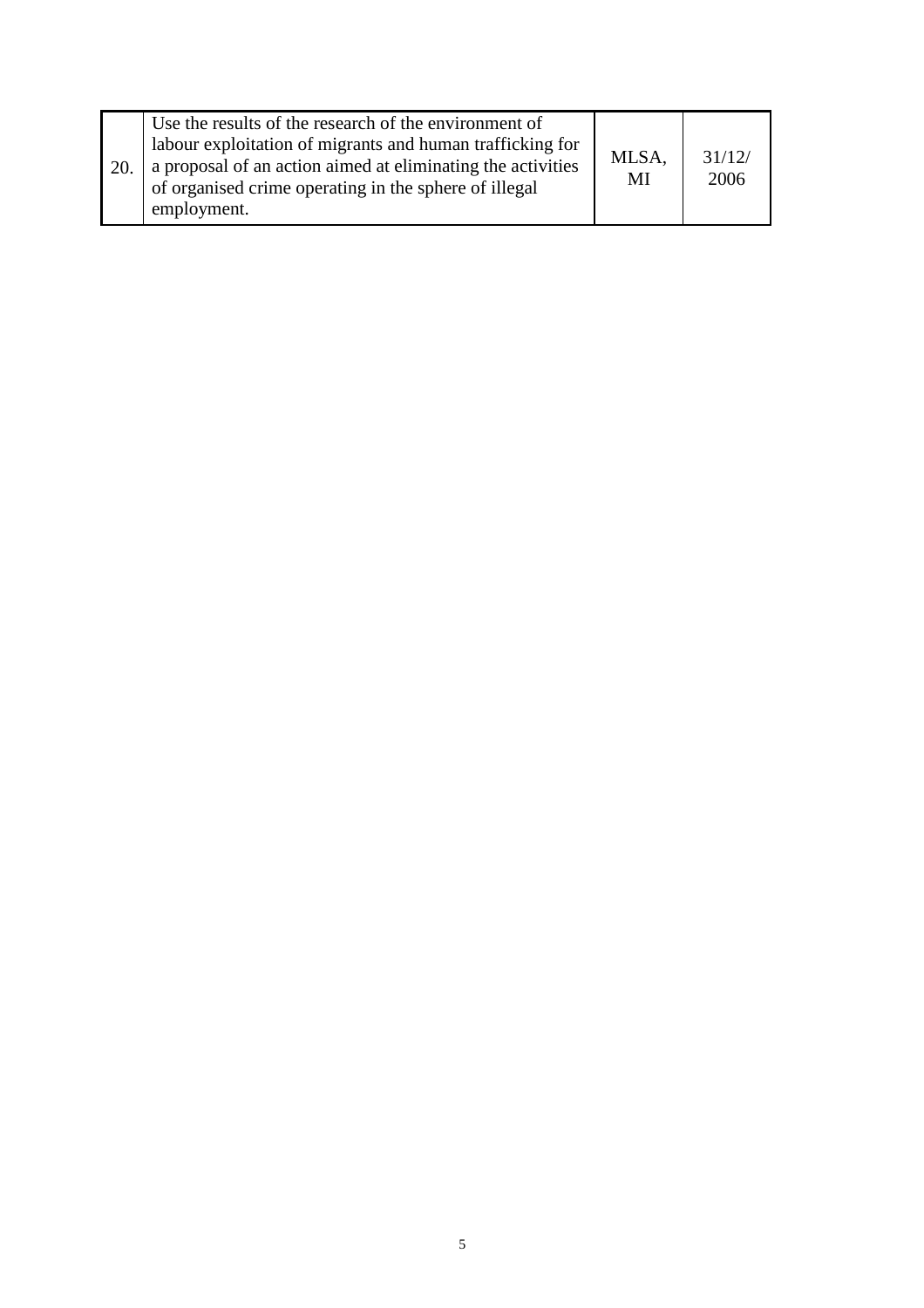| | | | |
|---|---|---|---|
| 20. | Use the results of the research of the environment of labour exploitation of migrants and human trafficking for a proposal of an action aimed at eliminating the activities of organised crime operating in the sphere of illegal employment. | MLSA, MI | 31/12/ 2006 |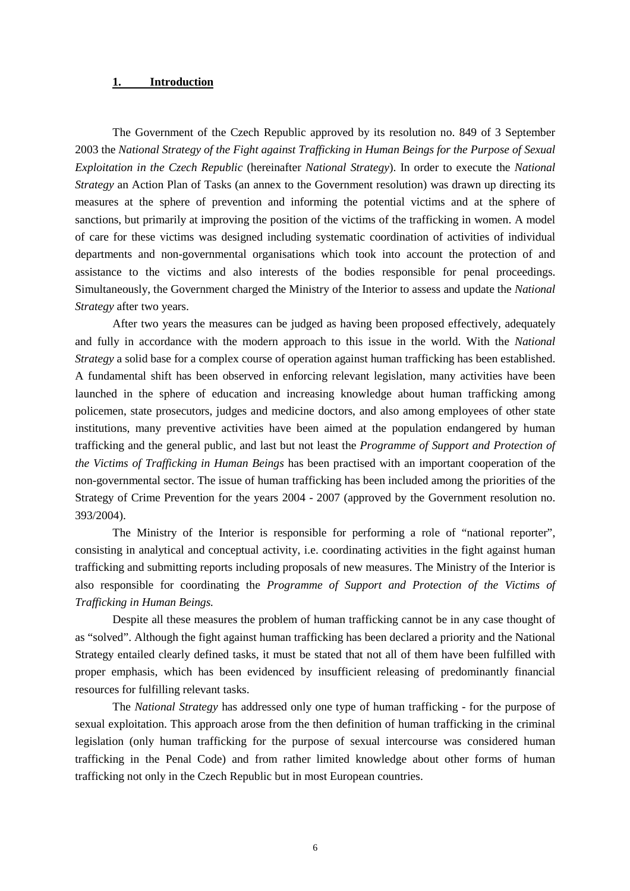## 1. Introduction

The Government of the Czech Republic approved by its resolution no. 849 of 3 September 2003 the *National Strategy of the Fight against Trafficking in Human Beings for the Purpose of Sexual Exploitation in the Czech Republic* (hereinafter *National Strategy*). In order to execute the *National Strategy* an Action Plan of Tasks (an annex to the Government resolution) was drawn up directing its measures at the sphere of prevention and informing the potential victims and at the sphere of sanctions, but primarily at improving the position of the victims of the trafficking in women. A model of care for these victims was designed including systematic coordination of activities of individual departments and non-governmental organisations which took into account the protection of and assistance to the victims and also interests of the bodies responsible for penal proceedings. Simultaneously, the Government charged the Ministry of the Interior to assess and update the *National Strategy* after two years.

After two years the measures can be judged as having been proposed effectively, adequately and fully in accordance with the modern approach to this issue in the world. With the *National Strategy* a solid base for a complex course of operation against human trafficking has been established. A fundamental shift has been observed in enforcing relevant legislation, many activities have been launched in the sphere of education and increasing knowledge about human trafficking among policemen, state prosecutors, judges and medicine doctors, and also among employees of other state institutions, many preventive activities have been aimed at the population endangered by human trafficking and the general public, and last but not least the *Programme of Support and Protection of the Victims of Trafficking in Human Beings* has been practised with an important cooperation of the non-governmental sector. The issue of human trafficking has been included among the priorities of the Strategy of Crime Prevention for the years 2004 - 2007 (approved by the Government resolution no. 393/2004).

The Ministry of the Interior is responsible for performing a role of "national reporter", consisting in analytical and conceptual activity, i.e. coordinating activities in the fight against human trafficking and submitting reports including proposals of new measures. The Ministry of the Interior is also responsible for coordinating the *Programme of Support and Protection of the Victims of Trafficking in Human Beings.*

Despite all these measures the problem of human trafficking cannot be in any case thought of as "solved". Although the fight against human trafficking has been declared a priority and the National Strategy entailed clearly defined tasks, it must be stated that not all of them have been fulfilled with proper emphasis, which has been evidenced by insufficient releasing of predominantly financial resources for fulfilling relevant tasks.

The *National Strategy* has addressed only one type of human trafficking - for the purpose of sexual exploitation. This approach arose from the then definition of human trafficking in the criminal legislation (only human trafficking for the purpose of sexual intercourse was considered human trafficking in the Penal Code) and from rather limited knowledge about other forms of human trafficking not only in the Czech Republic but in most European countries.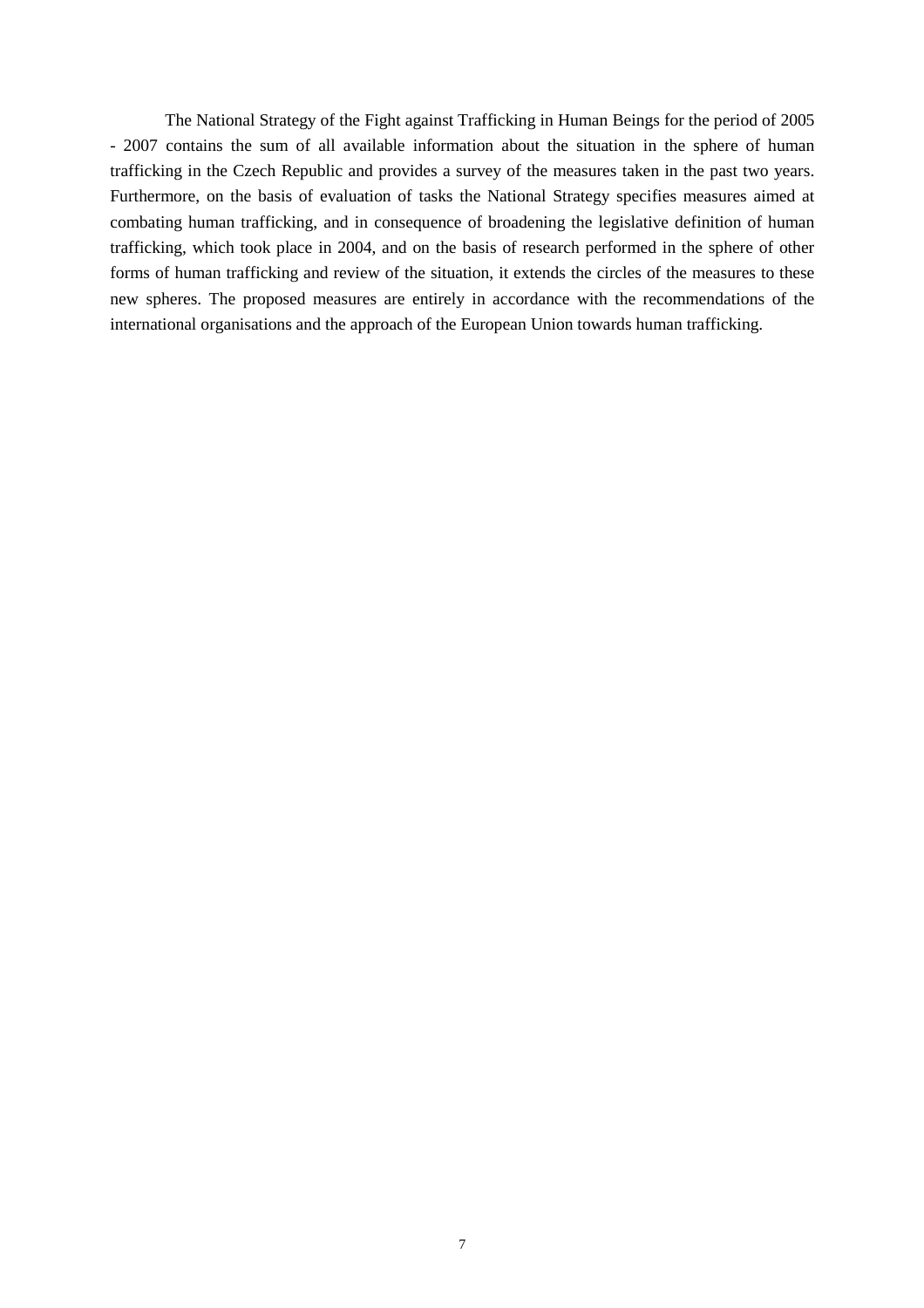The National Strategy of the Fight against Trafficking in Human Beings for the period of 2005 - 2007 contains the sum of all available information about the situation in the sphere of human trafficking in the Czech Republic and provides a survey of the measures taken in the past two years. Furthermore, on the basis of evaluation of tasks the National Strategy specifies measures aimed at combating human trafficking, and in consequence of broadening the legislative definition of human trafficking, which took place in 2004, and on the basis of research performed in the sphere of other forms of human trafficking and review of the situation, it extends the circles of the measures to these new spheres. The proposed measures are entirely in accordance with the recommendations of the international organisations and the approach of the European Union towards human trafficking.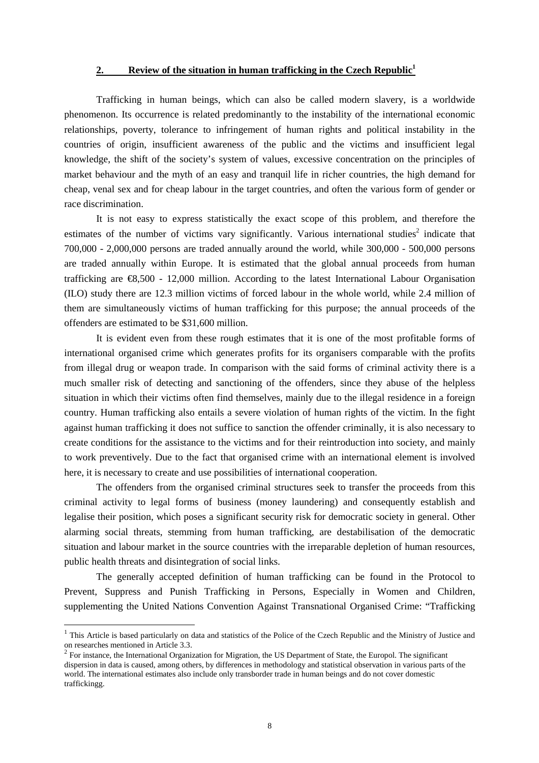## 2. Review of the situation in human trafficking in the Czech Republic[1]

Trafficking in human beings, which can also be called modern slavery, is a worldwide phenomenon. Its occurrence is related predominantly to the instability of the international economic relationships, poverty, tolerance to infringement of human rights and political instability in the countries of origin, insufficient awareness of the public and the victims and insufficient legal knowledge, the shift of the society's system of values, excessive concentration on the principles of market behaviour and the myth of an easy and tranquil life in richer countries, the high demand for cheap, venal sex and for cheap labour in the target countries, and often the various form of gender or race discrimination.

It is not easy to express statistically the exact scope of this problem, and therefore the estimates of the number of victims vary significantly. Various international studies[2] indicate that 700,000 - 2,000,000 persons are traded annually around the world, while 300,000 - 500,000 persons are traded annually within Europe. It is estimated that the global annual proceeds from human trafficking are €8,500 - 12,000 million. According to the latest International Labour Organisation (ILO) study there are 12.3 million victims of forced labour in the whole world, while 2.4 million of them are simultaneously victims of human trafficking for this purpose; the annual proceeds of the offenders are estimated to be $31,600 million.

It is evident even from these rough estimates that it is one of the most profitable forms of international organised crime which generates profits for its organisers comparable with the profits from illegal drug or weapon trade. In comparison with the said forms of criminal activity there is a much smaller risk of detecting and sanctioning of the offenders, since they abuse of the helpless situation in which their victims often find themselves, mainly due to the illegal residence in a foreign country. Human trafficking also entails a severe violation of human rights of the victim. In the fight against human trafficking it does not suffice to sanction the offender criminally, it is also necessary to create conditions for the assistance to the victims and for their reintroduction into society, and mainly to work preventively. Due to the fact that organised crime with an international element is involved here, it is necessary to create and use possibilities of international cooperation.

The offenders from the organised criminal structures seek to transfer the proceeds from this criminal activity to legal forms of business (money laundering) and consequently establish and legalise their position, which poses a significant security risk for democratic society in general. Other alarming social threats, stemming from human trafficking, are destabilisation of the democratic situation and labour market in the source countries with the irreparable depletion of human resources, public health threats and disintegration of social links.

The generally accepted definition of human trafficking can be found in the Protocol to Prevent, Suppress and Punish Trafficking in Persons, Especially in Women and Children, supplementing the United Nations Convention Against Transnational Organised Crime: "Trafficking

---

[1] This Article is based particularly on data and statistics of the Police of the Czech Republic and the Ministry of Justice and on researches mentioned in Article 3.3.

[2] For instance, the International Organization for Migration, the US Department of State, the Europol. The significant dispersion in data is caused, among others, by differences in methodology and statistical observation in various parts of the world. The international estimates also include only transborder trade in human beings and do not cover domestic traffickingg.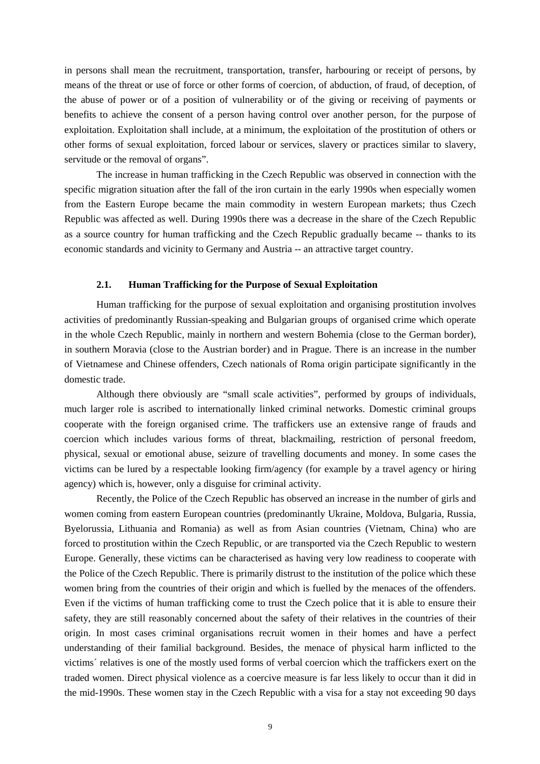in persons shall mean the recruitment, transportation, transfer, harbouring or receipt of persons, by means of the threat or use of force or other forms of coercion, of abduction, of fraud, of deception, of the abuse of power or of a position of vulnerability or of the giving or receiving of payments or benefits to achieve the consent of a person having control over another person, for the purpose of exploitation. Exploitation shall include, at a minimum, the exploitation of the prostitution of others or other forms of sexual exploitation, forced labour or services, slavery or practices similar to slavery, servitude or the removal of organs".

The increase in human trafficking in the Czech Republic was observed in connection with the specific migration situation after the fall of the iron curtain in the early 1990s when especially women from the Eastern Europe became the main commodity in western European markets; thus Czech Republic was affected as well. During 1990s there was a decrease in the share of the Czech Republic as a source country for human trafficking and the Czech Republic gradually became -- thanks to its economic standards and vicinity to Germany and Austria -- an attractive target country.

### 2.1. Human Trafficking for the Purpose of Sexual Exploitation

Human trafficking for the purpose of sexual exploitation and organising prostitution involves activities of predominantly Russian-speaking and Bulgarian groups of organised crime which operate in the whole Czech Republic, mainly in northern and western Bohemia (close to the German border), in southern Moravia (close to the Austrian border) and in Prague. There is an increase in the number of Vietnamese and Chinese offenders, Czech nationals of Roma origin participate significantly in the domestic trade.

Although there obviously are "small scale activities", performed by groups of individuals, much larger role is ascribed to internationally linked criminal networks. Domestic criminal groups cooperate with the foreign organised crime. The traffickers use an extensive range of frauds and coercion which includes various forms of threat, blackmailing, restriction of personal freedom, physical, sexual or emotional abuse, seizure of travelling documents and money. In some cases the victims can be lured by a respectable looking firm/agency (for example by a travel agency or hiring agency) which is, however, only a disguise for criminal activity.

Recently, the Police of the Czech Republic has observed an increase in the number of girls and women coming from eastern European countries (predominantly Ukraine, Moldova, Bulgaria, Russia, Byelorussia, Lithuania and Romania) as well as from Asian countries (Vietnam, China) who are forced to prostitution within the Czech Republic, or are transported via the Czech Republic to western Europe. Generally, these victims can be characterised as having very low readiness to cooperate with the Police of the Czech Republic. There is primarily distrust to the institution of the police which these women bring from the countries of their origin and which is fuelled by the menaces of the offenders. Even if the victims of human trafficking come to trust the Czech police that it is able to ensure their safety, they are still reasonably concerned about the safety of their relatives in the countries of their origin. In most cases criminal organisations recruit women in their homes and have a perfect understanding of their familial background. Besides, the menace of physical harm inflicted to the victims´ relatives is one of the mostly used forms of verbal coercion which the traffickers exert on the traded women. Direct physical violence as a coercive measure is far less likely to occur than it did in the mid-1990s. These women stay in the Czech Republic with a visa for a stay not exceeding 90 days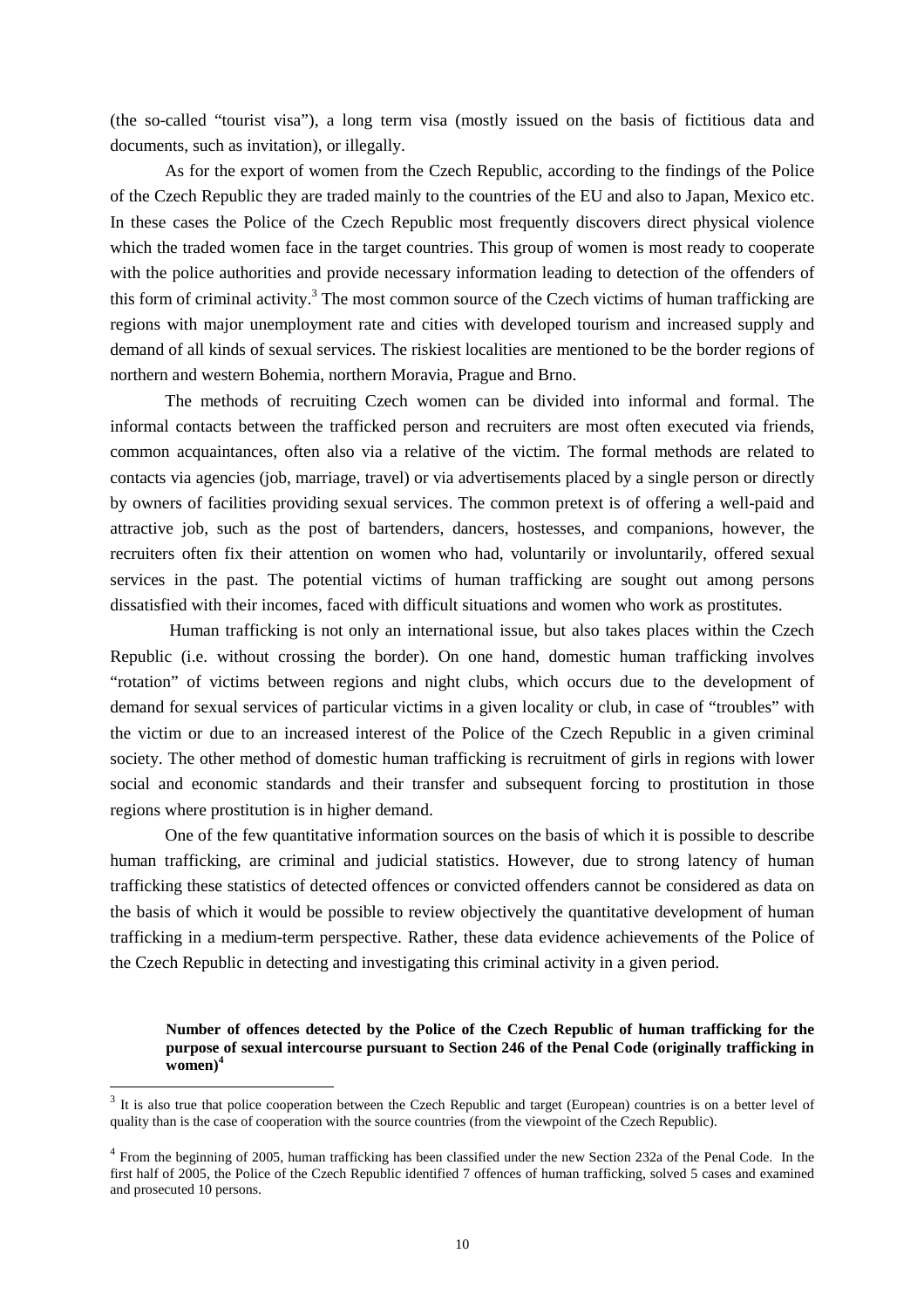(the so-called "tourist visa"), a long term visa (mostly issued on the basis of fictitious data and documents, such as invitation), or illegally.

As for the export of women from the Czech Republic, according to the findings of the Police of the Czech Republic they are traded mainly to the countries of the EU and also to Japan, Mexico etc. In these cases the Police of the Czech Republic most frequently discovers direct physical violence which the traded women face in the target countries. This group of women is most ready to cooperate with the police authorities and provide necessary information leading to detection of the offenders of this form of criminal activity.[3] The most common source of the Czech victims of human trafficking are regions with major unemployment rate and cities with developed tourism and increased supply and demand of all kinds of sexual services. The riskiest localities are mentioned to be the border regions of northern and western Bohemia, northern Moravia, Prague and Brno.

The methods of recruiting Czech women can be divided into informal and formal. The informal contacts between the trafficked person and recruiters are most often executed via friends, common acquaintances, often also via a relative of the victim. The formal methods are related to contacts via agencies (job, marriage, travel) or via advertisements placed by a single person or directly by owners of facilities providing sexual services. The common pretext is of offering a well-paid and attractive job, such as the post of bartenders, dancers, hostesses, and companions, however, the recruiters often fix their attention on women who had, voluntarily or involuntarily, offered sexual services in the past. The potential victims of human trafficking are sought out among persons dissatisfied with their incomes, faced with difficult situations and women who work as prostitutes.

Human trafficking is not only an international issue, but also takes places within the Czech Republic (i.e. without crossing the border). On one hand, domestic human trafficking involves "rotation" of victims between regions and night clubs, which occurs due to the development of demand for sexual services of particular victims in a given locality or club, in case of "troubles" with the victim or due to an increased interest of the Police of the Czech Republic in a given criminal society. The other method of domestic human trafficking is recruitment of girls in regions with lower social and economic standards and their transfer and subsequent forcing to prostitution in those regions where prostitution is in higher demand.

One of the few quantitative information sources on the basis of which it is possible to describe human trafficking, are criminal and judicial statistics. However, due to strong latency of human trafficking these statistics of detected offences or convicted offenders cannot be considered as data on the basis of which it would be possible to review objectively the quantitative development of human trafficking in a medium-term perspective. Rather, these data evidence achievements of the Police of the Czech Republic in detecting and investigating this criminal activity in a given period.

**Number of offences detected by the Police of the Czech Republic of human trafficking for the purpose of sexual intercourse pursuant to Section 246 of the Penal Code (originally trafficking in women)[4]**

---

[3] It is also true that police cooperation between the Czech Republic and target (European) countries is on a better level of quality than is the case of cooperation with the source countries (from the viewpoint of the Czech Republic).

[4] From the beginning of 2005, human trafficking has been classified under the new Section 232a of the Penal Code. In the first half of 2005, the Police of the Czech Republic identified 7 offences of human trafficking, solved 5 cases and examined and prosecuted 10 persons.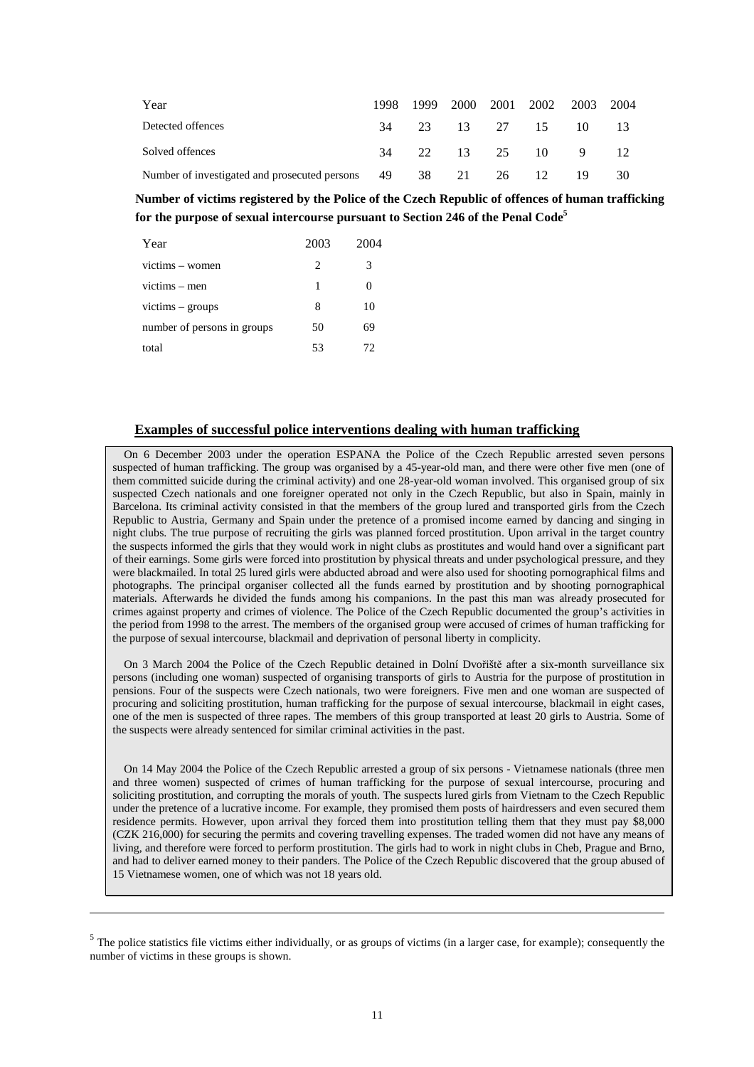| Year | 1998 | 1999 | 2000 | 2001 | 2002 | 2003 | 2004 |
|---|---|---|---|---|---|---|---|
| Detected offences | 34 | 23 | 13 | 27 | 15 | 10 | 13 |
| Solved offences | 34 | 22 | 13 | 25 | 10 | 9 | 12 |
| Number of investigated and prosecuted persons | 49 | 38 | 21 | 26 | 12 | 19 | 30 |

**Number of victims registered by the Police of the Czech Republic of offences of human trafficking for the purpose of sexual intercourse pursuant to Section 246 of the Penal Code[5]**

| Year | 2003 | 2004 |
|---|---|---|
| victims – women | 2 | 3 |
| victims – men | 1 | 0 |
| victims – groups | 8 | 10 |
| number of persons in groups | 50 | 69 |
| total | 53 | 72 |

## Examples of successful police interventions dealing with human trafficking

On 6 December 2003 under the operation ESPANA the Police of the Czech Republic arrested seven persons suspected of human trafficking. The group was organised by a 45-year-old man, and there were other five men (one of them committed suicide during the criminal activity) and one 28-year-old woman involved. This organised group of six suspected Czech nationals and one foreigner operated not only in the Czech Republic, but also in Spain, mainly in Barcelona. Its criminal activity consisted in that the members of the group lured and transported girls from the Czech Republic to Austria, Germany and Spain under the pretence of a promised income earned by dancing and singing in night clubs. The true purpose of recruiting the girls was planned forced prostitution. Upon arrival in the target country the suspects informed the girls that they would work in night clubs as prostitutes and would hand over a significant part of their earnings. Some girls were forced into prostitution by physical threats and under psychological pressure, and they were blackmailed. In total 25 lured girls were abducted abroad and were also used for shooting pornographical films and photographs. The principal organiser collected all the funds earned by prostitution and by shooting pornographical materials. Afterwards he divided the funds among his companions. In the past this man was already prosecuted for crimes against property and crimes of violence. The Police of the Czech Republic documented the group's activities in the period from 1998 to the arrest. The members of the organised group were accused of crimes of human trafficking for the purpose of sexual intercourse, blackmail and deprivation of personal liberty in complicity.

On 3 March 2004 the Police of the Czech Republic detained in Dolní Dvořiště after a six-month surveillance six persons (including one woman) suspected of organising transports of girls to Austria for the purpose of prostitution in pensions. Four of the suspects were Czech nationals, two were foreigners. Five men and one woman are suspected of procuring and soliciting prostitution, human trafficking for the purpose of sexual intercourse, blackmail in eight cases, one of the men is suspected of three rapes. The members of this group transported at least 20 girls to Austria. Some of the suspects were already sentenced for similar criminal activities in the past.

On 14 May 2004 the Police of the Czech Republic arrested a group of six persons - Vietnamese nationals (three men and three women) suspected of crimes of human trafficking for the purpose of sexual intercourse, procuring and soliciting prostitution, and corrupting the morals of youth. The suspects lured girls from Vietnam to the Czech Republic under the pretence of a lucrative income. For example, they promised them posts of hairdressers and even secured them residence permits. However, upon arrival they forced them into prostitution telling them that they must pay $8,000 (CZK 216,000) for securing the permits and covering travelling expenses. The traded women did not have any means of living, and therefore were forced to perform prostitution. The girls had to work in night clubs in Cheb, Prague and Brno, and had to deliver earned money to their panders. The Police of the Czech Republic discovered that the group abused of 15 Vietnamese women, one of which was not 18 years old.

---

[5] The police statistics file victims either individually, or as groups of victims (in a larger case, for example); consequently the number of victims in these groups is shown.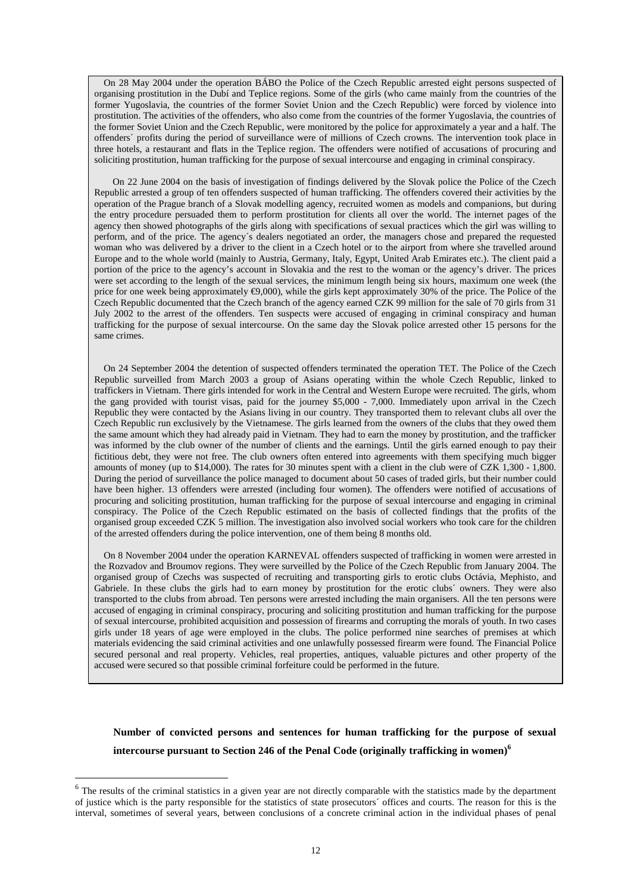On 28 May 2004 under the operation BÁBO the Police of the Czech Republic arrested eight persons suspected of organising prostitution in the Dubí and Teplice regions. Some of the girls (who came mainly from the countries of the former Yugoslavia, the countries of the former Soviet Union and the Czech Republic) were forced by violence into prostitution. The activities of the offenders, who also come from the countries of the former Yugoslavia, the countries of the former Soviet Union and the Czech Republic, were monitored by the police for approximately a year and a half. The offenders´ profits during the period of surveillance were of millions of Czech crowns. The intervention took place in three hotels, a restaurant and flats in the Teplice region. The offenders were notified of accusations of procuring and soliciting prostitution, human trafficking for the purpose of sexual intercourse and engaging in criminal conspiracy.

On 22 June 2004 on the basis of investigation of findings delivered by the Slovak police the Police of the Czech Republic arrested a group of ten offenders suspected of human trafficking. The offenders covered their activities by the operation of the Prague branch of a Slovak modelling agency, recruited women as models and companions, but during the entry procedure persuaded them to perform prostitution for clients all over the world. The internet pages of the agency then showed photographs of the girls along with specifications of sexual practices which the girl was willing to perform, and of the price. The agency´s dealers negotiated an order, the managers chose and prepared the requested woman who was delivered by a driver to the client in a Czech hotel or to the airport from where she travelled around Europe and to the whole world (mainly to Austria, Germany, Italy, Egypt, United Arab Emirates etc.). The client paid a portion of the price to the agency's account in Slovakia and the rest to the woman or the agency's driver. The prices were set according to the length of the sexual services, the minimum length being six hours, maximum one week (the price for one week being approximately €9,000), while the girls kept approximately 30% of the price. The Police of the Czech Republic documented that the Czech branch of the agency earned CZK 99 million for the sale of 70 girls from 31 July 2002 to the arrest of the offenders. Ten suspects were accused of engaging in criminal conspiracy and human trafficking for the purpose of sexual intercourse. On the same day the Slovak police arrested other 15 persons for the same crimes.

On 24 September 2004 the detention of suspected offenders terminated the operation TET. The Police of the Czech Republic surveilled from March 2003 a group of Asians operating within the whole Czech Republic, linked to traffickers in Vietnam. There girls intended for work in the Central and Western Europe were recruited. The girls, whom the gang provided with tourist visas, paid for the journey $5,000 - 7,000. Immediately upon arrival in the Czech Republic they were contacted by the Asians living in our country. They transported them to relevant clubs all over the Czech Republic run exclusively by the Vietnamese. The girls learned from the owners of the clubs that they owed them the same amount which they had already paid in Vietnam. They had to earn the money by prostitution, and the trafficker was informed by the club owner of the number of clients and the earnings. Until the girls earned enough to pay their fictitious debt, they were not free. The club owners often entered into agreements with them specifying much bigger amounts of money (up to $14,000). The rates for 30 minutes spent with a client in the club were of CZK 1,300 - 1,800. During the period of surveillance the police managed to document about 50 cases of traded girls, but their number could have been higher. 13 offenders were arrested (including four women). The offenders were notified of accusations of procuring and soliciting prostitution, human trafficking for the purpose of sexual intercourse and engaging in criminal conspiracy. The Police of the Czech Republic estimated on the basis of collected findings that the profits of the organised group exceeded CZK 5 million. The investigation also involved social workers who took care for the children of the arrested offenders during the police intervention, one of them being 8 months old.

On 8 November 2004 under the operation KARNEVAL offenders suspected of trafficking in women were arrested in the Rozvadov and Broumov regions. They were surveilled by the Police of the Czech Republic from January 2004. The organised group of Czechs was suspected of recruiting and transporting girls to erotic clubs Octávia, Mephisto, and Gabriele. In these clubs the girls had to earn money by prostitution for the erotic clubs´ owners. They were also transported to the clubs from abroad. Ten persons were arrested including the main organisers. All the ten persons were accused of engaging in criminal conspiracy, procuring and soliciting prostitution and human trafficking for the purpose of sexual intercourse, prohibited acquisition and possession of firearms and corrupting the morals of youth. In two cases girls under 18 years of age were employed in the clubs. The police performed nine searches of premises at which materials evidencing the said criminal activities and one unlawfully possessed firearm were found. The Financial Police secured personal and real property. Vehicles, real properties, antiques, valuable pictures and other property of the accused were secured so that possible criminal forfeiture could be performed in the future.

**Number of convicted persons and sentences for human trafficking for the purpose of sexual intercourse pursuant to Section 246 of the Penal Code (originally trafficking in women)[6]**

[6] The results of the criminal statistics in a given year are not directly comparable with the statistics made by the department of justice which is the party responsible for the statistics of state prosecutors´ offices and courts. The reason for this is the interval, sometimes of several years, between conclusions of a concrete criminal action in the individual phases of penal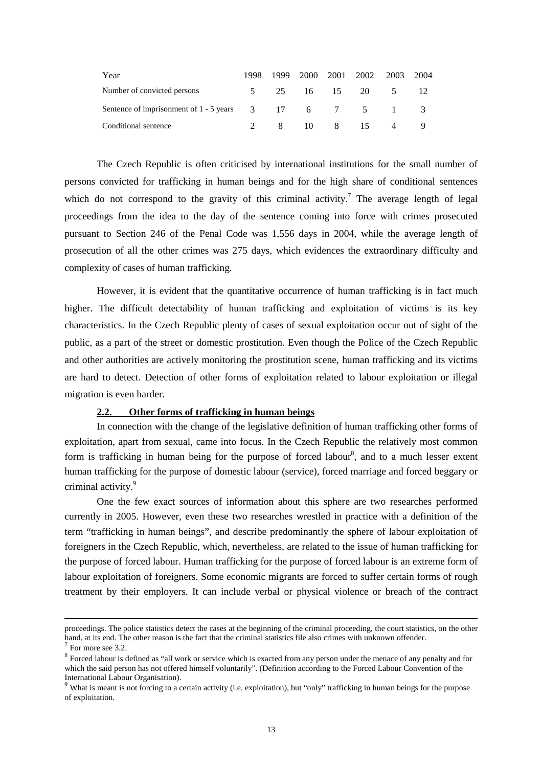| Year | 1998 | 1999 | 2000 | 2001 | 2002 | 2003 | 2004 |
|---|---|---|---|---|---|---|---|
| Number of convicted persons | 5 | 25 | 16 | 15 | 20 | 5 | 12 |
| Sentence of imprisonment of 1 - 5 years | 3 | 17 | 6 | 7 | 5 | 1 | 3 |
| Conditional sentence | 2 | 8 | 10 | 8 | 15 | 4 | 9 |

The Czech Republic is often criticised by international institutions for the small number of persons convicted for trafficking in human beings and for the high share of conditional sentences which do not correspond to the gravity of this criminal activity.[7] The average length of legal proceedings from the idea to the day of the sentence coming into force with crimes prosecuted pursuant to Section 246 of the Penal Code was 1,556 days in 2004, while the average length of prosecution of all the other crimes was 275 days, which evidences the extraordinary difficulty and complexity of cases of human trafficking.

However, it is evident that the quantitative occurrence of human trafficking is in fact much higher. The difficult detectability of human trafficking and exploitation of victims is its key characteristics. In the Czech Republic plenty of cases of sexual exploitation occur out of sight of the public, as a part of the street or domestic prostitution. Even though the Police of the Czech Republic and other authorities are actively monitoring the prostitution scene, human trafficking and its victims are hard to detect. Detection of other forms of exploitation related to labour exploitation or illegal migration is even harder.

### 2.2. Other forms of trafficking in human beings

In connection with the change of the legislative definition of human trafficking other forms of exploitation, apart from sexual, came into focus. In the Czech Republic the relatively most common form is trafficking in human being for the purpose of forced labour[8], and to a much lesser extent human trafficking for the purpose of domestic labour (service), forced marriage and forced beggary or criminal activity.[9]

One the few exact sources of information about this sphere are two researches performed currently in 2005. However, even these two researches wrestled in practice with a definition of the term "trafficking in human beings", and describe predominantly the sphere of labour exploitation of foreigners in the Czech Republic, which, nevertheless, are related to the issue of human trafficking for the purpose of forced labour. Human trafficking for the purpose of forced labour is an extreme form of labour exploitation of foreigners. Some economic migrants are forced to suffer certain forms of rough treatment by their employers. It can include verbal or physical violence or breach of the contract

---

proceedings. The police statistics detect the cases at the beginning of the criminal proceeding, the court statistics, on the other hand, at its end. The other reason is the fact that the criminal statistics file also crimes with unknown offender.

[7] For more see 3.2.

[8] Forced labour is defined as "all work or service which is exacted from any person under the menace of any penalty and for which the said person has not offered himself voluntarily". (Definition according to the Forced Labour Convention of the International Labour Organisation).

[9] What is meant is not forcing to a certain activity (i.e. exploitation), but "only" trafficking in human beings for the purpose of exploitation.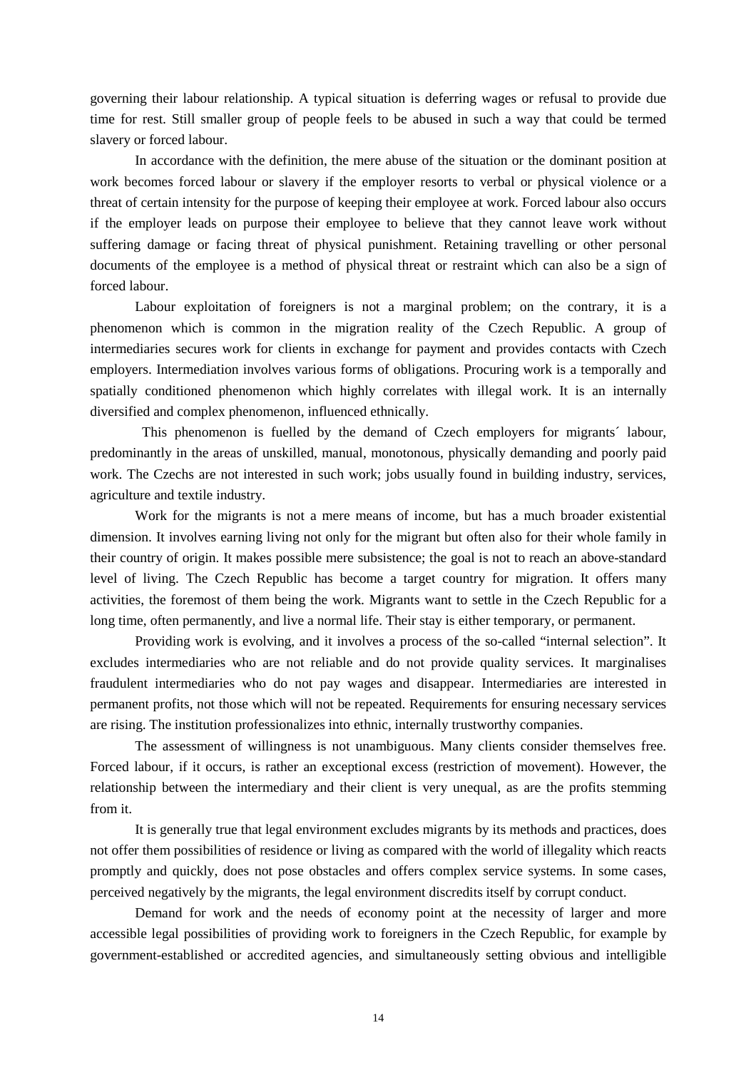governing their labour relationship. A typical situation is deferring wages or refusal to provide due time for rest. Still smaller group of people feels to be abused in such a way that could be termed slavery or forced labour.

In accordance with the definition, the mere abuse of the situation or the dominant position at work becomes forced labour or slavery if the employer resorts to verbal or physical violence or a threat of certain intensity for the purpose of keeping their employee at work. Forced labour also occurs if the employer leads on purpose their employee to believe that they cannot leave work without suffering damage or facing threat of physical punishment. Retaining travelling or other personal documents of the employee is a method of physical threat or restraint which can also be a sign of forced labour.

Labour exploitation of foreigners is not a marginal problem; on the contrary, it is a phenomenon which is common in the migration reality of the Czech Republic. A group of intermediaries secures work for clients in exchange for payment and provides contacts with Czech employers. Intermediation involves various forms of obligations. Procuring work is a temporally and spatially conditioned phenomenon which highly correlates with illegal work. It is an internally diversified and complex phenomenon, influenced ethnically.

This phenomenon is fuelled by the demand of Czech employers for migrants´ labour, predominantly in the areas of unskilled, manual, monotonous, physically demanding and poorly paid work. The Czechs are not interested in such work; jobs usually found in building industry, services, agriculture and textile industry.

Work for the migrants is not a mere means of income, but has a much broader existential dimension. It involves earning living not only for the migrant but often also for their whole family in their country of origin. It makes possible mere subsistence; the goal is not to reach an above-standard level of living. The Czech Republic has become a target country for migration. It offers many activities, the foremost of them being the work. Migrants want to settle in the Czech Republic for a long time, often permanently, and live a normal life. Their stay is either temporary, or permanent.

Providing work is evolving, and it involves a process of the so-called "internal selection". It excludes intermediaries who are not reliable and do not provide quality services. It marginalises fraudulent intermediaries who do not pay wages and disappear. Intermediaries are interested in permanent profits, not those which will not be repeated. Requirements for ensuring necessary services are rising. The institution professionalizes into ethnic, internally trustworthy companies.

The assessment of willingness is not unambiguous. Many clients consider themselves free. Forced labour, if it occurs, is rather an exceptional excess (restriction of movement). However, the relationship between the intermediary and their client is very unequal, as are the profits stemming from it.

It is generally true that legal environment excludes migrants by its methods and practices, does not offer them possibilities of residence or living as compared with the world of illegality which reacts promptly and quickly, does not pose obstacles and offers complex service systems. In some cases, perceived negatively by the migrants, the legal environment discredits itself by corrupt conduct.

Demand for work and the needs of economy point at the necessity of larger and more accessible legal possibilities of providing work to foreigners in the Czech Republic, for example by government-established or accredited agencies, and simultaneously setting obvious and intelligible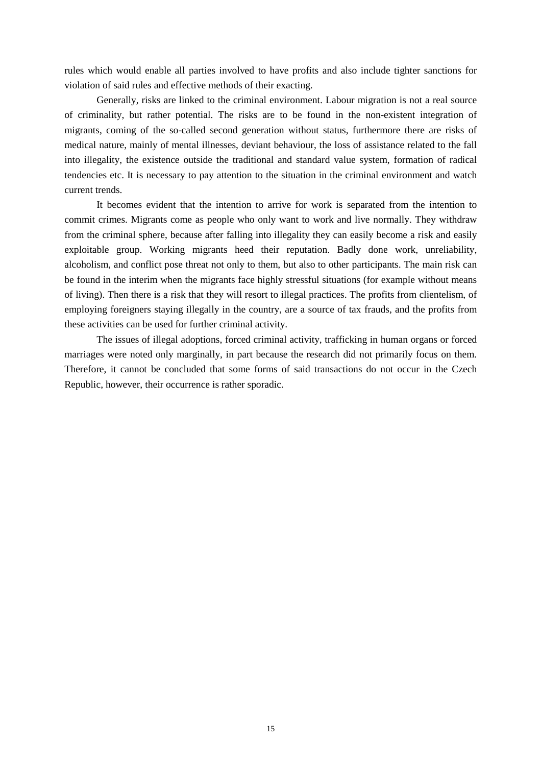rules which would enable all parties involved to have profits and also include tighter sanctions for violation of said rules and effective methods of their exacting.

Generally, risks are linked to the criminal environment. Labour migration is not a real source of criminality, but rather potential. The risks are to be found in the non-existent integration of migrants, coming of the so-called second generation without status, furthermore there are risks of medical nature, mainly of mental illnesses, deviant behaviour, the loss of assistance related to the fall into illegality, the existence outside the traditional and standard value system, formation of radical tendencies etc. It is necessary to pay attention to the situation in the criminal environment and watch current trends.

It becomes evident that the intention to arrive for work is separated from the intention to commit crimes. Migrants come as people who only want to work and live normally. They withdraw from the criminal sphere, because after falling into illegality they can easily become a risk and easily exploitable group. Working migrants heed their reputation. Badly done work, unreliability, alcoholism, and conflict pose threat not only to them, but also to other participants. The main risk can be found in the interim when the migrants face highly stressful situations (for example without means of living). Then there is a risk that they will resort to illegal practices. The profits from clientelism, of employing foreigners staying illegally in the country, are a source of tax frauds, and the profits from these activities can be used for further criminal activity.

The issues of illegal adoptions, forced criminal activity, trafficking in human organs or forced marriages were noted only marginally, in part because the research did not primarily focus on them. Therefore, it cannot be concluded that some forms of said transactions do not occur in the Czech Republic, however, their occurrence is rather sporadic.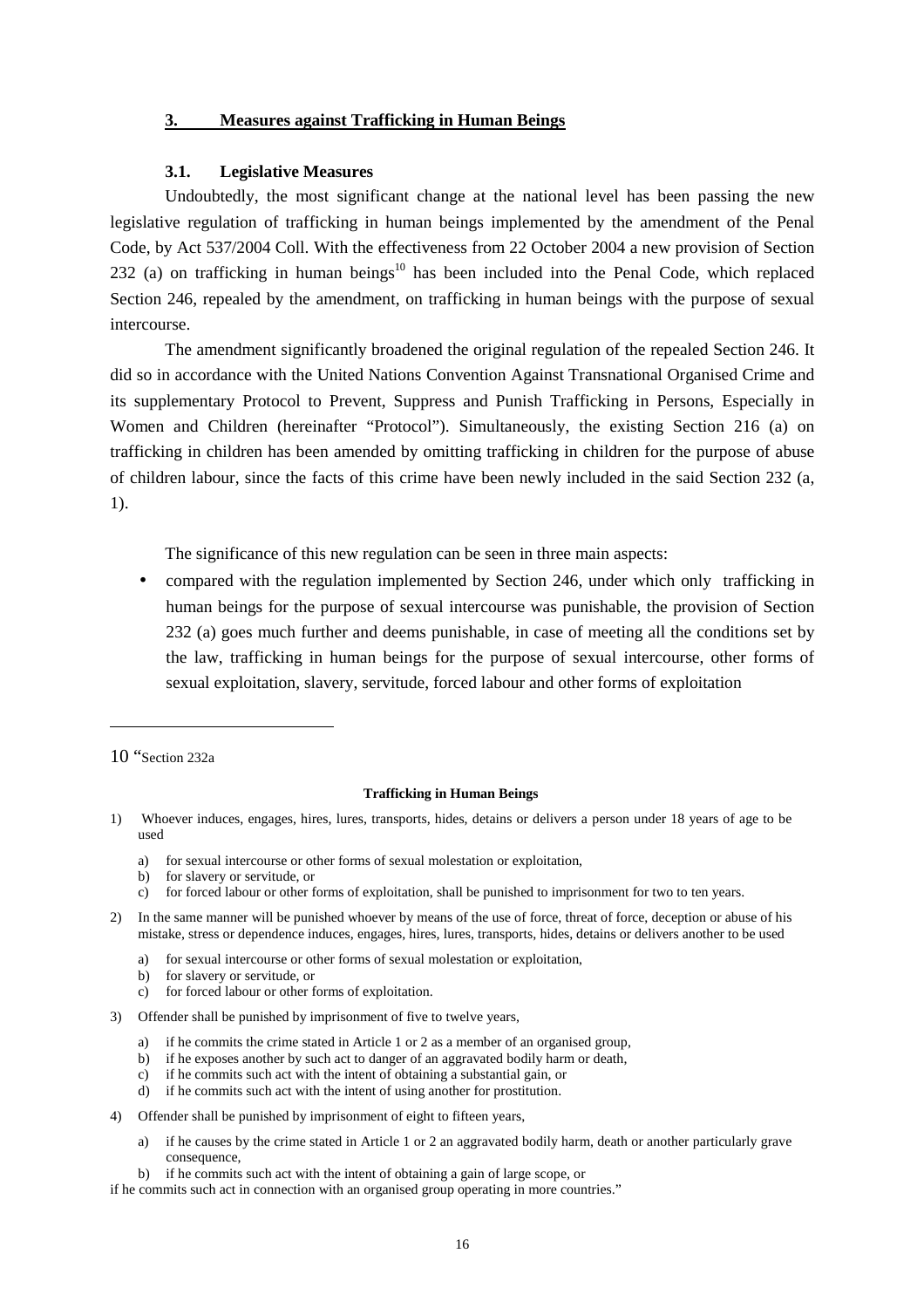## 3. Measures against Trafficking in Human Beings

### 3.1. Legislative Measures

Undoubtedly, the most significant change at the national level has been passing the new legislative regulation of trafficking in human beings implemented by the amendment of the Penal Code, by Act 537/2004 Coll. With the effectiveness from 22 October 2004 a new provision of Section 232 (a) on trafficking in human beings[10] has been included into the Penal Code, which replaced Section 246, repealed by the amendment, on trafficking in human beings with the purpose of sexual intercourse.

The amendment significantly broadened the original regulation of the repealed Section 246. It did so in accordance with the United Nations Convention Against Transnational Organised Crime and its supplementary Protocol to Prevent, Suppress and Punish Trafficking in Persons, Especially in Women and Children (hereinafter "Protocol"). Simultaneously, the existing Section 216 (a) on trafficking in children has been amended by omitting trafficking in children for the purpose of abuse of children labour, since the facts of this crime have been newly included in the said Section 232 (a, 1).

The significance of this new regulation can be seen in three main aspects:

- compared with the regulation implemented by Section 246, under which only trafficking in human beings for the purpose of sexual intercourse was punishable, the provision of Section 232 (a) goes much further and deems punishable, in case of meeting all the conditions set by the law, trafficking in human beings for the purpose of sexual intercourse, other forms of sexual exploitation, slavery, servitude, forced labour and other forms of exploitation

---

10 "Section 232a

**Trafficking in Human Beings**

1) Whoever induces, engages, hires, lures, transports, hides, detains or delivers a person under 18 years of age to be used
   a) for sexual intercourse or other forms of sexual molestation or exploitation,
   b) for slavery or servitude, or
   c) for forced labour or other forms of exploitation, shall be punished to imprisonment for two to ten years.
2) In the same manner will be punished whoever by means of the use of force, threat of force, deception or abuse of his mistake, stress or dependence induces, engages, hires, lures, transports, hides, detains or delivers another to be used
   a) for sexual intercourse or other forms of sexual molestation or exploitation,
   b) for slavery or servitude, or
   c) for forced labour or other forms of exploitation.
3) Offender shall be punished by imprisonment of five to twelve years,
   a) if he commits the crime stated in Article 1 or 2 as a member of an organised group,
   b) if he exposes another by such act to danger of an aggravated bodily harm or death,
   c) if he commits such act with the intent of obtaining a substantial gain, or
   d) if he commits such act with the intent of using another for prostitution.
4) Offender shall be punished by imprisonment of eight to fifteen years,
   a) if he causes by the crime stated in Article 1 or 2 an aggravated bodily harm, death or another particularly grave consequence,
   b) if he commits such act with the intent of obtaining a gain of large scope, or

if he commits such act in connection with an organised group operating in more countries."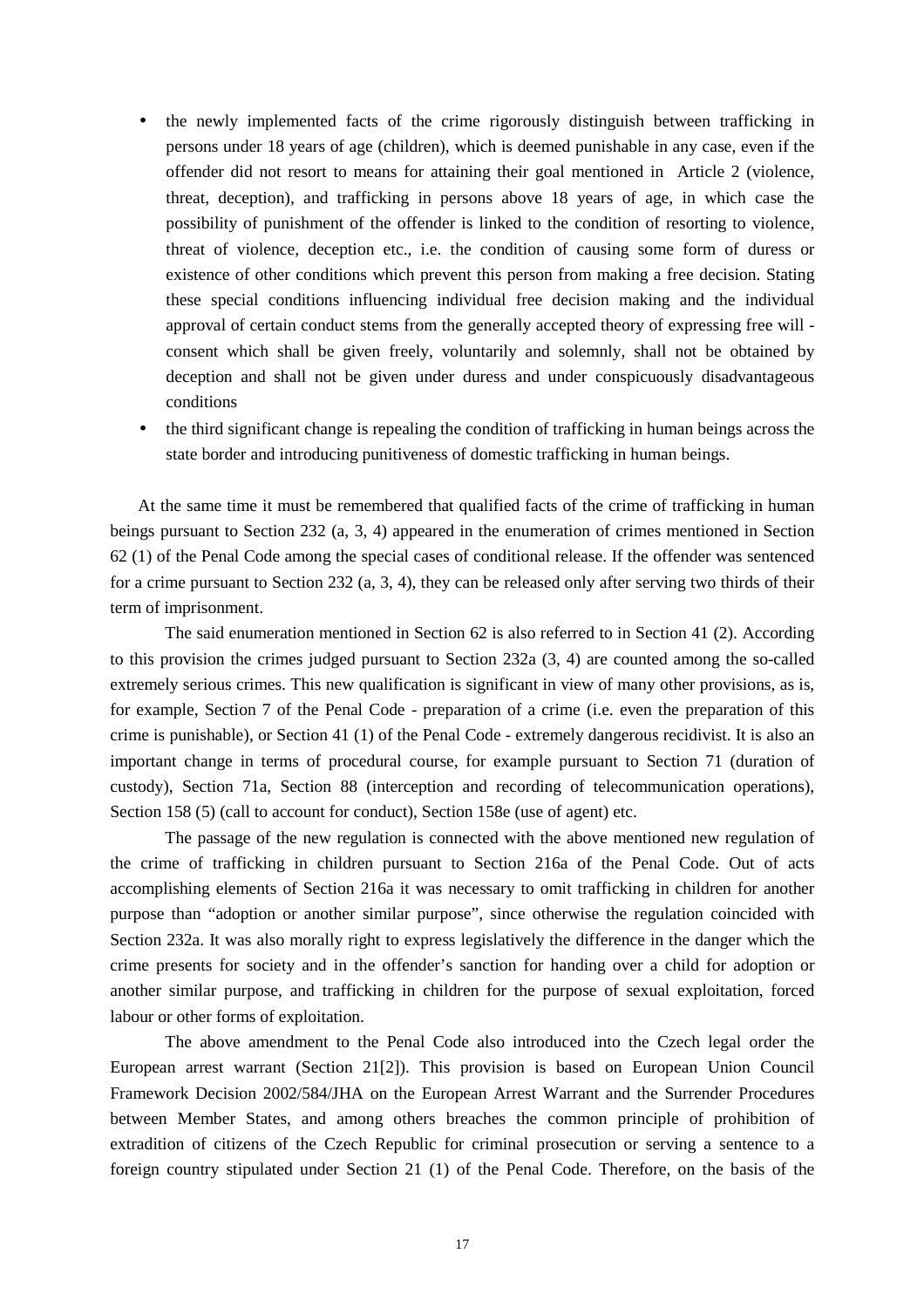- the newly implemented facts of the crime rigorously distinguish between trafficking in persons under 18 years of age (children), which is deemed punishable in any case, even if the offender did not resort to means for attaining their goal mentioned in Article 2 (violence, threat, deception), and trafficking in persons above 18 years of age, in which case the possibility of punishment of the offender is linked to the condition of resorting to violence, threat of violence, deception etc., i.e. the condition of causing some form of duress or existence of other conditions which prevent this person from making a free decision. Stating these special conditions influencing individual free decision making and the individual approval of certain conduct stems from the generally accepted theory of expressing free will - consent which shall be given freely, voluntarily and solemnly, shall not be obtained by deception and shall not be given under duress and under conspicuously disadvantageous conditions
- the third significant change is repealing the condition of trafficking in human beings across the state border and introducing punitiveness of domestic trafficking in human beings.

At the same time it must be remembered that qualified facts of the crime of trafficking in human beings pursuant to Section 232 (a, 3, 4) appeared in the enumeration of crimes mentioned in Section 62 (1) of the Penal Code among the special cases of conditional release. If the offender was sentenced for a crime pursuant to Section 232 (a, 3, 4), they can be released only after serving two thirds of their term of imprisonment.

The said enumeration mentioned in Section 62 is also referred to in Section 41 (2). According to this provision the crimes judged pursuant to Section 232a (3, 4) are counted among the so-called extremely serious crimes. This new qualification is significant in view of many other provisions, as is, for example, Section 7 of the Penal Code - preparation of a crime (i.e. even the preparation of this crime is punishable), or Section 41 (1) of the Penal Code - extremely dangerous recidivist. It is also an important change in terms of procedural course, for example pursuant to Section 71 (duration of custody), Section 71a, Section 88 (interception and recording of telecommunication operations), Section 158 (5) (call to account for conduct), Section 158e (use of agent) etc.

The passage of the new regulation is connected with the above mentioned new regulation of the crime of trafficking in children pursuant to Section 216a of the Penal Code. Out of acts accomplishing elements of Section 216a it was necessary to omit trafficking in children for another purpose than "adoption or another similar purpose", since otherwise the regulation coincided with Section 232a. It was also morally right to express legislatively the difference in the danger which the crime presents for society and in the offender's sanction for handing over a child for adoption or another similar purpose, and trafficking in children for the purpose of sexual exploitation, forced labour or other forms of exploitation.

The above amendment to the Penal Code also introduced into the Czech legal order the European arrest warrant (Section 21[2]). This provision is based on European Union Council Framework Decision 2002/584/JHA on the European Arrest Warrant and the Surrender Procedures between Member States, and among others breaches the common principle of prohibition of extradition of citizens of the Czech Republic for criminal prosecution or serving a sentence to a foreign country stipulated under Section 21 (1) of the Penal Code. Therefore, on the basis of the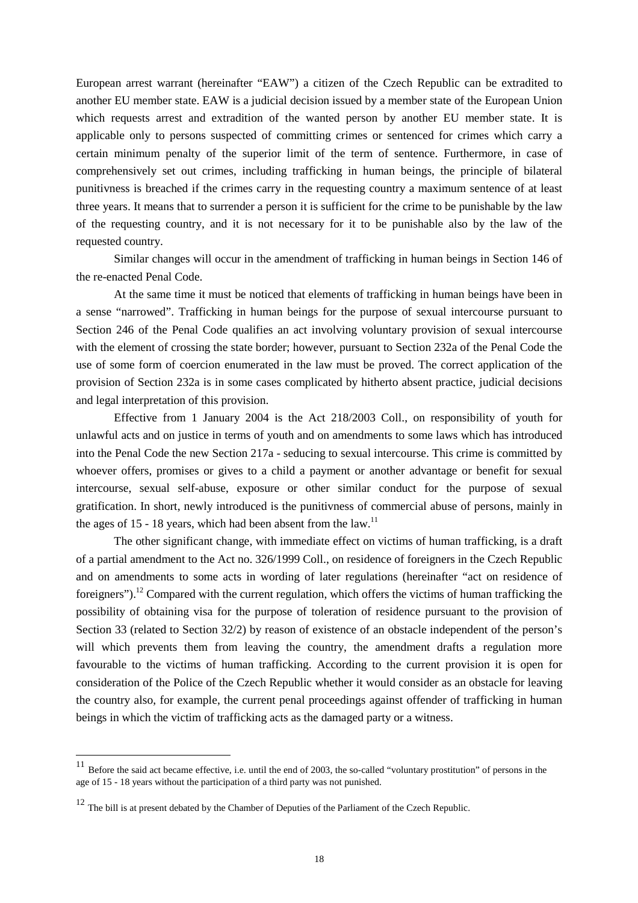European arrest warrant (hereinafter "EAW") a citizen of the Czech Republic can be extradited to another EU member state. EAW is a judicial decision issued by a member state of the European Union which requests arrest and extradition of the wanted person by another EU member state. It is applicable only to persons suspected of committing crimes or sentenced for crimes which carry a certain minimum penalty of the superior limit of the term of sentence. Furthermore, in case of comprehensively set out crimes, including trafficking in human beings, the principle of bilateral punitivness is breached if the crimes carry in the requesting country a maximum sentence of at least three years. It means that to surrender a person it is sufficient for the crime to be punishable by the law of the requesting country, and it is not necessary for it to be punishable also by the law of the requested country.

Similar changes will occur in the amendment of trafficking in human beings in Section 146 of the re-enacted Penal Code.

At the same time it must be noticed that elements of trafficking in human beings have been in a sense "narrowed". Trafficking in human beings for the purpose of sexual intercourse pursuant to Section 246 of the Penal Code qualifies an act involving voluntary provision of sexual intercourse with the element of crossing the state border; however, pursuant to Section 232a of the Penal Code the use of some form of coercion enumerated in the law must be proved. The correct application of the provision of Section 232a is in some cases complicated by hitherto absent practice, judicial decisions and legal interpretation of this provision.

Effective from 1 January 2004 is the Act 218/2003 Coll., on responsibility of youth for unlawful acts and on justice in terms of youth and on amendments to some laws which has introduced into the Penal Code the new Section 217a - seducing to sexual intercourse. This crime is committed by whoever offers, promises or gives to a child a payment or another advantage or benefit for sexual intercourse, sexual self-abuse, exposure or other similar conduct for the purpose of sexual gratification. In short, newly introduced is the punitivness of commercial abuse of persons, mainly in the ages of 15 - 18 years, which had been absent from the law.[11]

The other significant change, with immediate effect on victims of human trafficking, is a draft of a partial amendment to the Act no. 326/1999 Coll., on residence of foreigners in the Czech Republic and on amendments to some acts in wording of later regulations (hereinafter "act on residence of foreigners").[12] Compared with the current regulation, which offers the victims of human trafficking the possibility of obtaining visa for the purpose of toleration of residence pursuant to the provision of Section 33 (related to Section 32/2) by reason of existence of an obstacle independent of the person's will which prevents them from leaving the country, the amendment drafts a regulation more favourable to the victims of human trafficking. According to the current provision it is open for consideration of the Police of the Czech Republic whether it would consider as an obstacle for leaving the country also, for example, the current penal proceedings against offender of trafficking in human beings in which the victim of trafficking acts as the damaged party or a witness.

[11] Before the said act became effective, i.e. until the end of 2003, the so-called "voluntary prostitution" of persons in the age of 15 - 18 years without the participation of a third party was not punished.

[12] The bill is at present debated by the Chamber of Deputies of the Parliament of the Czech Republic.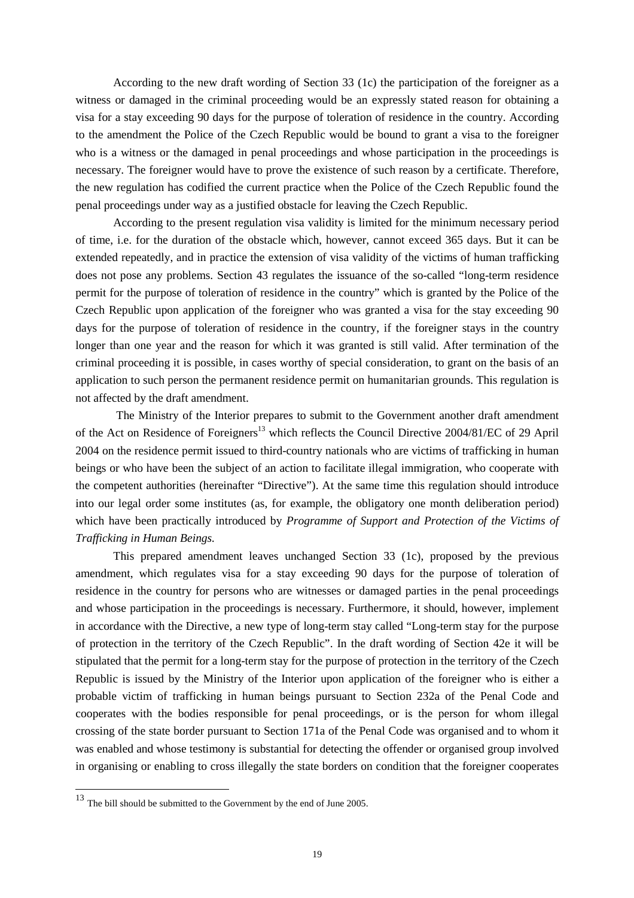According to the new draft wording of Section 33 (1c) the participation of the foreigner as a witness or damaged in the criminal proceeding would be an expressly stated reason for obtaining a visa for a stay exceeding 90 days for the purpose of toleration of residence in the country. According to the amendment the Police of the Czech Republic would be bound to grant a visa to the foreigner who is a witness or the damaged in penal proceedings and whose participation in the proceedings is necessary. The foreigner would have to prove the existence of such reason by a certificate. Therefore, the new regulation has codified the current practice when the Police of the Czech Republic found the penal proceedings under way as a justified obstacle for leaving the Czech Republic.

According to the present regulation visa validity is limited for the minimum necessary period of time, i.e. for the duration of the obstacle which, however, cannot exceed 365 days. But it can be extended repeatedly, and in practice the extension of visa validity of the victims of human trafficking does not pose any problems. Section 43 regulates the issuance of the so-called "long-term residence permit for the purpose of toleration of residence in the country" which is granted by the Police of the Czech Republic upon application of the foreigner who was granted a visa for the stay exceeding 90 days for the purpose of toleration of residence in the country, if the foreigner stays in the country longer than one year and the reason for which it was granted is still valid. After termination of the criminal proceeding it is possible, in cases worthy of special consideration, to grant on the basis of an application to such person the permanent residence permit on humanitarian grounds. This regulation is not affected by the draft amendment.

The Ministry of the Interior prepares to submit to the Government another draft amendment of the Act on Residence of Foreigners[13] which reflects the Council Directive 2004/81/EC of 29 April 2004 on the residence permit issued to third-country nationals who are victims of trafficking in human beings or who have been the subject of an action to facilitate illegal immigration, who cooperate with the competent authorities (hereinafter "Directive"). At the same time this regulation should introduce into our legal order some institutes (as, for example, the obligatory one month deliberation period) which have been practically introduced by *Programme of Support and Protection of the Victims of Trafficking in Human Beings.*

This prepared amendment leaves unchanged Section 33 (1c), proposed by the previous amendment, which regulates visa for a stay exceeding 90 days for the purpose of toleration of residence in the country for persons who are witnesses or damaged parties in the penal proceedings and whose participation in the proceedings is necessary. Furthermore, it should, however, implement in accordance with the Directive, a new type of long-term stay called "Long-term stay for the purpose of protection in the territory of the Czech Republic". In the draft wording of Section 42e it will be stipulated that the permit for a long-term stay for the purpose of protection in the territory of the Czech Republic is issued by the Ministry of the Interior upon application of the foreigner who is either a probable victim of trafficking in human beings pursuant to Section 232a of the Penal Code and cooperates with the bodies responsible for penal proceedings, or is the person for whom illegal crossing of the state border pursuant to Section 171a of the Penal Code was organised and to whom it was enabled and whose testimony is substantial for detecting the offender or organised group involved in organising or enabling to cross illegally the state borders on condition that the foreigner cooperates

---

[13] The bill should be submitted to the Government by the end of June 2005.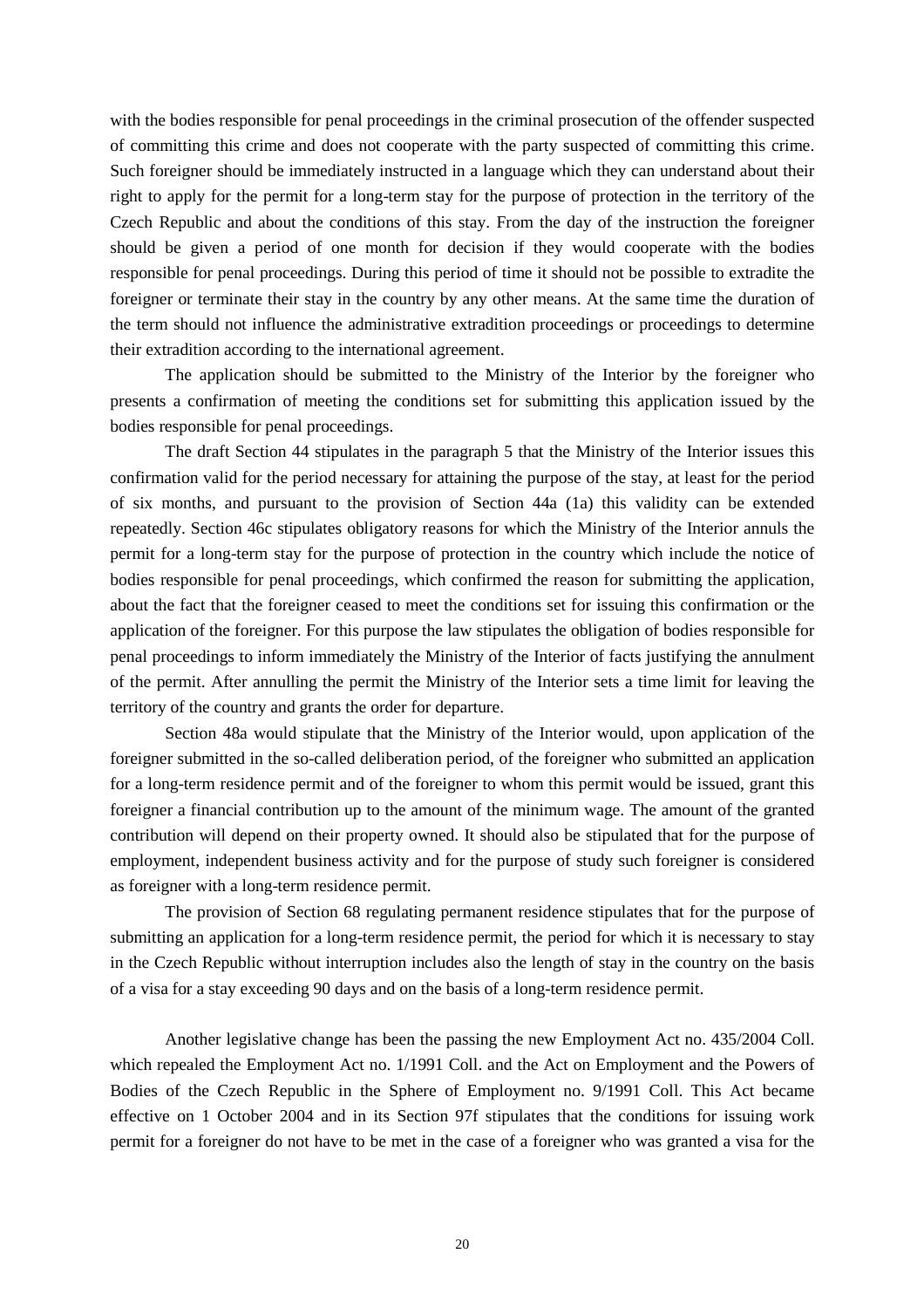with the bodies responsible for penal proceedings in the criminal prosecution of the offender suspected of committing this crime and does not cooperate with the party suspected of committing this crime. Such foreigner should be immediately instructed in a language which they can understand about their right to apply for the permit for a long-term stay for the purpose of protection in the territory of the Czech Republic and about the conditions of this stay. From the day of the instruction the foreigner should be given a period of one month for decision if they would cooperate with the bodies responsible for penal proceedings. During this period of time it should not be possible to extradite the foreigner or terminate their stay in the country by any other means. At the same time the duration of the term should not influence the administrative extradition proceedings or proceedings to determine their extradition according to the international agreement.

The application should be submitted to the Ministry of the Interior by the foreigner who presents a confirmation of meeting the conditions set for submitting this application issued by the bodies responsible for penal proceedings.

The draft Section 44 stipulates in the paragraph 5 that the Ministry of the Interior issues this confirmation valid for the period necessary for attaining the purpose of the stay, at least for the period of six months, and pursuant to the provision of Section 44a (1a) this validity can be extended repeatedly. Section 46c stipulates obligatory reasons for which the Ministry of the Interior annuls the permit for a long-term stay for the purpose of protection in the country which include the notice of bodies responsible for penal proceedings, which confirmed the reason for submitting the application, about the fact that the foreigner ceased to meet the conditions set for issuing this confirmation or the application of the foreigner. For this purpose the law stipulates the obligation of bodies responsible for penal proceedings to inform immediately the Ministry of the Interior of facts justifying the annulment of the permit. After annulling the permit the Ministry of the Interior sets a time limit for leaving the territory of the country and grants the order for departure.

Section 48a would stipulate that the Ministry of the Interior would, upon application of the foreigner submitted in the so-called deliberation period, of the foreigner who submitted an application for a long-term residence permit and of the foreigner to whom this permit would be issued, grant this foreigner a financial contribution up to the amount of the minimum wage. The amount of the granted contribution will depend on their property owned. It should also be stipulated that for the purpose of employment, independent business activity and for the purpose of study such foreigner is considered as foreigner with a long-term residence permit.

The provision of Section 68 regulating permanent residence stipulates that for the purpose of submitting an application for a long-term residence permit, the period for which it is necessary to stay in the Czech Republic without interruption includes also the length of stay in the country on the basis of a visa for a stay exceeding 90 days and on the basis of a long-term residence permit.

Another legislative change has been the passing the new Employment Act no. 435/2004 Coll. which repealed the Employment Act no. 1/1991 Coll. and the Act on Employment and the Powers of Bodies of the Czech Republic in the Sphere of Employment no. 9/1991 Coll. This Act became effective on 1 October 2004 and in its Section 97f stipulates that the conditions for issuing work permit for a foreigner do not have to be met in the case of a foreigner who was granted a visa for the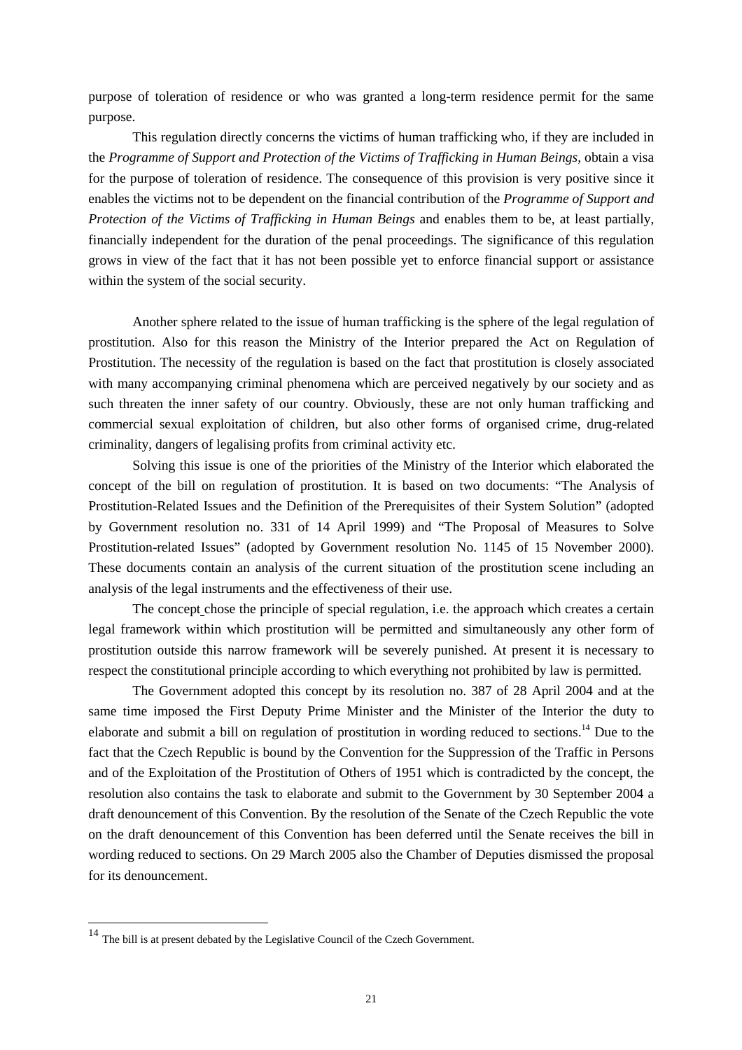purpose of toleration of residence or who was granted a long-term residence permit for the same purpose.

This regulation directly concerns the victims of human trafficking who, if they are included in the *Programme of Support and Protection of the Victims of Trafficking in Human Beings*, obtain a visa for the purpose of toleration of residence. The consequence of this provision is very positive since it enables the victims not to be dependent on the financial contribution of the *Programme of Support and Protection of the Victims of Trafficking in Human Beings* and enables them to be, at least partially, financially independent for the duration of the penal proceedings. The significance of this regulation grows in view of the fact that it has not been possible yet to enforce financial support or assistance within the system of the social security.

Another sphere related to the issue of human trafficking is the sphere of the legal regulation of prostitution. Also for this reason the Ministry of the Interior prepared the Act on Regulation of Prostitution. The necessity of the regulation is based on the fact that prostitution is closely associated with many accompanying criminal phenomena which are perceived negatively by our society and as such threaten the inner safety of our country. Obviously, these are not only human trafficking and commercial sexual exploitation of children, but also other forms of organised crime, drug-related criminality, dangers of legalising profits from criminal activity etc.

Solving this issue is one of the priorities of the Ministry of the Interior which elaborated the concept of the bill on regulation of prostitution. It is based on two documents: "The Analysis of Prostitution-Related Issues and the Definition of the Prerequisites of their System Solution" (adopted by Government resolution no. 331 of 14 April 1999) and "The Proposal of Measures to Solve Prostitution-related Issues" (adopted by Government resolution No. 1145 of 15 November 2000). These documents contain an analysis of the current situation of the prostitution scene including an analysis of the legal instruments and the effectiveness of their use.

The concept chose the principle of special regulation, i.e. the approach which creates a certain legal framework within which prostitution will be permitted and simultaneously any other form of prostitution outside this narrow framework will be severely punished. At present it is necessary to respect the constitutional principle according to which everything not prohibited by law is permitted.

The Government adopted this concept by its resolution no. 387 of 28 April 2004 and at the same time imposed the First Deputy Prime Minister and the Minister of the Interior the duty to elaborate and submit a bill on regulation of prostitution in wording reduced to sections.[14] Due to the fact that the Czech Republic is bound by the Convention for the Suppression of the Traffic in Persons and of the Exploitation of the Prostitution of Others of 1951 which is contradicted by the concept, the resolution also contains the task to elaborate and submit to the Government by 30 September 2004 a draft denouncement of this Convention. By the resolution of the Senate of the Czech Republic the vote on the draft denouncement of this Convention has been deferred until the Senate receives the bill in wording reduced to sections. On 29 March 2005 also the Chamber of Deputies dismissed the proposal for its denouncement.

---

[14] The bill is at present debated by the Legislative Council of the Czech Government.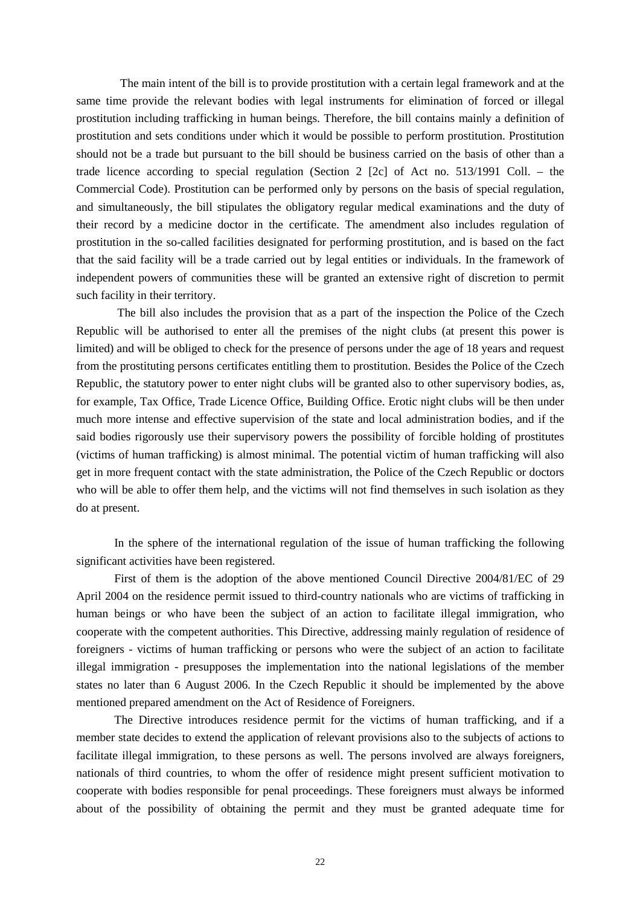The main intent of the bill is to provide prostitution with a certain legal framework and at the same time provide the relevant bodies with legal instruments for elimination of forced or illegal prostitution including trafficking in human beings. Therefore, the bill contains mainly a definition of prostitution and sets conditions under which it would be possible to perform prostitution. Prostitution should not be a trade but pursuant to the bill should be business carried on the basis of other than a trade licence according to special regulation (Section 2 [2c] of Act no. 513/1991 Coll. – the Commercial Code). Prostitution can be performed only by persons on the basis of special regulation, and simultaneously, the bill stipulates the obligatory regular medical examinations and the duty of their record by a medicine doctor in the certificate. The amendment also includes regulation of prostitution in the so-called facilities designated for performing prostitution, and is based on the fact that the said facility will be a trade carried out by legal entities or individuals. In the framework of independent powers of communities these will be granted an extensive right of discretion to permit such facility in their territory.

The bill also includes the provision that as a part of the inspection the Police of the Czech Republic will be authorised to enter all the premises of the night clubs (at present this power is limited) and will be obliged to check for the presence of persons under the age of 18 years and request from the prostituting persons certificates entitling them to prostitution. Besides the Police of the Czech Republic, the statutory power to enter night clubs will be granted also to other supervisory bodies, as, for example, Tax Office, Trade Licence Office, Building Office. Erotic night clubs will be then under much more intense and effective supervision of the state and local administration bodies, and if the said bodies rigorously use their supervisory powers the possibility of forcible holding of prostitutes (victims of human trafficking) is almost minimal. The potential victim of human trafficking will also get in more frequent contact with the state administration, the Police of the Czech Republic or doctors who will be able to offer them help, and the victims will not find themselves in such isolation as they do at present.

In the sphere of the international regulation of the issue of human trafficking the following significant activities have been registered.

First of them is the adoption of the above mentioned Council Directive 2004/81/EC of 29 April 2004 on the residence permit issued to third-country nationals who are victims of trafficking in human beings or who have been the subject of an action to facilitate illegal immigration, who cooperate with the competent authorities. This Directive, addressing mainly regulation of residence of foreigners - victims of human trafficking or persons who were the subject of an action to facilitate illegal immigration - presupposes the implementation into the national legislations of the member states no later than 6 August 2006. In the Czech Republic it should be implemented by the above mentioned prepared amendment on the Act of Residence of Foreigners.

The Directive introduces residence permit for the victims of human trafficking, and if a member state decides to extend the application of relevant provisions also to the subjects of actions to facilitate illegal immigration, to these persons as well. The persons involved are always foreigners, nationals of third countries, to whom the offer of residence might present sufficient motivation to cooperate with bodies responsible for penal proceedings. These foreigners must always be informed about of the possibility of obtaining the permit and they must be granted adequate time for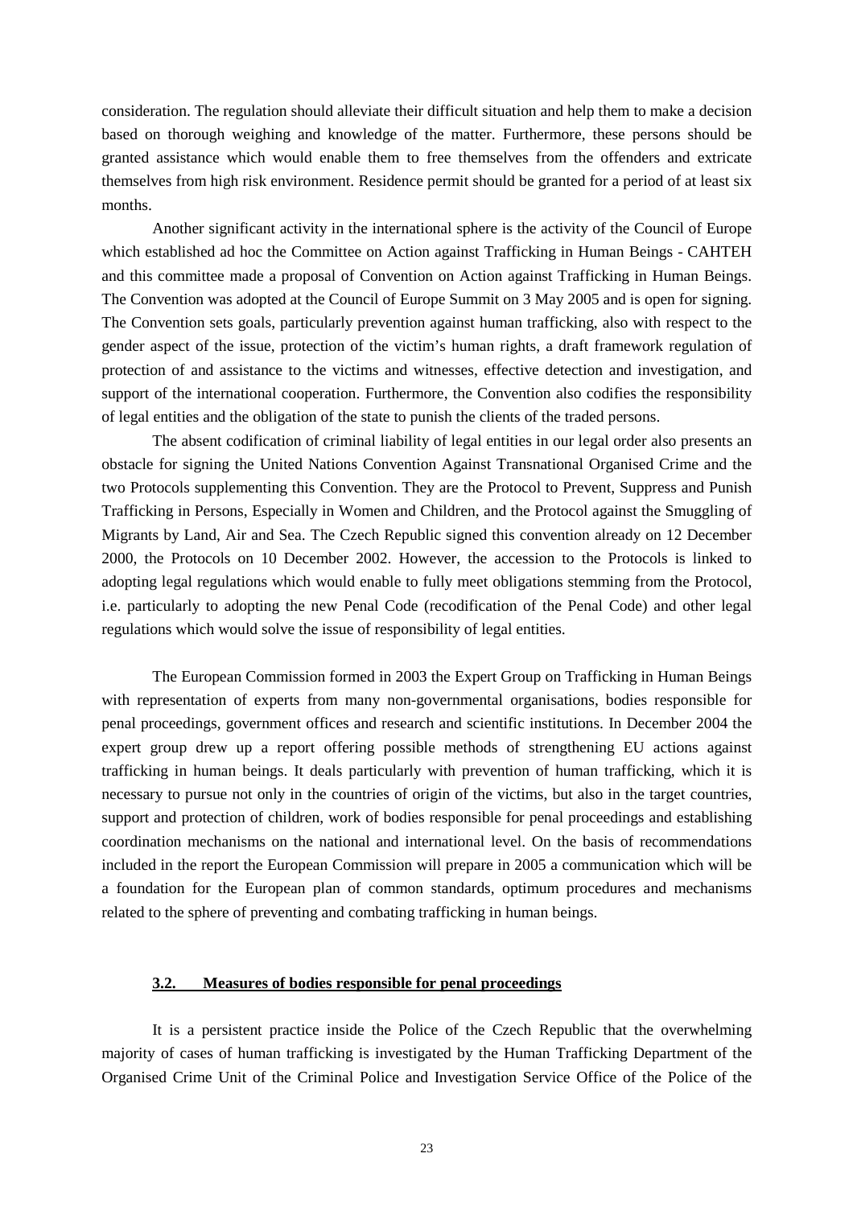consideration. The regulation should alleviate their difficult situation and help them to make a decision based on thorough weighing and knowledge of the matter. Furthermore, these persons should be granted assistance which would enable them to free themselves from the offenders and extricate themselves from high risk environment. Residence permit should be granted for a period of at least six months.

Another significant activity in the international sphere is the activity of the Council of Europe which established ad hoc the Committee on Action against Trafficking in Human Beings - CAHTEH and this committee made a proposal of Convention on Action against Trafficking in Human Beings. The Convention was adopted at the Council of Europe Summit on 3 May 2005 and is open for signing. The Convention sets goals, particularly prevention against human trafficking, also with respect to the gender aspect of the issue, protection of the victim's human rights, a draft framework regulation of protection of and assistance to the victims and witnesses, effective detection and investigation, and support of the international cooperation. Furthermore, the Convention also codifies the responsibility of legal entities and the obligation of the state to punish the clients of the traded persons.

The absent codification of criminal liability of legal entities in our legal order also presents an obstacle for signing the United Nations Convention Against Transnational Organised Crime and the two Protocols supplementing this Convention. They are the Protocol to Prevent, Suppress and Punish Trafficking in Persons, Especially in Women and Children, and the Protocol against the Smuggling of Migrants by Land, Air and Sea. The Czech Republic signed this convention already on 12 December 2000, the Protocols on 10 December 2002. However, the accession to the Protocols is linked to adopting legal regulations which would enable to fully meet obligations stemming from the Protocol, i.e. particularly to adopting the new Penal Code (recodification of the Penal Code) and other legal regulations which would solve the issue of responsibility of legal entities.

The European Commission formed in 2003 the Expert Group on Trafficking in Human Beings with representation of experts from many non-governmental organisations, bodies responsible for penal proceedings, government offices and research and scientific institutions. In December 2004 the expert group drew up a report offering possible methods of strengthening EU actions against trafficking in human beings. It deals particularly with prevention of human trafficking, which it is necessary to pursue not only in the countries of origin of the victims, but also in the target countries, support and protection of children, work of bodies responsible for penal proceedings and establishing coordination mechanisms on the national and international level. On the basis of recommendations included in the report the European Commission will prepare in 2005 a communication which will be a foundation for the European plan of common standards, optimum procedures and mechanisms related to the sphere of preventing and combating trafficking in human beings.

### 3.2. Measures of bodies responsible for penal proceedings

It is a persistent practice inside the Police of the Czech Republic that the overwhelming majority of cases of human trafficking is investigated by the Human Trafficking Department of the Organised Crime Unit of the Criminal Police and Investigation Service Office of the Police of the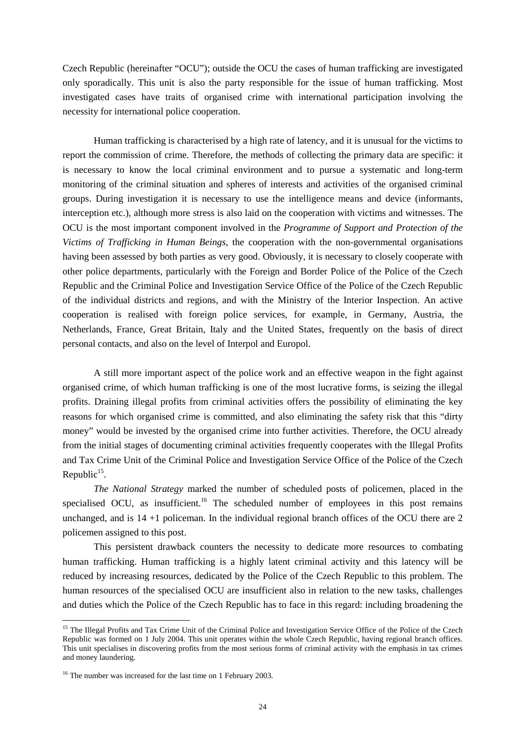Czech Republic (hereinafter "OCU"); outside the OCU the cases of human trafficking are investigated only sporadically. This unit is also the party responsible for the issue of human trafficking. Most investigated cases have traits of organised crime with international participation involving the necessity for international police cooperation.

Human trafficking is characterised by a high rate of latency, and it is unusual for the victims to report the commission of crime. Therefore, the methods of collecting the primary data are specific: it is necessary to know the local criminal environment and to pursue a systematic and long-term monitoring of the criminal situation and spheres of interests and activities of the organised criminal groups. During investigation it is necessary to use the intelligence means and device (informants, interception etc.), although more stress is also laid on the cooperation with victims and witnesses. The OCU is the most important component involved in the *Programme of Support and Protection of the Victims of Trafficking in Human Beings*, the cooperation with the non-governmental organisations having been assessed by both parties as very good. Obviously, it is necessary to closely cooperate with other police departments, particularly with the Foreign and Border Police of the Police of the Czech Republic and the Criminal Police and Investigation Service Office of the Police of the Czech Republic of the individual districts and regions, and with the Ministry of the Interior Inspection. An active cooperation is realised with foreign police services, for example, in Germany, Austria, the Netherlands, France, Great Britain, Italy and the United States, frequently on the basis of direct personal contacts, and also on the level of Interpol and Europol.

A still more important aspect of the police work and an effective weapon in the fight against organised crime, of which human trafficking is one of the most lucrative forms, is seizing the illegal profits. Draining illegal profits from criminal activities offers the possibility of eliminating the key reasons for which organised crime is committed, and also eliminating the safety risk that this "dirty money" would be invested by the organised crime into further activities. Therefore, the OCU already from the initial stages of documenting criminal activities frequently cooperates with the Illegal Profits and Tax Crime Unit of the Criminal Police and Investigation Service Office of the Police of the Czech Republic[15].

*The National Strategy* marked the number of scheduled posts of policemen, placed in the specialised OCU, as insufficient.[16] The scheduled number of employees in this post remains unchanged, and is 14 +1 policeman. In the individual regional branch offices of the OCU there are 2 policemen assigned to this post.

This persistent drawback counters the necessity to dedicate more resources to combating human trafficking. Human trafficking is a highly latent criminal activity and this latency will be reduced by increasing resources, dedicated by the Police of the Czech Republic to this problem. The human resources of the specialised OCU are insufficient also in relation to the new tasks, challenges and duties which the Police of the Czech Republic has to face in this regard: including broadening the

---

[15] The Illegal Profits and Tax Crime Unit of the Criminal Police and Investigation Service Office of the Police of the Czech Republic was formed on 1 July 2004. This unit operates within the whole Czech Republic, having regional branch offices. This unit specialises in discovering profits from the most serious forms of criminal activity with the emphasis in tax crimes and money laundering.

[16] The number was increased for the last time on 1 February 2003.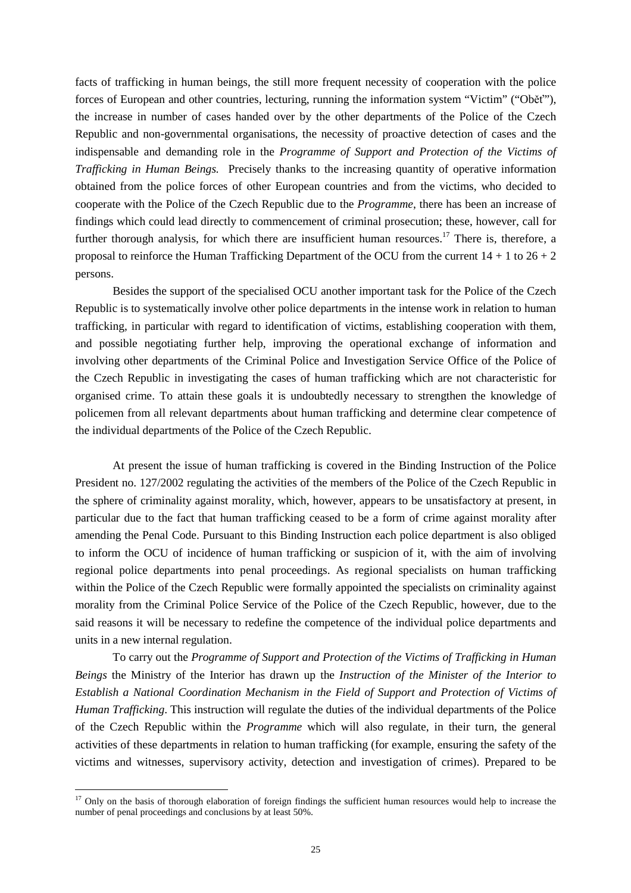facts of trafficking in human beings, the still more frequent necessity of cooperation with the police forces of European and other countries, lecturing, running the information system "Victim" ("Oběť"), the increase in number of cases handed over by the other departments of the Police of the Czech Republic and non-governmental organisations, the necessity of proactive detection of cases and the indispensable and demanding role in the *Programme of Support and Protection of the Victims of Trafficking in Human Beings.* Precisely thanks to the increasing quantity of operative information obtained from the police forces of other European countries and from the victims, who decided to cooperate with the Police of the Czech Republic due to the *Programme*, there has been an increase of findings which could lead directly to commencement of criminal prosecution; these, however, call for further thorough analysis, for which there are insufficient human resources.[17] There is, therefore, a proposal to reinforce the Human Trafficking Department of the OCU from the current 14 + 1 to 26 + 2 persons.

Besides the support of the specialised OCU another important task for the Police of the Czech Republic is to systematically involve other police departments in the intense work in relation to human trafficking, in particular with regard to identification of victims, establishing cooperation with them, and possible negotiating further help, improving the operational exchange of information and involving other departments of the Criminal Police and Investigation Service Office of the Police of the Czech Republic in investigating the cases of human trafficking which are not characteristic for organised crime. To attain these goals it is undoubtedly necessary to strengthen the knowledge of policemen from all relevant departments about human trafficking and determine clear competence of the individual departments of the Police of the Czech Republic.

At present the issue of human trafficking is covered in the Binding Instruction of the Police President no. 127/2002 regulating the activities of the members of the Police of the Czech Republic in the sphere of criminality against morality, which, however, appears to be unsatisfactory at present, in particular due to the fact that human trafficking ceased to be a form of crime against morality after amending the Penal Code. Pursuant to this Binding Instruction each police department is also obliged to inform the OCU of incidence of human trafficking or suspicion of it, with the aim of involving regional police departments into penal proceedings. As regional specialists on human trafficking within the Police of the Czech Republic were formally appointed the specialists on criminality against morality from the Criminal Police Service of the Police of the Czech Republic, however, due to the said reasons it will be necessary to redefine the competence of the individual police departments and units in a new internal regulation.

To carry out the *Programme of Support and Protection of the Victims of Trafficking in Human Beings* the Ministry of the Interior has drawn up the *Instruction of the Minister of the Interior to Establish a National Coordination Mechanism in the Field of Support and Protection of Victims of Human Trafficking*. This instruction will regulate the duties of the individual departments of the Police of the Czech Republic within the *Programme* which will also regulate, in their turn, the general activities of these departments in relation to human trafficking (for example, ensuring the safety of the victims and witnesses, supervisory activity, detection and investigation of crimes). Prepared to be

---

[17] Only on the basis of thorough elaboration of foreign findings the sufficient human resources would help to increase the number of penal proceedings and conclusions by at least 50%.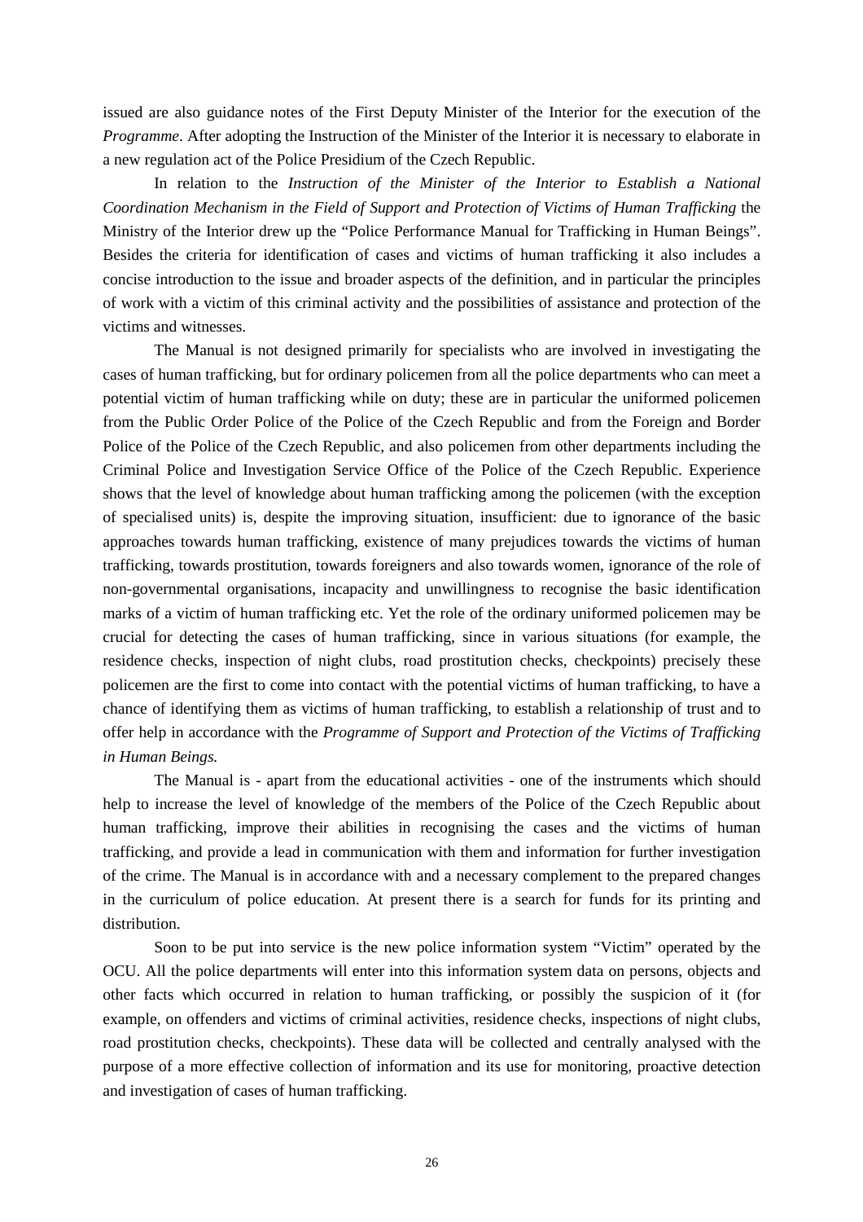issued are also guidance notes of the First Deputy Minister of the Interior for the execution of the *Programme*. After adopting the Instruction of the Minister of the Interior it is necessary to elaborate in a new regulation act of the Police Presidium of the Czech Republic.

In relation to the *Instruction of the Minister of the Interior to Establish a National Coordination Mechanism in the Field of Support and Protection of Victims of Human Trafficking* the Ministry of the Interior drew up the "Police Performance Manual for Trafficking in Human Beings". Besides the criteria for identification of cases and victims of human trafficking it also includes a concise introduction to the issue and broader aspects of the definition, and in particular the principles of work with a victim of this criminal activity and the possibilities of assistance and protection of the victims and witnesses.

The Manual is not designed primarily for specialists who are involved in investigating the cases of human trafficking, but for ordinary policemen from all the police departments who can meet a potential victim of human trafficking while on duty; these are in particular the uniformed policemen from the Public Order Police of the Police of the Czech Republic and from the Foreign and Border Police of the Police of the Czech Republic, and also policemen from other departments including the Criminal Police and Investigation Service Office of the Police of the Czech Republic. Experience shows that the level of knowledge about human trafficking among the policemen (with the exception of specialised units) is, despite the improving situation, insufficient: due to ignorance of the basic approaches towards human trafficking, existence of many prejudices towards the victims of human trafficking, towards prostitution, towards foreigners and also towards women, ignorance of the role of non-governmental organisations, incapacity and unwillingness to recognise the basic identification marks of a victim of human trafficking etc. Yet the role of the ordinary uniformed policemen may be crucial for detecting the cases of human trafficking, since in various situations (for example, the residence checks, inspection of night clubs, road prostitution checks, checkpoints) precisely these policemen are the first to come into contact with the potential victims of human trafficking, to have a chance of identifying them as victims of human trafficking, to establish a relationship of trust and to offer help in accordance with the *Programme of Support and Protection of the Victims of Trafficking in Human Beings.*

The Manual is - apart from the educational activities - one of the instruments which should help to increase the level of knowledge of the members of the Police of the Czech Republic about human trafficking, improve their abilities in recognising the cases and the victims of human trafficking, and provide a lead in communication with them and information for further investigation of the crime. The Manual is in accordance with and a necessary complement to the prepared changes in the curriculum of police education. At present there is a search for funds for its printing and distribution.

Soon to be put into service is the new police information system "Victim" operated by the OCU. All the police departments will enter into this information system data on persons, objects and other facts which occurred in relation to human trafficking, or possibly the suspicion of it (for example, on offenders and victims of criminal activities, residence checks, inspections of night clubs, road prostitution checks, checkpoints). These data will be collected and centrally analysed with the purpose of a more effective collection of information and its use for monitoring, proactive detection and investigation of cases of human trafficking.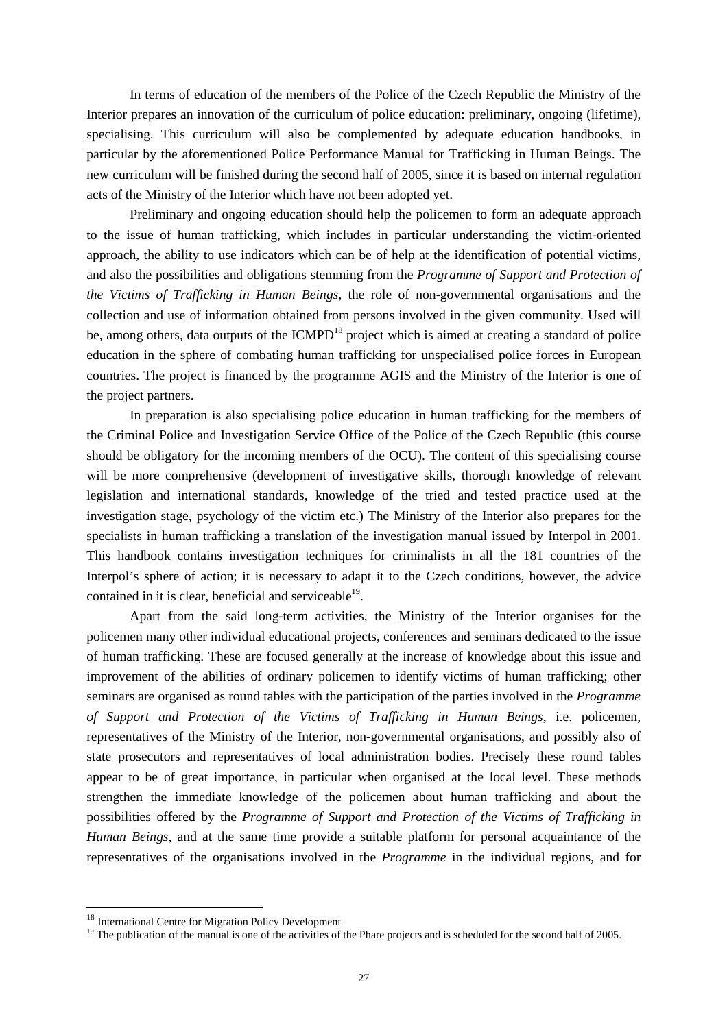In terms of education of the members of the Police of the Czech Republic the Ministry of the Interior prepares an innovation of the curriculum of police education: preliminary, ongoing (lifetime), specialising. This curriculum will also be complemented by adequate education handbooks, in particular by the aforementioned Police Performance Manual for Trafficking in Human Beings. The new curriculum will be finished during the second half of 2005, since it is based on internal regulation acts of the Ministry of the Interior which have not been adopted yet.

Preliminary and ongoing education should help the policemen to form an adequate approach to the issue of human trafficking, which includes in particular understanding the victim-oriented approach, the ability to use indicators which can be of help at the identification of potential victims, and also the possibilities and obligations stemming from the *Programme of Support and Protection of the Victims of Trafficking in Human Beings*, the role of non-governmental organisations and the collection and use of information obtained from persons involved in the given community. Used will be, among others, data outputs of the ICMPD[18] project which is aimed at creating a standard of police education in the sphere of combating human trafficking for unspecialised police forces in European countries. The project is financed by the programme AGIS and the Ministry of the Interior is one of the project partners.

In preparation is also specialising police education in human trafficking for the members of the Criminal Police and Investigation Service Office of the Police of the Czech Republic (this course should be obligatory for the incoming members of the OCU). The content of this specialising course will be more comprehensive (development of investigative skills, thorough knowledge of relevant legislation and international standards, knowledge of the tried and tested practice used at the investigation stage, psychology of the victim etc.) The Ministry of the Interior also prepares for the specialists in human trafficking a translation of the investigation manual issued by Interpol in 2001. This handbook contains investigation techniques for criminalists in all the 181 countries of the Interpol's sphere of action; it is necessary to adapt it to the Czech conditions, however, the advice contained in it is clear, beneficial and serviceable[19].

Apart from the said long-term activities, the Ministry of the Interior organises for the policemen many other individual educational projects, conferences and seminars dedicated to the issue of human trafficking. These are focused generally at the increase of knowledge about this issue and improvement of the abilities of ordinary policemen to identify victims of human trafficking; other seminars are organised as round tables with the participation of the parties involved in the *Programme of Support and Protection of the Victims of Trafficking in Human Beings*, i.e. policemen, representatives of the Ministry of the Interior, non-governmental organisations, and possibly also of state prosecutors and representatives of local administration bodies. Precisely these round tables appear to be of great importance, in particular when organised at the local level. These methods strengthen the immediate knowledge of the policemen about human trafficking and about the possibilities offered by the *Programme of Support and Protection of the Victims of Trafficking in Human Beings*, and at the same time provide a suitable platform for personal acquaintance of the representatives of the organisations involved in the *Programme* in the individual regions, and for

---

[18] International Centre for Migration Policy Development

[19] The publication of the manual is one of the activities of the Phare projects and is scheduled for the second half of 2005.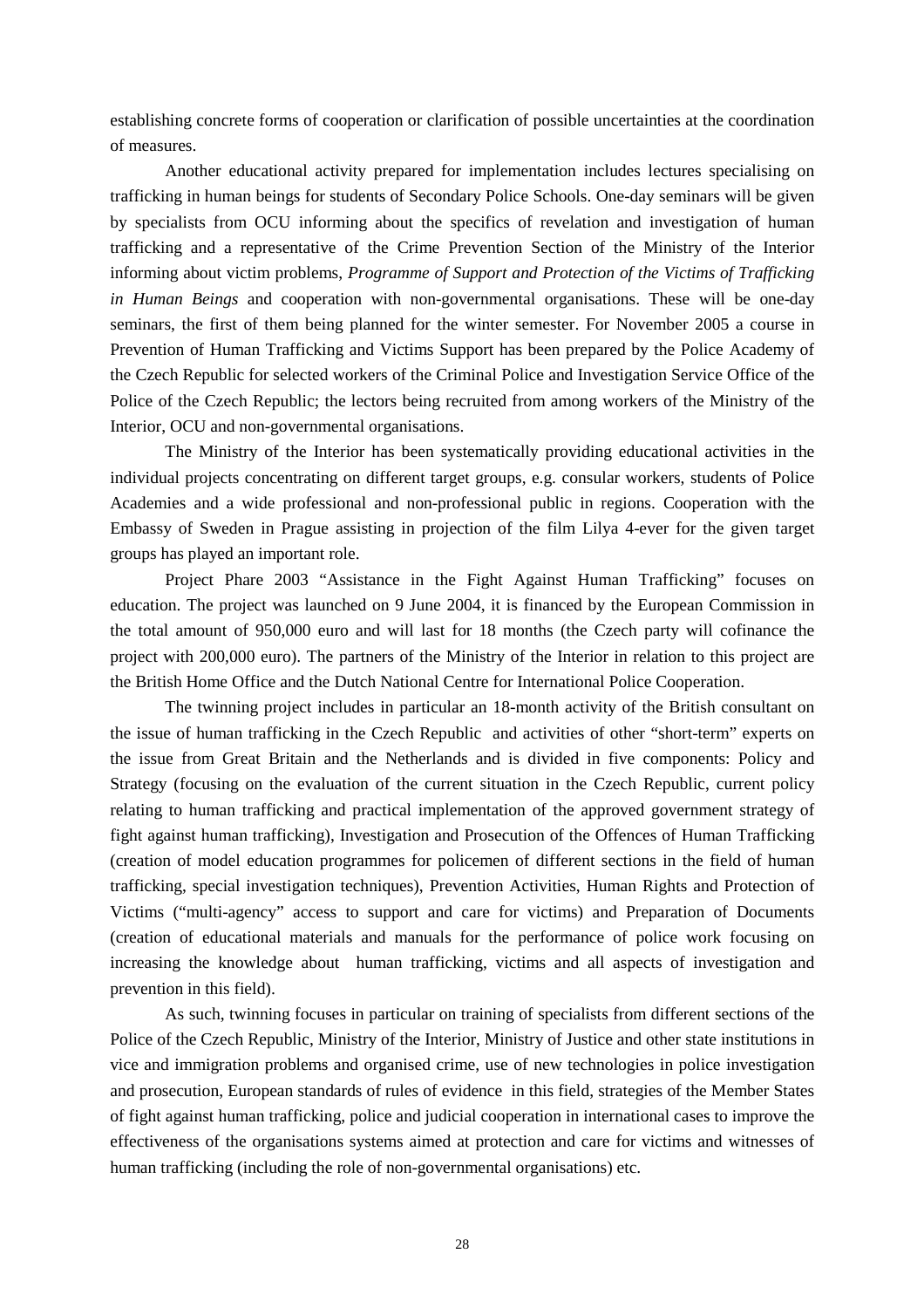establishing concrete forms of cooperation or clarification of possible uncertainties at the coordination of measures.

Another educational activity prepared for implementation includes lectures specialising on trafficking in human beings for students of Secondary Police Schools. One-day seminars will be given by specialists from OCU informing about the specifics of revelation and investigation of human trafficking and a representative of the Crime Prevention Section of the Ministry of the Interior informing about victim problems, *Programme of Support and Protection of the Victims of Trafficking in Human Beings* and cooperation with non-governmental organisations. These will be one-day seminars, the first of them being planned for the winter semester. For November 2005 a course in Prevention of Human Trafficking and Victims Support has been prepared by the Police Academy of the Czech Republic for selected workers of the Criminal Police and Investigation Service Office of the Police of the Czech Republic; the lectors being recruited from among workers of the Ministry of the Interior, OCU and non-governmental organisations.

The Ministry of the Interior has been systematically providing educational activities in the individual projects concentrating on different target groups, e.g. consular workers, students of Police Academies and a wide professional and non-professional public in regions. Cooperation with the Embassy of Sweden in Prague assisting in projection of the film Lilya 4-ever for the given target groups has played an important role.

Project Phare 2003 "Assistance in the Fight Against Human Trafficking" focuses on education. The project was launched on 9 June 2004, it is financed by the European Commission in the total amount of 950,000 euro and will last for 18 months (the Czech party will cofinance the project with 200,000 euro). The partners of the Ministry of the Interior in relation to this project are the British Home Office and the Dutch National Centre for International Police Cooperation.

The twinning project includes in particular an 18-month activity of the British consultant on the issue of human trafficking in the Czech Republic and activities of other "short-term" experts on the issue from Great Britain and the Netherlands and is divided in five components: Policy and Strategy (focusing on the evaluation of the current situation in the Czech Republic, current policy relating to human trafficking and practical implementation of the approved government strategy of fight against human trafficking), Investigation and Prosecution of the Offences of Human Trafficking (creation of model education programmes for policemen of different sections in the field of human trafficking, special investigation techniques), Prevention Activities, Human Rights and Protection of Victims ("multi-agency" access to support and care for victims) and Preparation of Documents (creation of educational materials and manuals for the performance of police work focusing on increasing the knowledge about human trafficking, victims and all aspects of investigation and prevention in this field).

As such, twinning focuses in particular on training of specialists from different sections of the Police of the Czech Republic, Ministry of the Interior, Ministry of Justice and other state institutions in vice and immigration problems and organised crime, use of new technologies in police investigation and prosecution, European standards of rules of evidence in this field, strategies of the Member States of fight against human trafficking, police and judicial cooperation in international cases to improve the effectiveness of the organisations systems aimed at protection and care for victims and witnesses of human trafficking (including the role of non-governmental organisations) etc.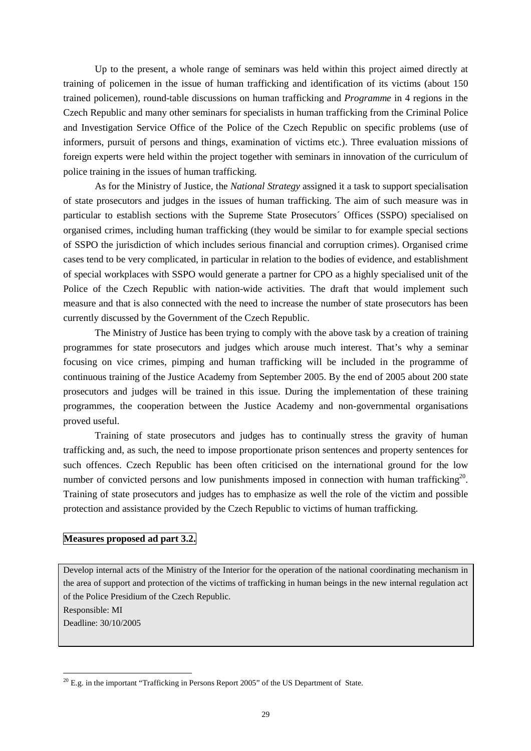Up to the present, a whole range of seminars was held within this project aimed directly at training of policemen in the issue of human trafficking and identification of its victims (about 150 trained policemen), round-table discussions on human trafficking and *Programme* in 4 regions in the Czech Republic and many other seminars for specialists in human trafficking from the Criminal Police and Investigation Service Office of the Police of the Czech Republic on specific problems (use of informers, pursuit of persons and things, examination of victims etc.). Three evaluation missions of foreign experts were held within the project together with seminars in innovation of the curriculum of police training in the issues of human trafficking.

As for the Ministry of Justice, the *National Strategy* assigned it a task to support specialisation of state prosecutors and judges in the issues of human trafficking. The aim of such measure was in particular to establish sections with the Supreme State Prosecutors´ Offices (SSPO) specialised on organised crimes, including human trafficking (they would be similar to for example special sections of SSPO the jurisdiction of which includes serious financial and corruption crimes). Organised crime cases tend to be very complicated, in particular in relation to the bodies of evidence, and establishment of special workplaces with SSPO would generate a partner for CPO as a highly specialised unit of the Police of the Czech Republic with nation-wide activities. The draft that would implement such measure and that is also connected with the need to increase the number of state prosecutors has been currently discussed by the Government of the Czech Republic.

The Ministry of Justice has been trying to comply with the above task by a creation of training programmes for state prosecutors and judges which arouse much interest. That's why a seminar focusing on vice crimes, pimping and human trafficking will be included in the programme of continuous training of the Justice Academy from September 2005. By the end of 2005 about 200 state prosecutors and judges will be trained in this issue. During the implementation of these training programmes, the cooperation between the Justice Academy and non-governmental organisations proved useful.

Training of state prosecutors and judges has to continually stress the gravity of human trafficking and, as such, the need to impose proportionate prison sentences and property sentences for such offences. Czech Republic has been often criticised on the international ground for the low number of convicted persons and low punishments imposed in connection with human trafficking[20]. Training of state prosecutors and judges has to emphasize as well the role of the victim and possible protection and assistance provided by the Czech Republic to victims of human trafficking.

**Measures proposed ad part 3.2.**

Develop internal acts of the Ministry of the Interior for the operation of the national coordinating mechanism in the area of support and protection of the victims of trafficking in human beings in the new internal regulation act of the Police Presidium of the Czech Republic.
Responsible: MI
Deadline: 30/10/2005

[20] E.g. in the important "Trafficking in Persons Report 2005" of the US Department of State.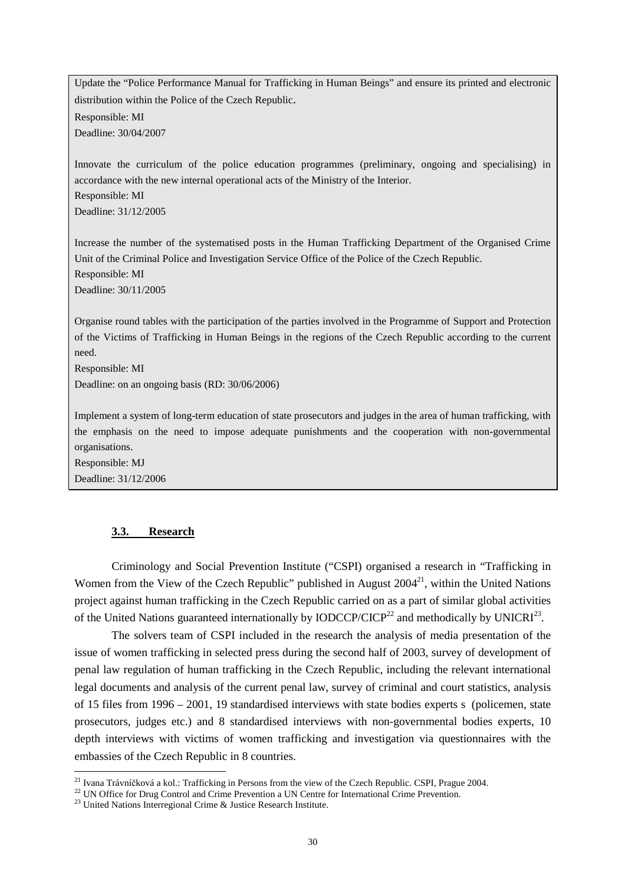Update the "Police Performance Manual for Trafficking in Human Beings" and ensure its printed and electronic distribution within the Police of the Czech Republic.
Responsible: MI
Deadline: 30/04/2007

Innovate the curriculum of the police education programmes (preliminary, ongoing and specialising) in accordance with the new internal operational acts of the Ministry of the Interior.
Responsible: MI
Deadline: 31/12/2005

Increase the number of the systematised posts in the Human Trafficking Department of the Organised Crime Unit of the Criminal Police and Investigation Service Office of the Police of the Czech Republic.
Responsible: MI
Deadline: 30/11/2005

Organise round tables with the participation of the parties involved in the Programme of Support and Protection of the Victims of Trafficking in Human Beings in the regions of the Czech Republic according to the current need.
Responsible: MI
Deadline: on an ongoing basis (RD: 30/06/2006)

Implement a system of long-term education of state prosecutors and judges in the area of human trafficking, with the emphasis on the need to impose adequate punishments and the cooperation with non-governmental organisations.
Responsible: MJ
Deadline: 31/12/2006

### 3.3. Research

Criminology and Social Prevention Institute ("CSPI) organised a research in "Trafficking in Women from the View of the Czech Republic" published in August 2004[21], within the United Nations project against human trafficking in the Czech Republic carried on as a part of similar global activities of the United Nations guaranteed internationally by IODCCP/CICP[22] and methodically by UNICRI[23].

The solvers team of CSPI included in the research the analysis of media presentation of the issue of women trafficking in selected press during the second half of 2003, survey of development of penal law regulation of human trafficking in the Czech Republic, including the relevant international legal documents and analysis of the current penal law, survey of criminal and court statistics, analysis of 15 files from 1996 – 2001, 19 standardised interviews with state bodies experts s (policemen, state prosecutors, judges etc.) and 8 standardised interviews with non-governmental bodies experts, 10 depth interviews with victims of women trafficking and investigation via questionnaires with the embassies of the Czech Republic in 8 countries.

---

[21] Ivana Trávníčková a kol.: Trafficking in Persons from the view of the Czech Republic. CSPI, Prague 2004.

[22] UN Office for Drug Control and Crime Prevention a UN Centre for International Crime Prevention.

[23] United Nations Interregional Crime & Justice Research Institute.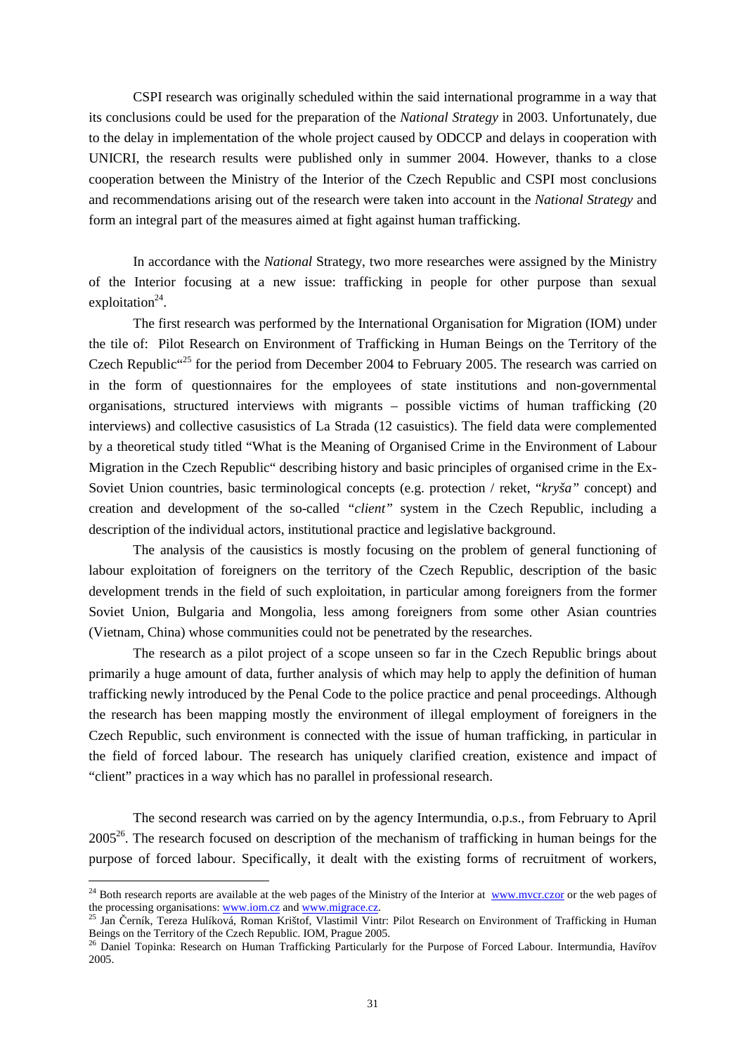CSPI research was originally scheduled within the said international programme in a way that its conclusions could be used for the preparation of the *National Strategy* in 2003. Unfortunately, due to the delay in implementation of the whole project caused by ODCCP and delays in cooperation with UNICRI, the research results were published only in summer 2004. However, thanks to a close cooperation between the Ministry of the Interior of the Czech Republic and CSPI most conclusions and recommendations arising out of the research were taken into account in the *National Strategy* and form an integral part of the measures aimed at fight against human trafficking.

In accordance with the *National* Strategy, two more researches were assigned by the Ministry of the Interior focusing at a new issue: trafficking in people for other purpose than sexual exploitation[24].

The first research was performed by the International Organisation for Migration (IOM) under the tile of: Pilot Research on Environment of Trafficking in Human Beings on the Territory of the Czech Republic“[25] for the period from December 2004 to February 2005. The research was carried on in the form of questionnaires for the employees of state institutions and non-governmental organisations, structured interviews with migrants – possible victims of human trafficking (20 interviews) and collective casusistics of La Strada (12 casuistics). The field data were complemented by a theoretical study titled "What is the Meaning of Organised Crime in the Environment of Labour Migration in the Czech Republic" describing history and basic principles of organised crime in the Ex-Soviet Union countries, basic terminological concepts (e.g. protection / reket, *"kryša"* concept) and creation and development of the so-called *"client"* system in the Czech Republic, including a description of the individual actors, institutional practice and legislative background.

The analysis of the causistics is mostly focusing on the problem of general functioning of labour exploitation of foreigners on the territory of the Czech Republic, description of the basic development trends in the field of such exploitation, in particular among foreigners from the former Soviet Union, Bulgaria and Mongolia, less among foreigners from some other Asian countries (Vietnam, China) whose communities could not be penetrated by the researches.

The research as a pilot project of a scope unseen so far in the Czech Republic brings about primarily a huge amount of data, further analysis of which may help to apply the definition of human trafficking newly introduced by the Penal Code to the police practice and penal proceedings. Although the research has been mapping mostly the environment of illegal employment of foreigners in the Czech Republic, such environment is connected with the issue of human trafficking, in particular in the field of forced labour. The research has uniquely clarified creation, existence and impact of "client" practices in a way which has no parallel in professional research.

The second research was carried on by the agency Intermundia, o.p.s., from February to April 2005[26]. The research focused on description of the mechanism of trafficking in human beings for the purpose of forced labour. Specifically, it dealt with the existing forms of recruitment of workers,

---

[24] Both research reports are available at the web pages of the Ministry of the Interior at www.mvcr.czor or the web pages of the processing organisations: www.iom.cz and www.migrace.cz.

[25] Jan Černík, Tereza Hulíková, Roman Krištof, Vlastimil Vintr: Pilot Research on Environment of Trafficking in Human Beings on the Territory of the Czech Republic. IOM, Prague 2005.

[26] Daniel Topinka: Research on Human Trafficking Particularly for the Purpose of Forced Labour. Intermundia, Havířov 2005.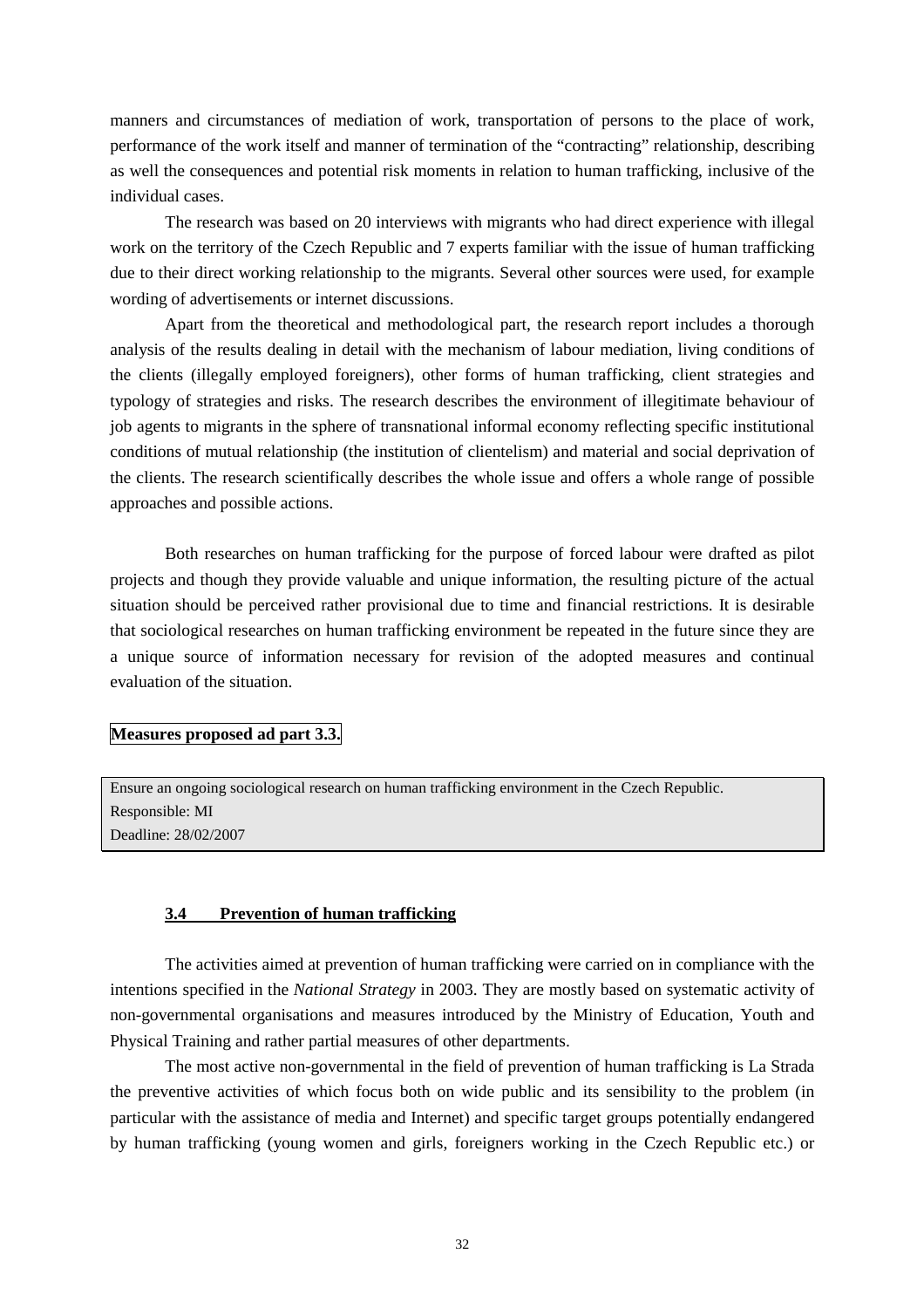manners and circumstances of mediation of work, transportation of persons to the place of work, performance of the work itself and manner of termination of the "contracting" relationship, describing as well the consequences and potential risk moments in relation to human trafficking, inclusive of the individual cases.

The research was based on 20 interviews with migrants who had direct experience with illegal work on the territory of the Czech Republic and 7 experts familiar with the issue of human trafficking due to their direct working relationship to the migrants. Several other sources were used, for example wording of advertisements or internet discussions.

Apart from the theoretical and methodological part, the research report includes a thorough analysis of the results dealing in detail with the mechanism of labour mediation, living conditions of the clients (illegally employed foreigners), other forms of human trafficking, client strategies and typology of strategies and risks. The research describes the environment of illegitimate behaviour of job agents to migrants in the sphere of transnational informal economy reflecting specific institutional conditions of mutual relationship (the institution of clientelism) and material and social deprivation of the clients. The research scientifically describes the whole issue and offers a whole range of possible approaches and possible actions.

Both researches on human trafficking for the purpose of forced labour were drafted as pilot projects and though they provide valuable and unique information, the resulting picture of the actual situation should be perceived rather provisional due to time and financial restrictions. It is desirable that sociological researches on human trafficking environment be repeated in the future since they are a unique source of information necessary for revision of the adopted measures and continual evaluation of the situation.

**Measures proposed ad part 3.3.**

Ensure an ongoing sociological research on human trafficking environment in the Czech Republic.
Responsible: MI
Deadline: 28/02/2007

### 3.4 Prevention of human trafficking

The activities aimed at prevention of human trafficking were carried on in compliance with the intentions specified in the *National Strategy* in 2003. They are mostly based on systematic activity of non-governmental organisations and measures introduced by the Ministry of Education, Youth and Physical Training and rather partial measures of other departments.

The most active non-governmental in the field of prevention of human trafficking is La Strada the preventive activities of which focus both on wide public and its sensibility to the problem (in particular with the assistance of media and Internet) and specific target groups potentially endangered by human trafficking (young women and girls, foreigners working in the Czech Republic etc.) or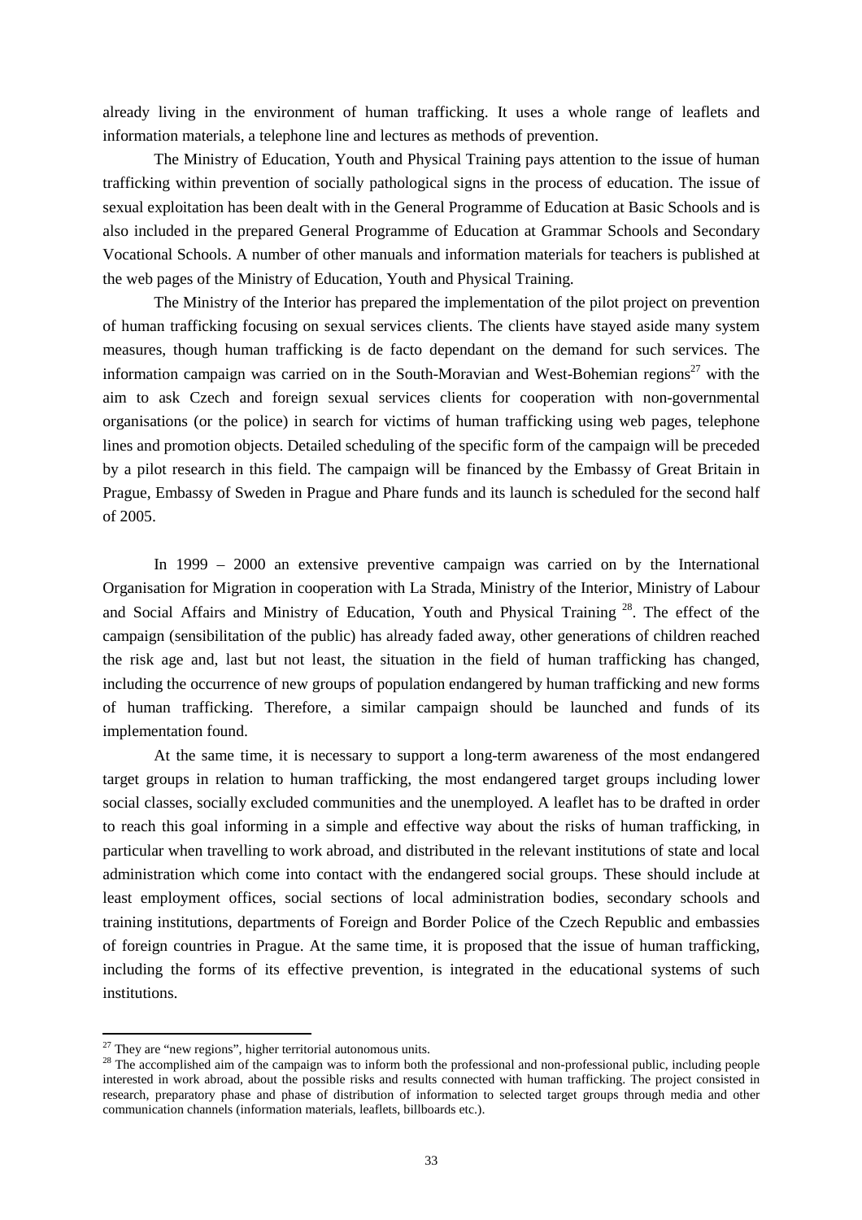already living in the environment of human trafficking. It uses a whole range of leaflets and information materials, a telephone line and lectures as methods of prevention.

The Ministry of Education, Youth and Physical Training pays attention to the issue of human trafficking within prevention of socially pathological signs in the process of education. The issue of sexual exploitation has been dealt with in the General Programme of Education at Basic Schools and is also included in the prepared General Programme of Education at Grammar Schools and Secondary Vocational Schools. A number of other manuals and information materials for teachers is published at the web pages of the Ministry of Education, Youth and Physical Training.

The Ministry of the Interior has prepared the implementation of the pilot project on prevention of human trafficking focusing on sexual services clients. The clients have stayed aside many system measures, though human trafficking is de facto dependant on the demand for such services. The information campaign was carried on in the South-Moravian and West-Bohemian regions[27] with the aim to ask Czech and foreign sexual services clients for cooperation with non-governmental organisations (or the police) in search for victims of human trafficking using web pages, telephone lines and promotion objects. Detailed scheduling of the specific form of the campaign will be preceded by a pilot research in this field. The campaign will be financed by the Embassy of Great Britain in Prague, Embassy of Sweden in Prague and Phare funds and its launch is scheduled for the second half of 2005.

In 1999 – 2000 an extensive preventive campaign was carried on by the International Organisation for Migration in cooperation with La Strada, Ministry of the Interior, Ministry of Labour and Social Affairs and Ministry of Education, Youth and Physical Training [28]. The effect of the campaign (sensibilitation of the public) has already faded away, other generations of children reached the risk age and, last but not least, the situation in the field of human trafficking has changed, including the occurrence of new groups of population endangered by human trafficking and new forms of human trafficking. Therefore, a similar campaign should be launched and funds of its implementation found.

At the same time, it is necessary to support a long-term awareness of the most endangered target groups in relation to human trafficking, the most endangered target groups including lower social classes, socially excluded communities and the unemployed. A leaflet has to be drafted in order to reach this goal informing in a simple and effective way about the risks of human trafficking, in particular when travelling to work abroad, and distributed in the relevant institutions of state and local administration which come into contact with the endangered social groups. These should include at least employment offices, social sections of local administration bodies, secondary schools and training institutions, departments of Foreign and Border Police of the Czech Republic and embassies of foreign countries in Prague. At the same time, it is proposed that the issue of human trafficking, including the forms of its effective prevention, is integrated in the educational systems of such institutions.

---

[27] They are "new regions", higher territorial autonomous units.

[28] The accomplished aim of the campaign was to inform both the professional and non-professional public, including people interested in work abroad, about the possible risks and results connected with human trafficking. The project consisted in research, preparatory phase and phase of distribution of information to selected target groups through media and other communication channels (information materials, leaflets, billboards etc.).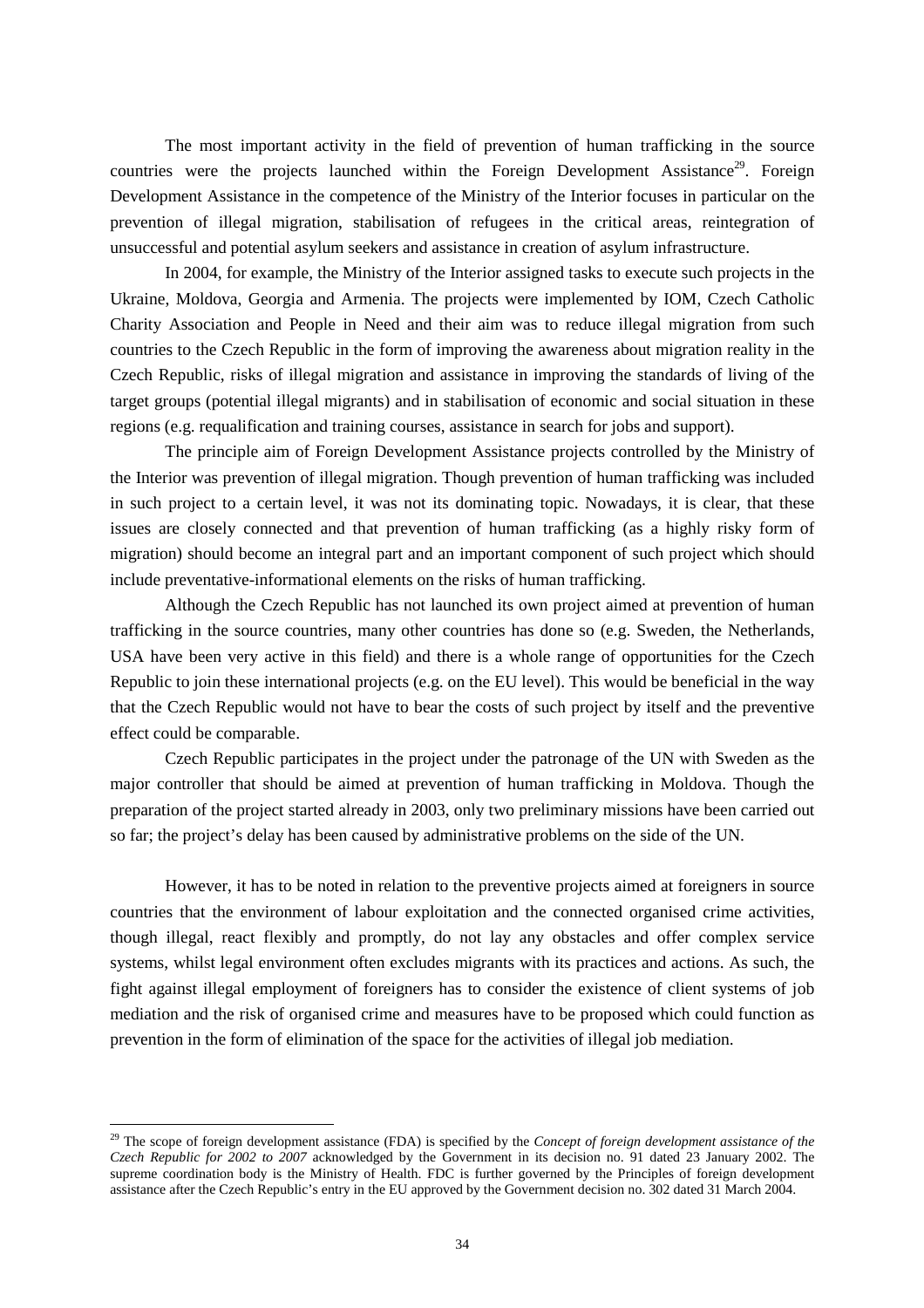The most important activity in the field of prevention of human trafficking in the source countries were the projects launched within the Foreign Development Assistance[29]. Foreign Development Assistance in the competence of the Ministry of the Interior focuses in particular on the prevention of illegal migration, stabilisation of refugees in the critical areas, reintegration of unsuccessful and potential asylum seekers and assistance in creation of asylum infrastructure.

In 2004, for example, the Ministry of the Interior assigned tasks to execute such projects in the Ukraine, Moldova, Georgia and Armenia. The projects were implemented by IOM, Czech Catholic Charity Association and People in Need and their aim was to reduce illegal migration from such countries to the Czech Republic in the form of improving the awareness about migration reality in the Czech Republic, risks of illegal migration and assistance in improving the standards of living of the target groups (potential illegal migrants) and in stabilisation of economic and social situation in these regions (e.g. requalification and training courses, assistance in search for jobs and support).

The principle aim of Foreign Development Assistance projects controlled by the Ministry of the Interior was prevention of illegal migration. Though prevention of human trafficking was included in such project to a certain level, it was not its dominating topic. Nowadays, it is clear, that these issues are closely connected and that prevention of human trafficking (as a highly risky form of migration) should become an integral part and an important component of such project which should include preventative-informational elements on the risks of human trafficking.

Although the Czech Republic has not launched its own project aimed at prevention of human trafficking in the source countries, many other countries has done so (e.g. Sweden, the Netherlands, USA have been very active in this field) and there is a whole range of opportunities for the Czech Republic to join these international projects (e.g. on the EU level). This would be beneficial in the way that the Czech Republic would not have to bear the costs of such project by itself and the preventive effect could be comparable.

Czech Republic participates in the project under the patronage of the UN with Sweden as the major controller that should be aimed at prevention of human trafficking in Moldova. Though the preparation of the project started already in 2003, only two preliminary missions have been carried out so far; the project's delay has been caused by administrative problems on the side of the UN.

However, it has to be noted in relation to the preventive projects aimed at foreigners in source countries that the environment of labour exploitation and the connected organised crime activities, though illegal, react flexibly and promptly, do not lay any obstacles and offer complex service systems, whilst legal environment often excludes migrants with its practices and actions. As such, the fight against illegal employment of foreigners has to consider the existence of client systems of job mediation and the risk of organised crime and measures have to be proposed which could function as prevention in the form of elimination of the space for the activities of illegal job mediation.

---

[29] The scope of foreign development assistance (FDA) is specified by the *Concept of foreign development assistance of the Czech Republic for 2002 to 2007* acknowledged by the Government in its decision no. 91 dated 23 January 2002. The supreme coordination body is the Ministry of Health. FDC is further governed by the Principles of foreign development assistance after the Czech Republic's entry in the EU approved by the Government decision no. 302 dated 31 March 2004.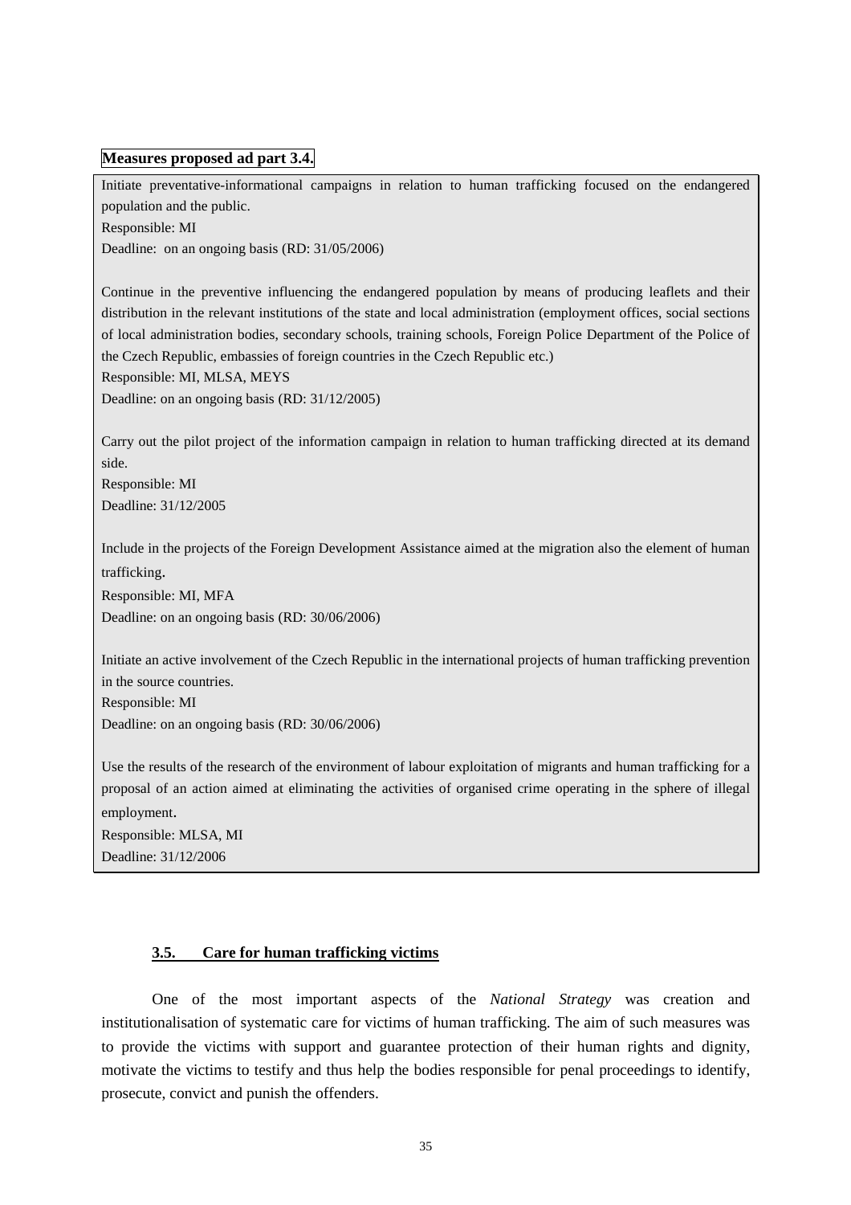**Measures proposed ad part 3.4.**

Initiate preventative-informational campaigns in relation to human trafficking focused on the endangered population and the public.
Responsible: MI
Deadline: on an ongoing basis (RD: 31/05/2006)

Continue in the preventive influencing the endangered population by means of producing leaflets and their distribution in the relevant institutions of the state and local administration (employment offices, social sections of local administration bodies, secondary schools, training schools, Foreign Police Department of the Police of the Czech Republic, embassies of foreign countries in the Czech Republic etc.)
Responsible: MI, MLSA, MEYS
Deadline: on an ongoing basis (RD: 31/12/2005)

Carry out the pilot project of the information campaign in relation to human trafficking directed at its demand side.
Responsible: MI
Deadline: 31/12/2005

Include in the projects of the Foreign Development Assistance aimed at the migration also the element of human trafficking.
Responsible: MI, MFA
Deadline: on an ongoing basis (RD: 30/06/2006)

Initiate an active involvement of the Czech Republic in the international projects of human trafficking prevention in the source countries.
Responsible: MI
Deadline: on an ongoing basis (RD: 30/06/2006)

Use the results of the research of the environment of labour exploitation of migrants and human trafficking for a proposal of an action aimed at eliminating the activities of organised crime operating in the sphere of illegal employment.
Responsible: MLSA, MI
Deadline: 31/12/2006

### 3.5. Care for human trafficking victims

One of the most important aspects of the *National Strategy* was creation and institutionalisation of systematic care for victims of human trafficking. The aim of such measures was to provide the victims with support and guarantee protection of their human rights and dignity, motivate the victims to testify and thus help the bodies responsible for penal proceedings to identify, prosecute, convict and punish the offenders.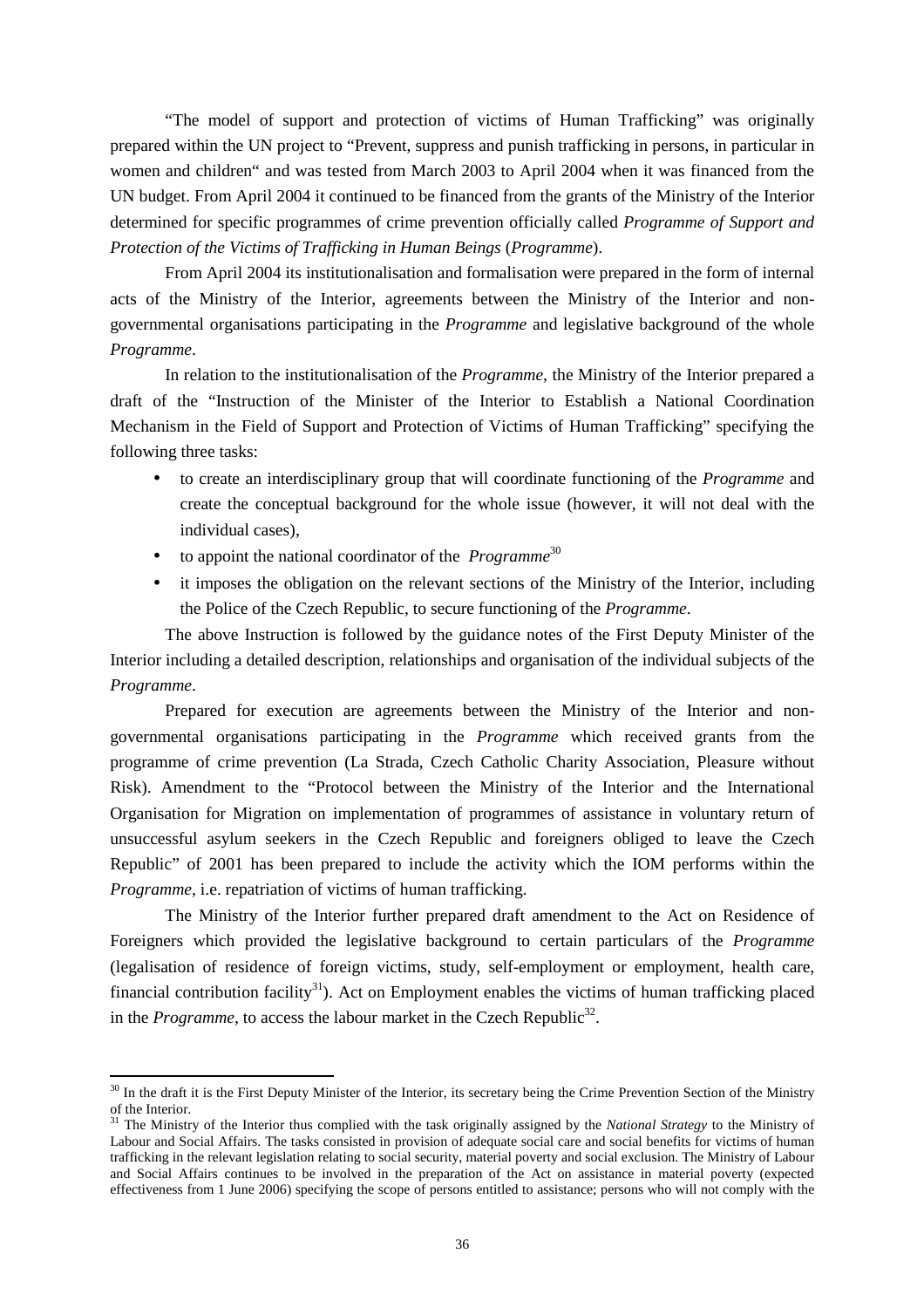"The model of support and protection of victims of Human Trafficking" was originally prepared within the UN project to "Prevent, suppress and punish trafficking in persons, in particular in women and children" and was tested from March 2003 to April 2004 when it was financed from the UN budget. From April 2004 it continued to be financed from the grants of the Ministry of the Interior determined for specific programmes of crime prevention officially called *Programme of Support and Protection of the Victims of Trafficking in Human Beings* (*Programme*).

From April 2004 its institutionalisation and formalisation were prepared in the form of internal acts of the Ministry of the Interior, agreements between the Ministry of the Interior and non-governmental organisations participating in the *Programme* and legislative background of the whole *Programme*.

In relation to the institutionalisation of the *Programme*, the Ministry of the Interior prepared a draft of the "Instruction of the Minister of the Interior to Establish a National Coordination Mechanism in the Field of Support and Protection of Victims of Human Trafficking" specifying the following three tasks:

- to create an interdisciplinary group that will coordinate functioning of the *Programme* and create the conceptual background for the whole issue (however, it will not deal with the individual cases),
- to appoint the national coordinator of the *Programme*[30]
- it imposes the obligation on the relevant sections of the Ministry of the Interior, including the Police of the Czech Republic, to secure functioning of the *Programme*.

The above Instruction is followed by the guidance notes of the First Deputy Minister of the Interior including a detailed description, relationships and organisation of the individual subjects of the *Programme*.

Prepared for execution are agreements between the Ministry of the Interior and non-governmental organisations participating in the *Programme* which received grants from the programme of crime prevention (La Strada, Czech Catholic Charity Association, Pleasure without Risk). Amendment to the "Protocol between the Ministry of the Interior and the International Organisation for Migration on implementation of programmes of assistance in voluntary return of unsuccessful asylum seekers in the Czech Republic and foreigners obliged to leave the Czech Republic" of 2001 has been prepared to include the activity which the IOM performs within the *Programme*, i.e. repatriation of victims of human trafficking.

The Ministry of the Interior further prepared draft amendment to the Act on Residence of Foreigners which provided the legislative background to certain particulars of the *Programme* (legalisation of residence of foreign victims, study, self-employment or employment, health care, financial contribution facility[31]). Act on Employment enables the victims of human trafficking placed in the *Programme*, to access the labour market in the Czech Republic[32].

---

[30] In the draft it is the First Deputy Minister of the Interior, its secretary being the Crime Prevention Section of the Ministry of the Interior.

[31] The Ministry of the Interior thus complied with the task originally assigned by the *National Strategy* to the Ministry of Labour and Social Affairs. The tasks consisted in provision of adequate social care and social benefits for victims of human trafficking in the relevant legislation relating to social security, material poverty and social exclusion. The Ministry of Labour and Social Affairs continues to be involved in the preparation of the Act on assistance in material poverty (expected effectiveness from 1 June 2006) specifying the scope of persons entitled to assistance; persons who will not comply with the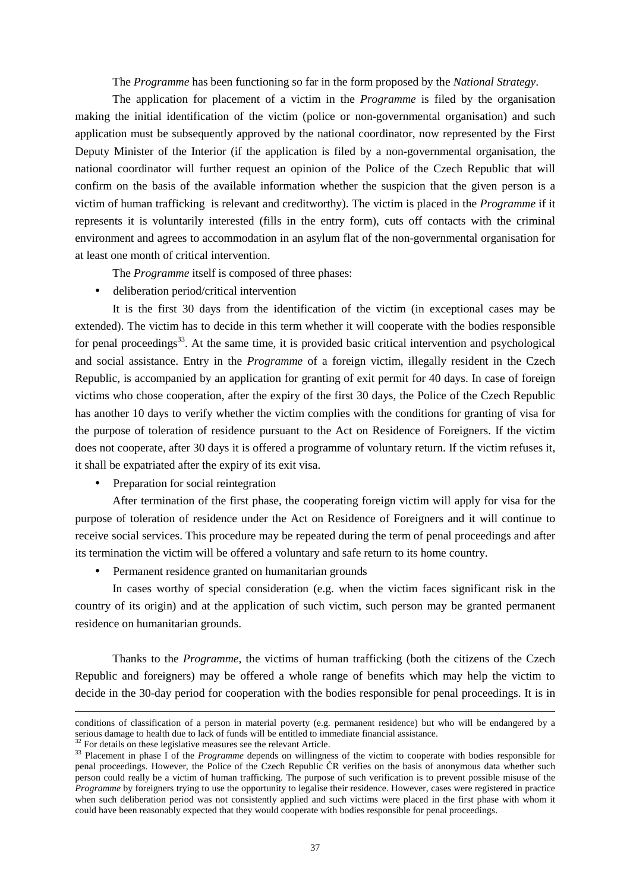The *Programme* has been functioning so far in the form proposed by the *National Strategy*.

The application for placement of a victim in the *Programme* is filed by the organisation making the initial identification of the victim (police or non-governmental organisation) and such application must be subsequently approved by the national coordinator, now represented by the First Deputy Minister of the Interior (if the application is filed by a non-governmental organisation, the national coordinator will further request an opinion of the Police of the Czech Republic that will confirm on the basis of the available information whether the suspicion that the given person is a victim of human trafficking is relevant and creditworthy). The victim is placed in the *Programme* if it represents it is voluntarily interested (fills in the entry form), cuts off contacts with the criminal environment and agrees to accommodation in an asylum flat of the non-governmental organisation for at least one month of critical intervention.

The *Programme* itself is composed of three phases:

- deliberation period/critical intervention

It is the first 30 days from the identification of the victim (in exceptional cases may be extended). The victim has to decide in this term whether it will cooperate with the bodies responsible for penal proceedings[33]. At the same time, it is provided basic critical intervention and psychological and social assistance. Entry in the *Programme* of a foreign victim, illegally resident in the Czech Republic, is accompanied by an application for granting of exit permit for 40 days. In case of foreign victims who chose cooperation, after the expiry of the first 30 days, the Police of the Czech Republic has another 10 days to verify whether the victim complies with the conditions for granting of visa for the purpose of toleration of residence pursuant to the Act on Residence of Foreigners. If the victim does not cooperate, after 30 days it is offered a programme of voluntary return. If the victim refuses it, it shall be expatriated after the expiry of its exit visa.

- Preparation for social reintegration

After termination of the first phase, the cooperating foreign victim will apply for visa for the purpose of toleration of residence under the Act on Residence of Foreigners and it will continue to receive social services. This procedure may be repeated during the term of penal proceedings and after its termination the victim will be offered a voluntary and safe return to its home country.

- Permanent residence granted on humanitarian grounds

In cases worthy of special consideration (e.g. when the victim faces significant risk in the country of its origin) and at the application of such victim, such person may be granted permanent residence on humanitarian grounds.

Thanks to the *Programme*, the victims of human trafficking (both the citizens of the Czech Republic and foreigners) may be offered a whole range of benefits which may help the victim to decide in the 30-day period for cooperation with the bodies responsible for penal proceedings. It is in

---

conditions of classification of a person in material poverty (e.g. permanent residence) but who will be endangered by a serious damage to health due to lack of funds will be entitled to immediate financial assistance.

[32] For details on these legislative measures see the relevant Article.

[33] Placement in phase I of the *Programme* depends on willingness of the victim to cooperate with bodies responsible for penal proceedings. However, the Police of the Czech Republic ČR verifies on the basis of anonymous data whether such person could really be a victim of human trafficking. The purpose of such verification is to prevent possible misuse of the *Programme* by foreigners trying to use the opportunity to legalise their residence. However, cases were registered in practice when such deliberation period was not consistently applied and such victims were placed in the first phase with whom it could have been reasonably expected that they would cooperate with bodies responsible for penal proceedings.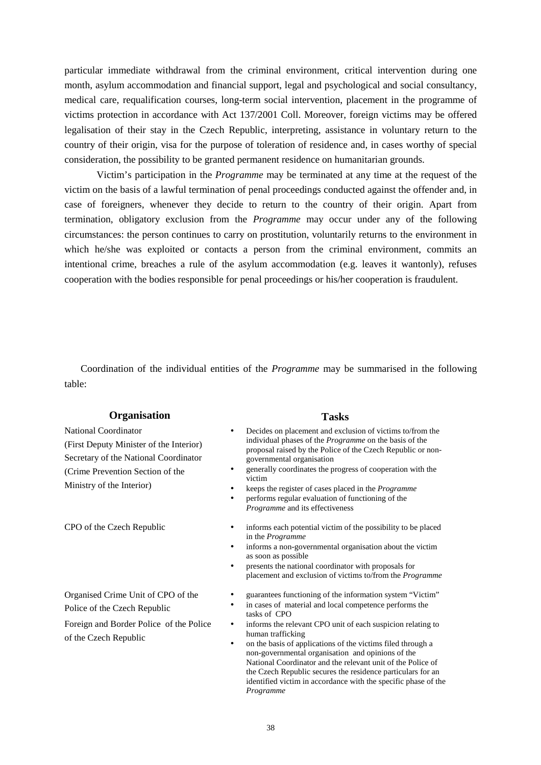particular immediate withdrawal from the criminal environment, critical intervention during one month, asylum accommodation and financial support, legal and psychological and social consultancy, medical care, requalification courses, long-term social intervention, placement in the programme of victims protection in accordance with Act 137/2001 Coll. Moreover, foreign victims may be offered legalisation of their stay in the Czech Republic, interpreting, assistance in voluntary return to the country of their origin, visa for the purpose of toleration of residence and, in cases worthy of special consideration, the possibility to be granted permanent residence on humanitarian grounds.

Victim's participation in the *Programme* may be terminated at any time at the request of the victim on the basis of a lawful termination of penal proceedings conducted against the offender and, in case of foreigners, whenever they decide to return to the country of their origin. Apart from termination, obligatory exclusion from the *Programme* may occur under any of the following circumstances: the person continues to carry on prostitution, voluntarily returns to the environment in which he/she was exploited or contacts a person from the criminal environment, commits an intentional crime, breaches a rule of the asylum accommodation (e.g. leaves it wantonly), refuses cooperation with the bodies responsible for penal proceedings or his/her cooperation is fraudulent.

Coordination of the individual entities of the *Programme* may be summarised in the following table:

| Organisation | Tasks |
|---|---|
| National Coordinator (First Deputy Minister of the Interior) Secretary of the National Coordinator (Crime Prevention Section of the Ministry of the Interior) | • Decides on placement and exclusion of victims to/from the individual phases of the *Programme* on the basis of the proposal raised by the Police of the Czech Republic or non-governmental organisation<br>• generally coordinates the progress of cooperation with the victim<br>• keeps the register of cases placed in the *Programme*<br>• performs regular evaluation of functioning of the *Programme* and its effectiveness |
| CPO of the Czech Republic | • informs each potential victim of the possibility to be placed in the *Programme*<br>• informs a non-governmental organisation about the victim as soon as possible<br>• presents the national coordinator with proposals for placement and exclusion of victims to/from the *Programme* |
| Organised Crime Unit of CPO of the Police of the Czech Republic | • guarantees functioning of the information system "Victim"<br>• in cases of material and local competence performs the tasks of CPO |
| Foreign and Border Police of the Police of the Czech Republic | • informs the relevant CPO unit of each suspicion relating to human trafficking<br>• on the basis of applications of the victims filed through a non-governmental organisation and opinions of the National Coordinator and the relevant unit of the Police of the Czech Republic secures the residence particulars for an identified victim in accordance with the specific phase of the *Programme* |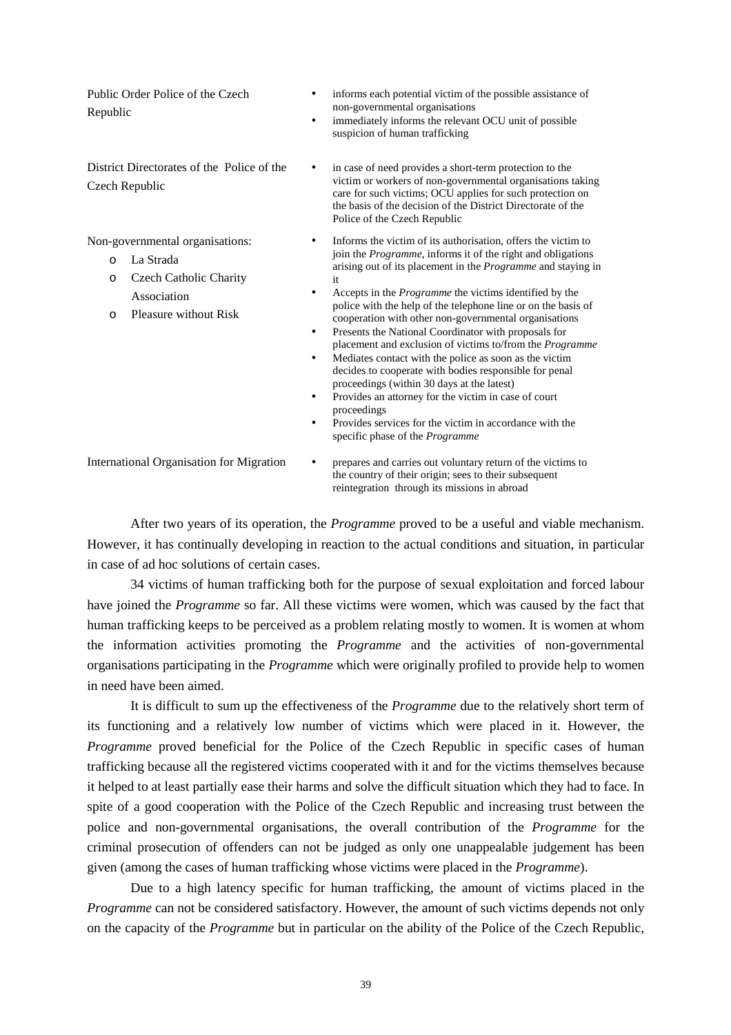| | |
|---|---|
| Public Order Police of the Czech Republic | • informs each potential victim of the possible assistance of non-governmental organisations<br>• immediately informs the relevant OCU unit of possible suspicion of human trafficking |
| District Directorates of the Police of the Czech Republic | • in case of need provides a short-term protection to the victim or workers of non-governmental organisations taking care for such victims; OCU applies for such protection on the basis of the decision of the District Directorate of the Police of the Czech Republic |
| Non-governmental organisations:<br>o La Strada<br>o Czech Catholic Charity Association<br>o Pleasure without Risk | • Informs the victim of its authorisation, offers the victim to join the *Programme*, informs it of the right and obligations arising out of its placement in the *Programme* and staying in it<br>• Accepts in the *Programme* the victims identified by the police with the help of the telephone line or on the basis of cooperation with other non-governmental organisations<br>• Presents the National Coordinator with proposals for placement and exclusion of victims to/from the *Programme*<br>• Mediates contact with the police as soon as the victim decides to cooperate with bodies responsible for penal proceedings (within 30 days at the latest)<br>• Provides an attorney for the victim in case of court proceedings<br>• Provides services for the victim in accordance with the specific phase of the *Programme* |
| International Organisation for Migration | • prepares and carries out voluntary return of the victims to the country of their origin; sees to their subsequent reintegration through its missions in abroad |

After two years of its operation, the *Programme* proved to be a useful and viable mechanism. However, it has continually developing in reaction to the actual conditions and situation, in particular in case of ad hoc solutions of certain cases.

34 victims of human trafficking both for the purpose of sexual exploitation and forced labour have joined the *Programme* so far. All these victims were women, which was caused by the fact that human trafficking keeps to be perceived as a problem relating mostly to women. It is women at whom the information activities promoting the *Programme* and the activities of non-governmental organisations participating in the *Programme* which were originally profiled to provide help to women in need have been aimed.

It is difficult to sum up the effectiveness of the *Programme* due to the relatively short term of its functioning and a relatively low number of victims which were placed in it. However, the *Programme* proved beneficial for the Police of the Czech Republic in specific cases of human trafficking because all the registered victims cooperated with it and for the victims themselves because it helped to at least partially ease their harms and solve the difficult situation which they had to face. In spite of a good cooperation with the Police of the Czech Republic and increasing trust between the police and non-governmental organisations, the overall contribution of the *Programme* for the criminal prosecution of offenders can not be judged as only one unappealable judgement has been given (among the cases of human trafficking whose victims were placed in the *Programme*).

Due to a high latency specific for human trafficking, the amount of victims placed in the *Programme* can not be considered satisfactory. However, the amount of such victims depends not only on the capacity of the *Programme* but in particular on the ability of the Police of the Czech Republic,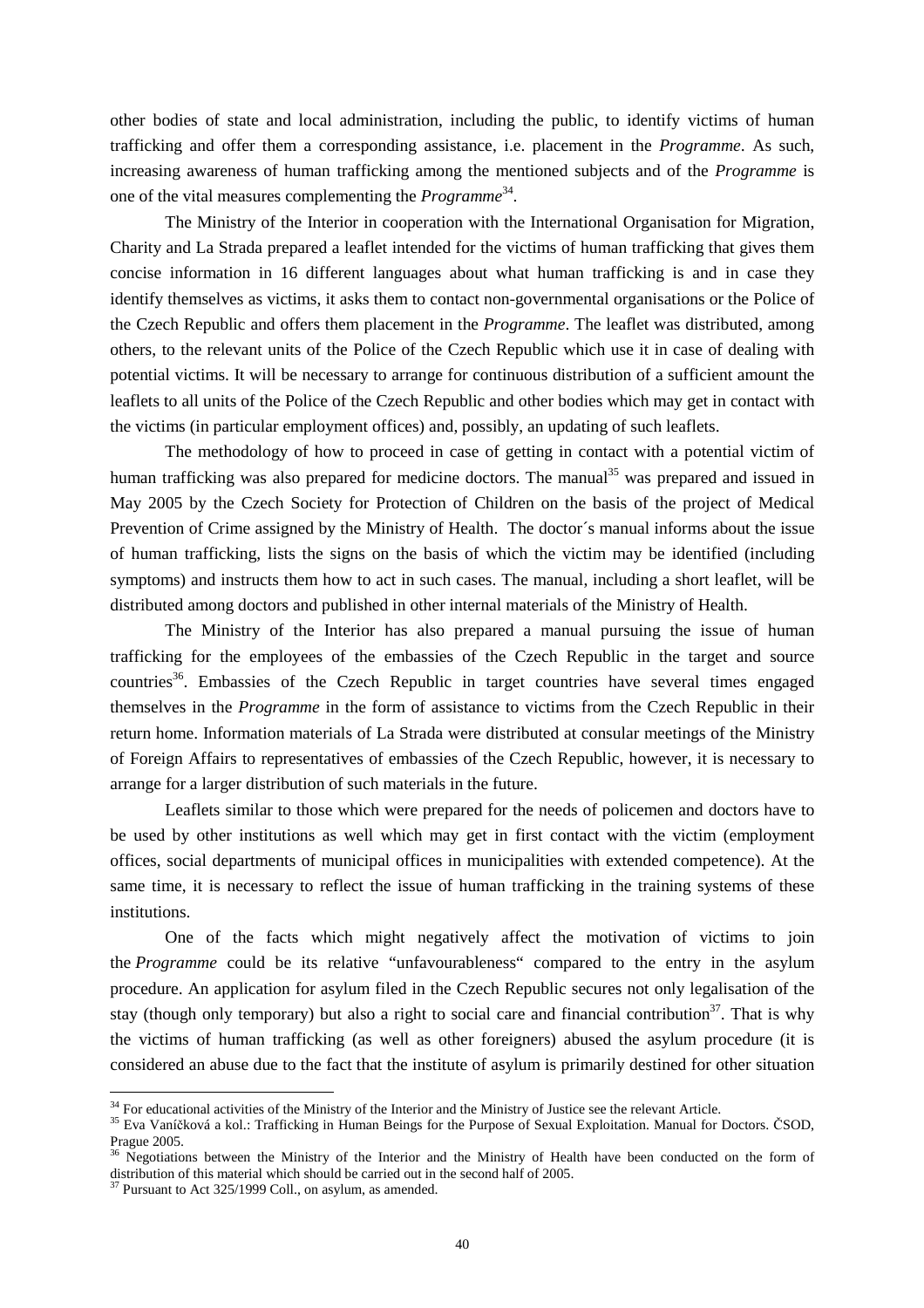other bodies of state and local administration, including the public, to identify victims of human trafficking and offer them a corresponding assistance, i.e. placement in the *Programme*. As such, increasing awareness of human trafficking among the mentioned subjects and of the *Programme* is one of the vital measures complementing the *Programme*[34].

The Ministry of the Interior in cooperation with the International Organisation for Migration, Charity and La Strada prepared a leaflet intended for the victims of human trafficking that gives them concise information in 16 different languages about what human trafficking is and in case they identify themselves as victims, it asks them to contact non-governmental organisations or the Police of the Czech Republic and offers them placement in the *Programme*. The leaflet was distributed, among others, to the relevant units of the Police of the Czech Republic which use it in case of dealing with potential victims. It will be necessary to arrange for continuous distribution of a sufficient amount the leaflets to all units of the Police of the Czech Republic and other bodies which may get in contact with the victims (in particular employment offices) and, possibly, an updating of such leaflets.

The methodology of how to proceed in case of getting in contact with a potential victim of human trafficking was also prepared for medicine doctors. The manual[35] was prepared and issued in May 2005 by the Czech Society for Protection of Children on the basis of the project of Medical Prevention of Crime assigned by the Ministry of Health. The doctor´s manual informs about the issue of human trafficking, lists the signs on the basis of which the victim may be identified (including symptoms) and instructs them how to act in such cases. The manual, including a short leaflet, will be distributed among doctors and published in other internal materials of the Ministry of Health.

The Ministry of the Interior has also prepared a manual pursuing the issue of human trafficking for the employees of the embassies of the Czech Republic in the target and source countries[36]. Embassies of the Czech Republic in target countries have several times engaged themselves in the *Programme* in the form of assistance to victims from the Czech Republic in their return home. Information materials of La Strada were distributed at consular meetings of the Ministry of Foreign Affairs to representatives of embassies of the Czech Republic, however, it is necessary to arrange for a larger distribution of such materials in the future.

Leaflets similar to those which were prepared for the needs of policemen and doctors have to be used by other institutions as well which may get in first contact with the victim (employment offices, social departments of municipal offices in municipalities with extended competence). At the same time, it is necessary to reflect the issue of human trafficking in the training systems of these institutions.

One of the facts which might negatively affect the motivation of victims to join the *Programme* could be its relative "unfavourableness" compared to the entry in the asylum procedure. An application for asylum filed in the Czech Republic secures not only legalisation of the stay (though only temporary) but also a right to social care and financial contribution[37]. That is why the victims of human trafficking (as well as other foreigners) abused the asylum procedure (it is considered an abuse due to the fact that the institute of asylum is primarily destined for other situation

---

[34] For educational activities of the Ministry of the Interior and the Ministry of Justice see the relevant Article.

[35] Eva Vaníčková a kol.: Trafficking in Human Beings for the Purpose of Sexual Exploitation. Manual for Doctors. ČSOD, Prague 2005.

[36] Negotiations between the Ministry of the Interior and the Ministry of Health have been conducted on the form of distribution of this material which should be carried out in the second half of 2005.

[37] Pursuant to Act 325/1999 Coll., on asylum, as amended.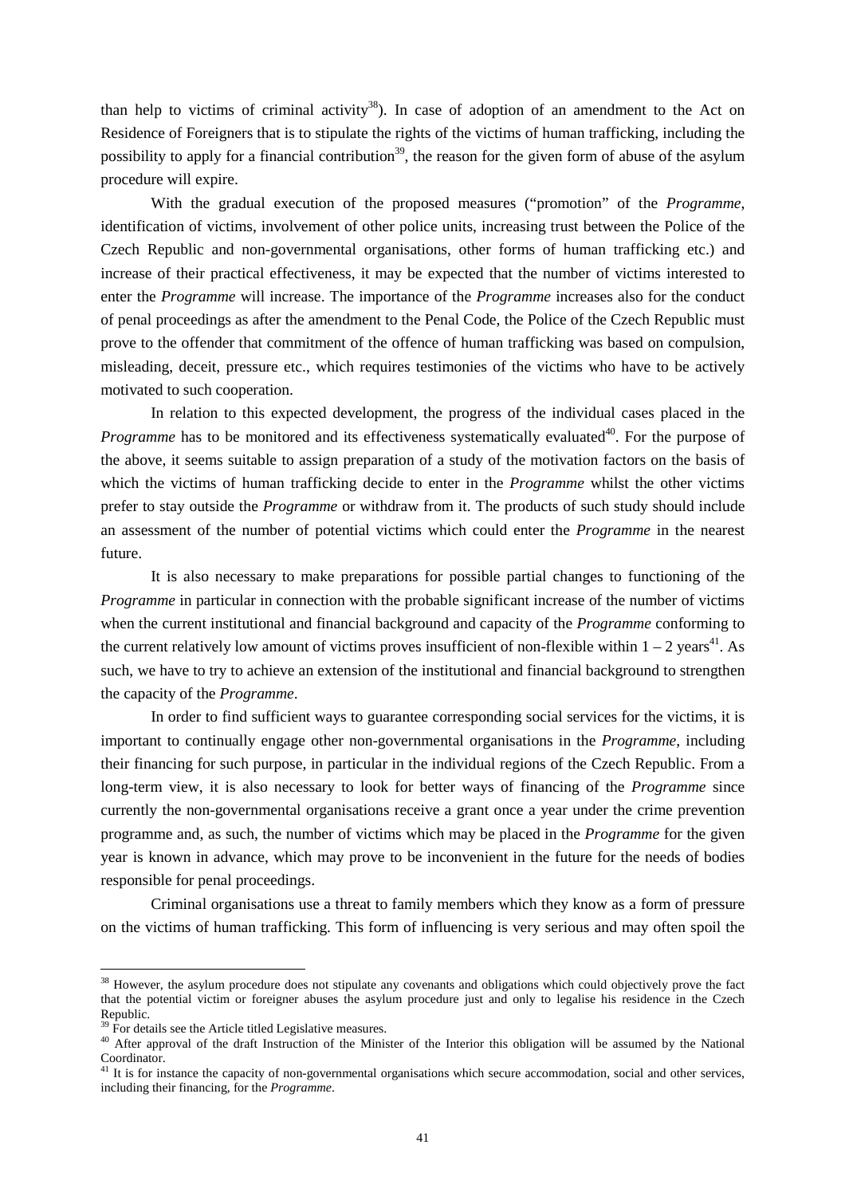than help to victims of criminal activity[38]). In case of adoption of an amendment to the Act on Residence of Foreigners that is to stipulate the rights of the victims of human trafficking, including the possibility to apply for a financial contribution[39], the reason for the given form of abuse of the asylum procedure will expire.

With the gradual execution of the proposed measures ("promotion" of the *Programme*, identification of victims, involvement of other police units, increasing trust between the Police of the Czech Republic and non-governmental organisations, other forms of human trafficking etc.) and increase of their practical effectiveness, it may be expected that the number of victims interested to enter the *Programme* will increase. The importance of the *Programme* increases also for the conduct of penal proceedings as after the amendment to the Penal Code, the Police of the Czech Republic must prove to the offender that commitment of the offence of human trafficking was based on compulsion, misleading, deceit, pressure etc., which requires testimonies of the victims who have to be actively motivated to such cooperation.

In relation to this expected development, the progress of the individual cases placed in the *Programme* has to be monitored and its effectiveness systematically evaluated[40]. For the purpose of the above, it seems suitable to assign preparation of a study of the motivation factors on the basis of which the victims of human trafficking decide to enter in the *Programme* whilst the other victims prefer to stay outside the *Programme* or withdraw from it. The products of such study should include an assessment of the number of potential victims which could enter the *Programme* in the nearest future.

It is also necessary to make preparations for possible partial changes to functioning of the *Programme* in particular in connection with the probable significant increase of the number of victims when the current institutional and financial background and capacity of the *Programme* conforming to the current relatively low amount of victims proves insufficient of non-flexible within 1 – 2 years[41]. As such, we have to try to achieve an extension of the institutional and financial background to strengthen the capacity of the *Programme*.

In order to find sufficient ways to guarantee corresponding social services for the victims, it is important to continually engage other non-governmental organisations in the *Programme*, including their financing for such purpose, in particular in the individual regions of the Czech Republic. From a long-term view, it is also necessary to look for better ways of financing of the *Programme* since currently the non-governmental organisations receive a grant once a year under the crime prevention programme and, as such, the number of victims which may be placed in the *Programme* for the given year is known in advance, which may prove to be inconvenient in the future for the needs of bodies responsible for penal proceedings.

Criminal organisations use a threat to family members which they know as a form of pressure on the victims of human trafficking. This form of influencing is very serious and may often spoil the

---

[38] However, the asylum procedure does not stipulate any covenants and obligations which could objectively prove the fact that the potential victim or foreigner abuses the asylum procedure just and only to legalise his residence in the Czech Republic.

[39] For details see the Article titled Legislative measures.

[40] After approval of the draft Instruction of the Minister of the Interior this obligation will be assumed by the National Coordinator.

[41] It is for instance the capacity of non-governmental organisations which secure accommodation, social and other services, including their financing, for the *Programme*.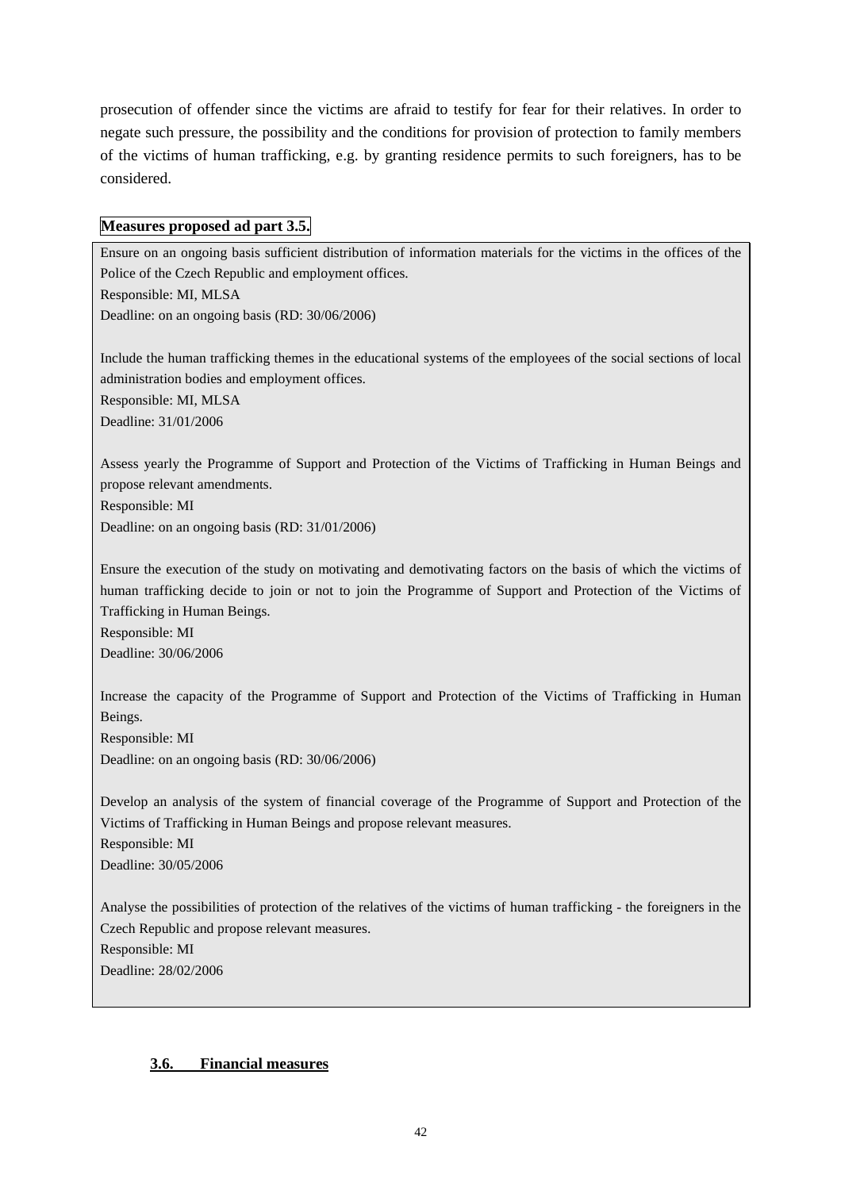prosecution of offender since the victims are afraid to testify for fear for their relatives. In order to negate such pressure, the possibility and the conditions for provision of protection to family members of the victims of human trafficking, e.g. by granting residence permits to such foreigners, has to be considered.

**Measures proposed ad part 3.5.**

Ensure on an ongoing basis sufficient distribution of information materials for the victims in the offices of the Police of the Czech Republic and employment offices.
Responsible: MI, MLSA
Deadline: on an ongoing basis (RD: 30/06/2006)

Include the human trafficking themes in the educational systems of the employees of the social sections of local administration bodies and employment offices.
Responsible: MI, MLSA
Deadline: 31/01/2006

Assess yearly the Programme of Support and Protection of the Victims of Trafficking in Human Beings and propose relevant amendments.
Responsible: MI
Deadline: on an ongoing basis (RD: 31/01/2006)

Ensure the execution of the study on motivating and demotivating factors on the basis of which the victims of human trafficking decide to join or not to join the Programme of Support and Protection of the Victims of Trafficking in Human Beings.
Responsible: MI
Deadline: 30/06/2006

Increase the capacity of the Programme of Support and Protection of the Victims of Trafficking in Human Beings.
Responsible: MI
Deadline: on an ongoing basis (RD: 30/06/2006)

Develop an analysis of the system of financial coverage of the Programme of Support and Protection of the Victims of Trafficking in Human Beings and propose relevant measures.
Responsible: MI
Deadline: 30/05/2006

Analyse the possibilities of protection of the relatives of the victims of human trafficking - the foreigners in the Czech Republic and propose relevant measures.
Responsible: MI
Deadline: 28/02/2006

### 3.6. Financial measures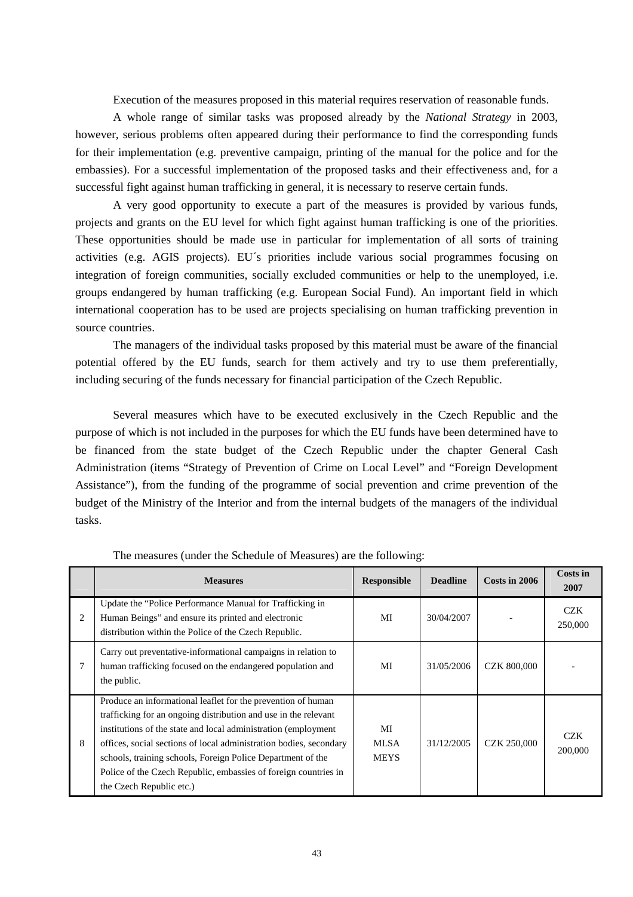Execution of the measures proposed in this material requires reservation of reasonable funds.

A whole range of similar tasks was proposed already by the *National Strategy* in 2003, however, serious problems often appeared during their performance to find the corresponding funds for their implementation (e.g. preventive campaign, printing of the manual for the police and for the embassies). For a successful implementation of the proposed tasks and their effectiveness and, for a successful fight against human trafficking in general, it is necessary to reserve certain funds.

A very good opportunity to execute a part of the measures is provided by various funds, projects and grants on the EU level for which fight against human trafficking is one of the priorities. These opportunities should be made use in particular for implementation of all sorts of training activities (e.g. AGIS projects). EU´s priorities include various social programmes focusing on integration of foreign communities, socially excluded communities or help to the unemployed, i.e. groups endangered by human trafficking (e.g. European Social Fund). An important field in which international cooperation has to be used are projects specialising on human trafficking prevention in source countries.

The managers of the individual tasks proposed by this material must be aware of the financial potential offered by the EU funds, search for them actively and try to use them preferentially, including securing of the funds necessary for financial participation of the Czech Republic.

Several measures which have to be executed exclusively in the Czech Republic and the purpose of which is not included in the purposes for which the EU funds have been determined have to be financed from the state budget of the Czech Republic under the chapter General Cash Administration (items "Strategy of Prevention of Crime on Local Level" and "Foreign Development Assistance"), from the funding of the programme of social prevention and crime prevention of the budget of the Ministry of the Interior and from the internal budgets of the managers of the individual tasks.

The measures (under the Schedule of Measures) are the following:

| | **Measures** | **Responsible** | **Deadline** | **Costs in 2006** | **Costs in 2007** |
|---|---|---|---|---|---|
| 2 | Update the "Police Performance Manual for Trafficking in Human Beings" and ensure its printed and electronic distribution within the Police of the Czech Republic. | MI | 30/04/2007 | - | CZK 250,000 |
| 7 | Carry out preventative-informational campaigns in relation to human trafficking focused on the endangered population and the public. | MI | 31/05/2006 | CZK 800,000 | - |
| 8 | Produce an informational leaflet for the prevention of human trafficking for an ongoing distribution and use in the relevant institutions of the state and local administration (employment offices, social sections of local administration bodies, secondary schools, training schools, Foreign Police Department of the Police of the Czech Republic, embassies of foreign countries in the Czech Republic etc.) | MI<br>MLSA<br>MEYS | 31/12/2005 | CZK 250,000 | CZK 200,000 |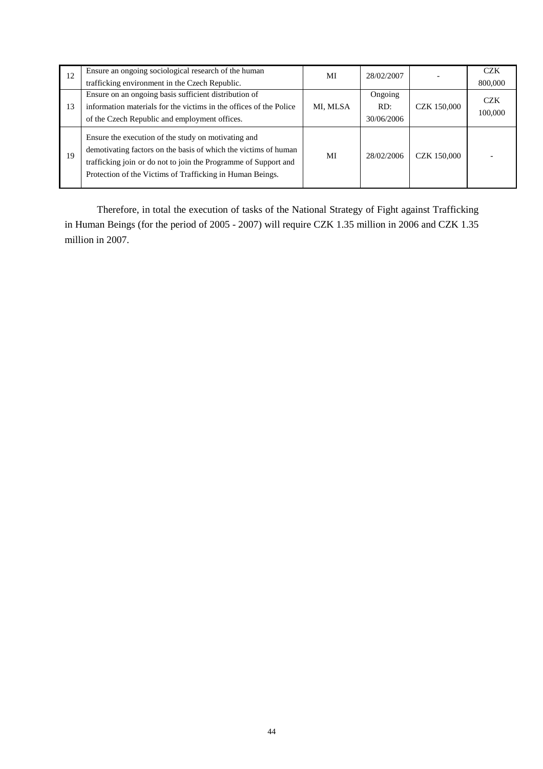| 12 | Ensure an ongoing sociological research of the human trafficking environment in the Czech Republic. | MI | 28/02/2007 | - | CZK 800,000 |
|---|---|---|---|---|---|
| 13 | Ensure on an ongoing basis sufficient distribution of information materials for the victims in the offices of the Police of the Czech Republic and employment offices. | MI, MLSA | Ongoing RD: 30/06/2006 | CZK 150,000 | CZK 100,000 |
| 19 | Ensure the execution of the study on motivating and demotivating factors on the basis of which the victims of human trafficking join or do not to join the Programme of Support and Protection of the Victims of Trafficking in Human Beings. | MI | 28/02/2006 | CZK 150,000 | - |

Therefore, in total the execution of tasks of the National Strategy of Fight against Trafficking in Human Beings (for the period of 2005 - 2007) will require CZK 1.35 million in 2006 and CZK 1.35 million in 2007.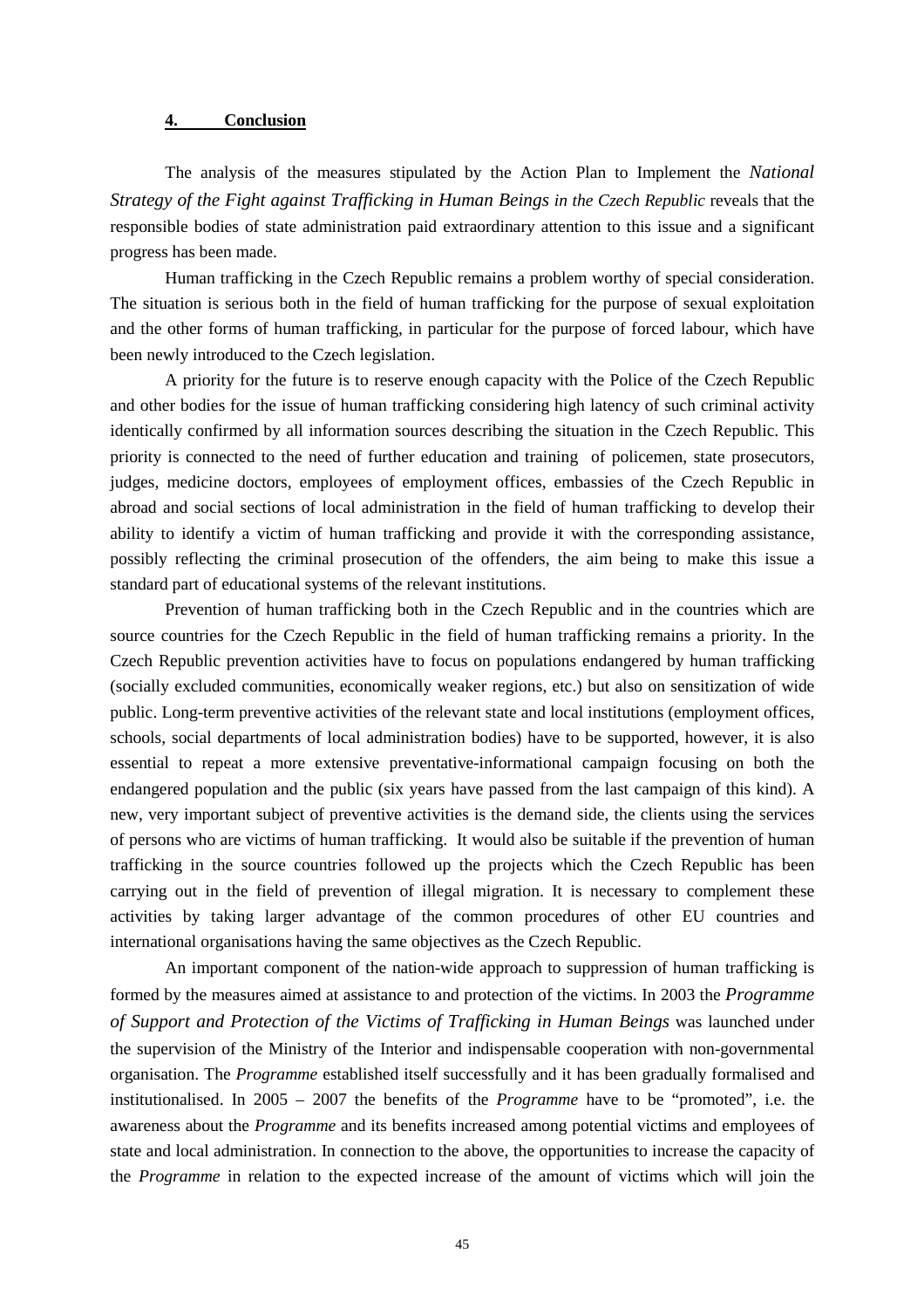## 4. Conclusion

The analysis of the measures stipulated by the Action Plan to Implement the *National Strategy of the Fight against Trafficking in Human Beings in the Czech Republic* reveals that the responsible bodies of state administration paid extraordinary attention to this issue and a significant progress has been made.

Human trafficking in the Czech Republic remains a problem worthy of special consideration. The situation is serious both in the field of human trafficking for the purpose of sexual exploitation and the other forms of human trafficking, in particular for the purpose of forced labour, which have been newly introduced to the Czech legislation.

A priority for the future is to reserve enough capacity with the Police of the Czech Republic and other bodies for the issue of human trafficking considering high latency of such criminal activity identically confirmed by all information sources describing the situation in the Czech Republic. This priority is connected to the need of further education and training of policemen, state prosecutors, judges, medicine doctors, employees of employment offices, embassies of the Czech Republic in abroad and social sections of local administration in the field of human trafficking to develop their ability to identify a victim of human trafficking and provide it with the corresponding assistance, possibly reflecting the criminal prosecution of the offenders, the aim being to make this issue a standard part of educational systems of the relevant institutions.

Prevention of human trafficking both in the Czech Republic and in the countries which are source countries for the Czech Republic in the field of human trafficking remains a priority. In the Czech Republic prevention activities have to focus on populations endangered by human trafficking (socially excluded communities, economically weaker regions, etc.) but also on sensitization of wide public. Long-term preventive activities of the relevant state and local institutions (employment offices, schools, social departments of local administration bodies) have to be supported, however, it is also essential to repeat a more extensive preventative-informational campaign focusing on both the endangered population and the public (six years have passed from the last campaign of this kind). A new, very important subject of preventive activities is the demand side, the clients using the services of persons who are victims of human trafficking. It would also be suitable if the prevention of human trafficking in the source countries followed up the projects which the Czech Republic has been carrying out in the field of prevention of illegal migration. It is necessary to complement these activities by taking larger advantage of the common procedures of other EU countries and international organisations having the same objectives as the Czech Republic.

An important component of the nation-wide approach to suppression of human trafficking is formed by the measures aimed at assistance to and protection of the victims. In 2003 the *Programme of Support and Protection of the Victims of Trafficking in Human Beings* was launched under the supervision of the Ministry of the Interior and indispensable cooperation with non-governmental organisation. The *Programme* established itself successfully and it has been gradually formalised and institutionalised. In 2005 – 2007 the benefits of the *Programme* have to be "promoted", i.e. the awareness about the *Programme* and its benefits increased among potential victims and employees of state and local administration. In connection to the above, the opportunities to increase the capacity of the *Programme* in relation to the expected increase of the amount of victims which will join the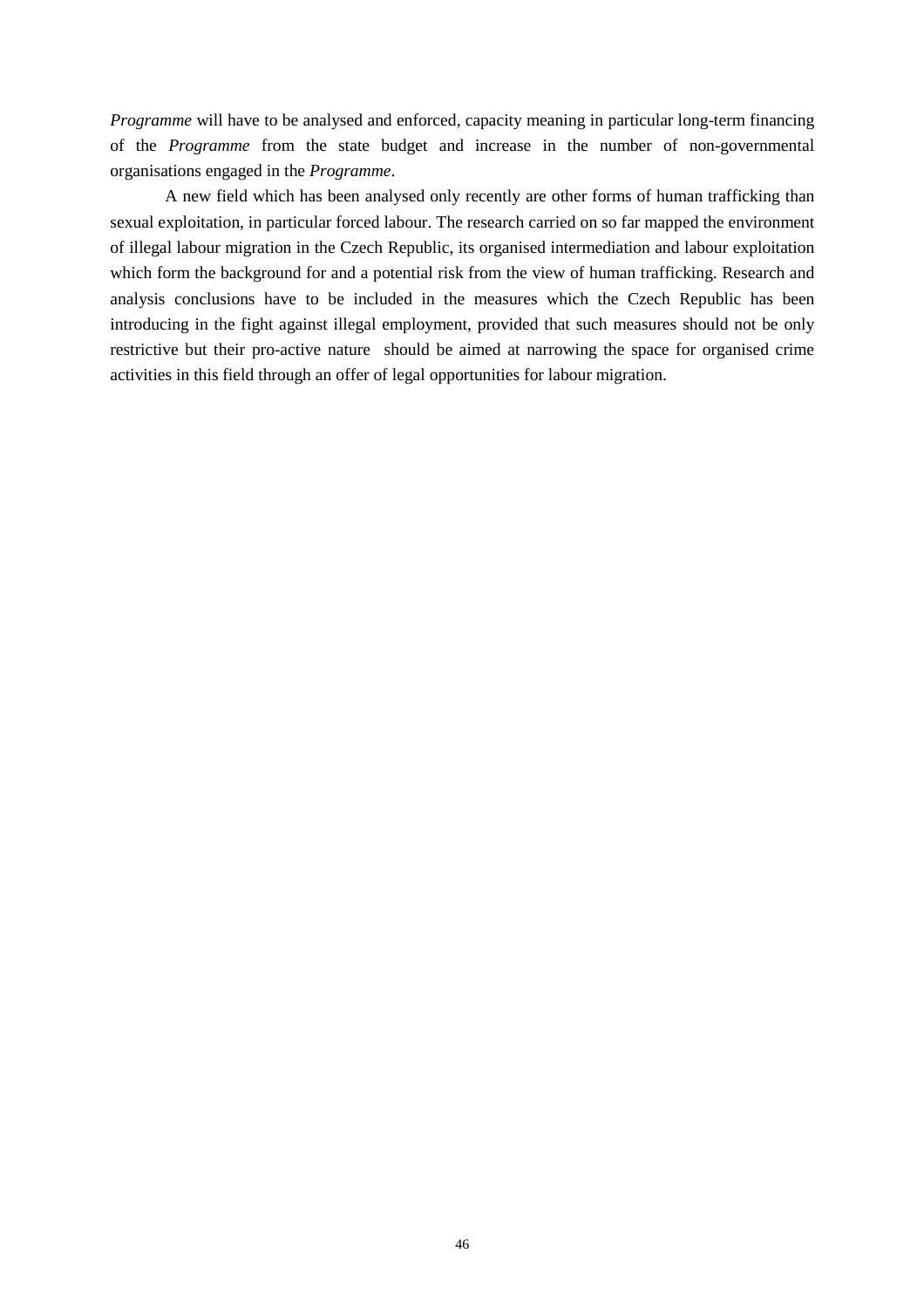*Programme* will have to be analysed and enforced, capacity meaning in particular long-term financing of the *Programme* from the state budget and increase in the number of non-governmental organisations engaged in the *Programme*.

A new field which has been analysed only recently are other forms of human trafficking than sexual exploitation, in particular forced labour. The research carried on so far mapped the environment of illegal labour migration in the Czech Republic, its organised intermediation and labour exploitation which form the background for and a potential risk from the view of human trafficking. Research and analysis conclusions have to be included in the measures which the Czech Republic has been introducing in the fight against illegal employment, provided that such measures should not be only restrictive but their pro-active nature should be aimed at narrowing the space for organised crime activities in this field through an offer of legal opportunities for labour migration.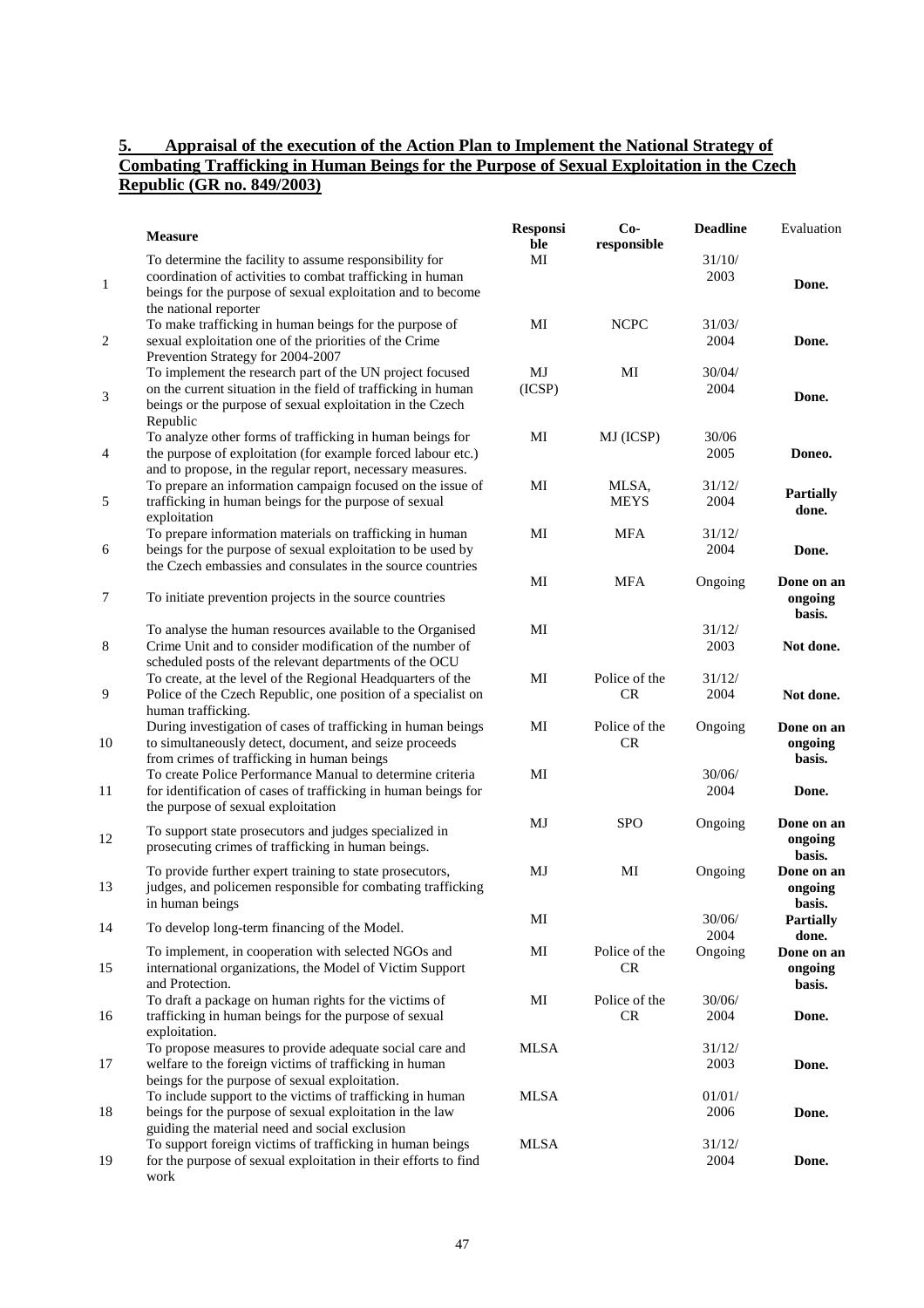## 5. Appraisal of the execution of the Action Plan to Implement the National Strategy of Combating Trafficking in Human Beings for the Purpose of Sexual Exploitation in the Czech Republic (GR no. 849/2003)

| | Measure | Responsible | Co-responsible | Deadline | Evaluation |
|---|---|---|---|---|---|
| 1 | To determine the facility to assume responsibility for coordination of activities to combat trafficking in human beings for the purpose of sexual exploitation and to become the national reporter | MI | | 31/10/ 2003 | **Done.** |
| 2 | To make trafficking in human beings for the purpose of sexual exploitation one of the priorities of the Crime Prevention Strategy for 2004-2007 | MI | NCPC | 31/03/ 2004 | **Done.** |
| 3 | To implement the research part of the UN project focused on the current situation in the field of trafficking in human beings or the purpose of sexual exploitation in the Czech Republic | MJ (ICSP) | MI | 30/04/ 2004 | **Done.** |
| 4 | To analyze other forms of trafficking in human beings for the purpose of exploitation (for example forced labour etc.) and to propose, in the regular report, necessary measures. | MI | MJ (ICSP) | 30/06 2005 | **Doneo.** |
| 5 | To prepare an information campaign focused on the issue of trafficking in human beings for the purpose of sexual exploitation | MI | MLSA, MEYS | 31/12/ 2004 | **Partially done.** |
| 6 | To prepare information materials on trafficking in human beings for the purpose of sexual exploitation to be used by the Czech embassies and consulates in the source countries | MI | MFA | 31/12/ 2004 | **Done.** |
| 7 | To initiate prevention projects in the source countries | MI | MFA | Ongoing | **Done on an ongoing basis.** |
| 8 | To analyse the human resources available to the Organised Crime Unit and to consider modification of the number of scheduled posts of the relevant departments of the OCU | MI | | 31/12/ 2003 | **Not done.** |
| 9 | To create, at the level of the Regional Headquarters of the Police of the Czech Republic, one position of a specialist on human trafficking. | MI | Police of the CR | 31/12/ 2004 | **Not done.** |
| 10 | During investigation of cases of trafficking in human beings to simultaneously detect, document, and seize proceeds from crimes of trafficking in human beings | MI | Police of the CR | Ongoing | **Done on an ongoing basis.** |
| 11 | To create Police Performance Manual to determine criteria for identification of cases of trafficking in human beings for the purpose of sexual exploitation | MI | | 30/06/ 2004 | **Done.** |
| 12 | To support state prosecutors and judges specialized in prosecuting crimes of trafficking in human beings. | MJ | SPO | Ongoing | **Done on an ongoing basis.** |
| 13 | To provide further expert training to state prosecutors, judges, and policemen responsible for combating trafficking in human beings | MJ | MI | Ongoing | **Done on an ongoing basis.** |
| 14 | To develop long-term financing of the Model. | MI | | 30/06/ 2004 | **Partially done.** |
| 15 | To implement, in cooperation with selected NGOs and international organizations, the Model of Victim Support and Protection. | MI | Police of the CR | Ongoing | **Done on an ongoing basis.** |
| 16 | To draft a package on human rights for the victims of trafficking in human beings for the purpose of sexual exploitation. | MI | Police of the CR | 30/06/ 2004 | **Done.** |
| 17 | To propose measures to provide adequate social care and welfare to the foreign victims of trafficking in human beings for the purpose of sexual exploitation. | MLSA | | 31/12/ 2003 | **Done.** |
| 18 | To include support to the victims of trafficking in human beings for the purpose of sexual exploitation in the law guiding the material need and social exclusion | MLSA | | 01/01/ 2006 | **Done.** |
| 19 | To support foreign victims of trafficking in human beings for the purpose of sexual exploitation in their efforts to find work | MLSA | | 31/12/ 2004 | **Done.** |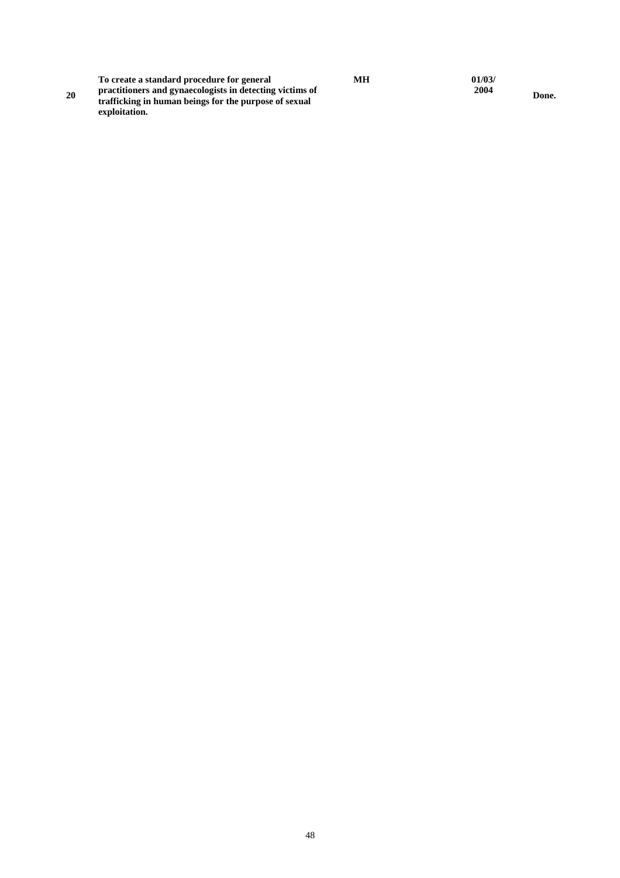| | | | | |
|---|---|---|---|---|
| **20** | **To create a standard procedure for general practitioners and gynaecologists in detecting victims of trafficking in human beings for the purpose of sexual exploitation.** | **MH** | **01/03/ 2004** | **Done.** |